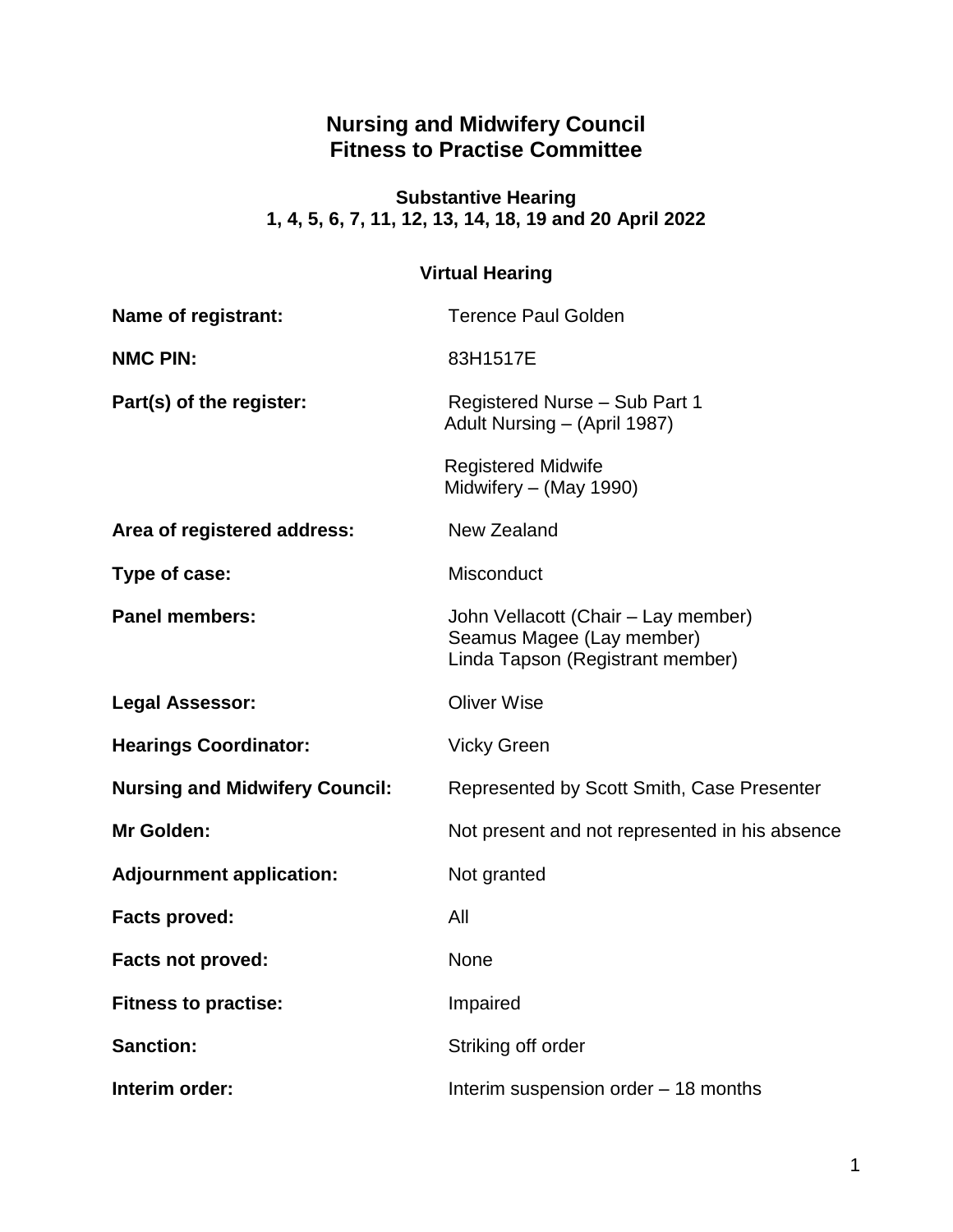# Nursing and Midwifery Council
# Fitness to Practise Committee

**Substantive Hearing**
**1, 4, 5, 6, 7, 11, 12, 13, 14, 18, 19 and 20 April 2022**

**Virtual Hearing**

| | |
|---|---|
| **Name of registrant:** | Terence Paul Golden |
| **NMC PIN:** | 83H1517E |
| **Part(s) of the register:** | Registered Nurse – Sub Part 1<br>Adult Nursing – (April 1987)<br><br>Registered Midwife<br>Midwifery – (May 1990) |
| **Area of registered address:** | New Zealand |
| **Type of case:** | Misconduct |
| **Panel members:** | John Vellacott (Chair – Lay member)<br>Seamus Magee (Lay member)<br>Linda Tapson (Registrant member) |
| **Legal Assessor:** | Oliver Wise |
| **Hearings Coordinator:** | Vicky Green |
| **Nursing and Midwifery Council:** | Represented by Scott Smith, Case Presenter |
| **Mr Golden:** | Not present and not represented in his absence |
| **Adjournment application:** | Not granted |
| **Facts proved:** | All |
| **Facts not proved:** | None |
| **Fitness to practise:** | Impaired |
| **Sanction:** | Striking off order |
| **Interim order:** | Interim suspension order – 18 months |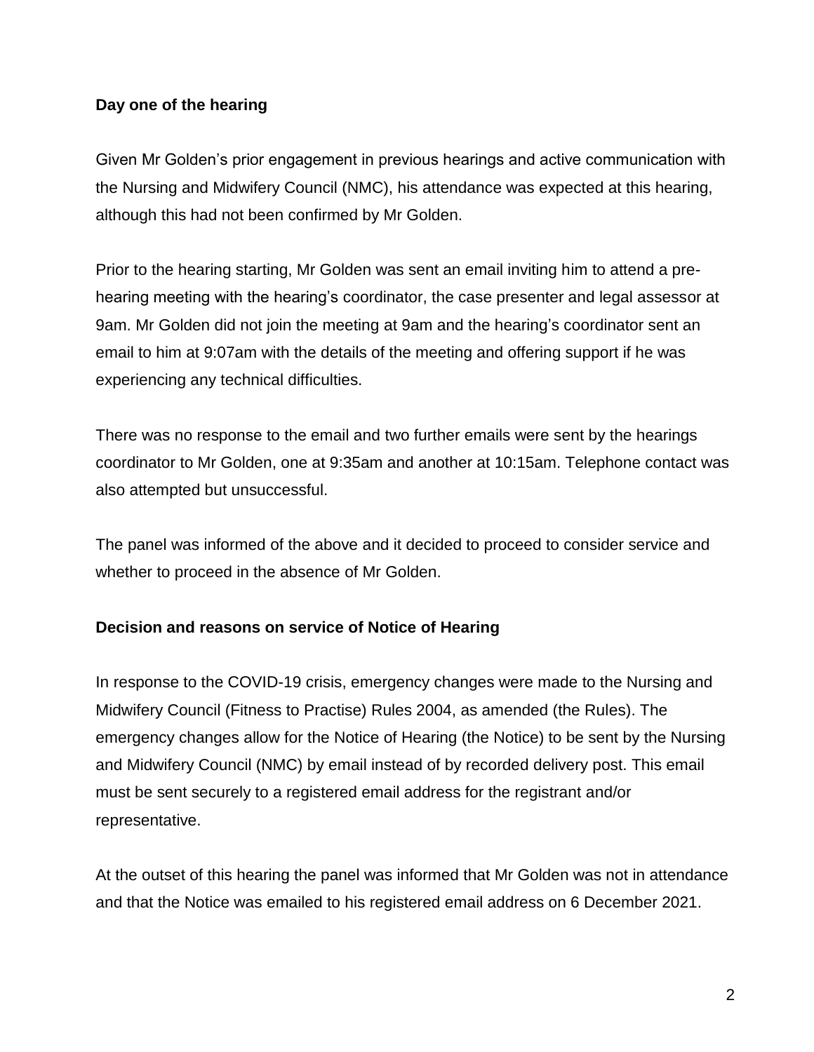**Day one of the hearing**

Given Mr Golden's prior engagement in previous hearings and active communication with the Nursing and Midwifery Council (NMC), his attendance was expected at this hearing, although this had not been confirmed by Mr Golden.

Prior to the hearing starting, Mr Golden was sent an email inviting him to attend a pre-hearing meeting with the hearing's coordinator, the case presenter and legal assessor at 9am. Mr Golden did not join the meeting at 9am and the hearing's coordinator sent an email to him at 9:07am with the details of the meeting and offering support if he was experiencing any technical difficulties.

There was no response to the email and two further emails were sent by the hearings coordinator to Mr Golden, one at 9:35am and another at 10:15am. Telephone contact was also attempted but unsuccessful.

The panel was informed of the above and it decided to proceed to consider service and whether to proceed in the absence of Mr Golden.

**Decision and reasons on service of Notice of Hearing**

In response to the COVID-19 crisis, emergency changes were made to the Nursing and Midwifery Council (Fitness to Practise) Rules 2004, as amended (the Rules). The emergency changes allow for the Notice of Hearing (the Notice) to be sent by the Nursing and Midwifery Council (NMC) by email instead of by recorded delivery post. This email must be sent securely to a registered email address for the registrant and/or representative.

At the outset of this hearing the panel was informed that Mr Golden was not in attendance and that the Notice was emailed to his registered email address on 6 December 2021.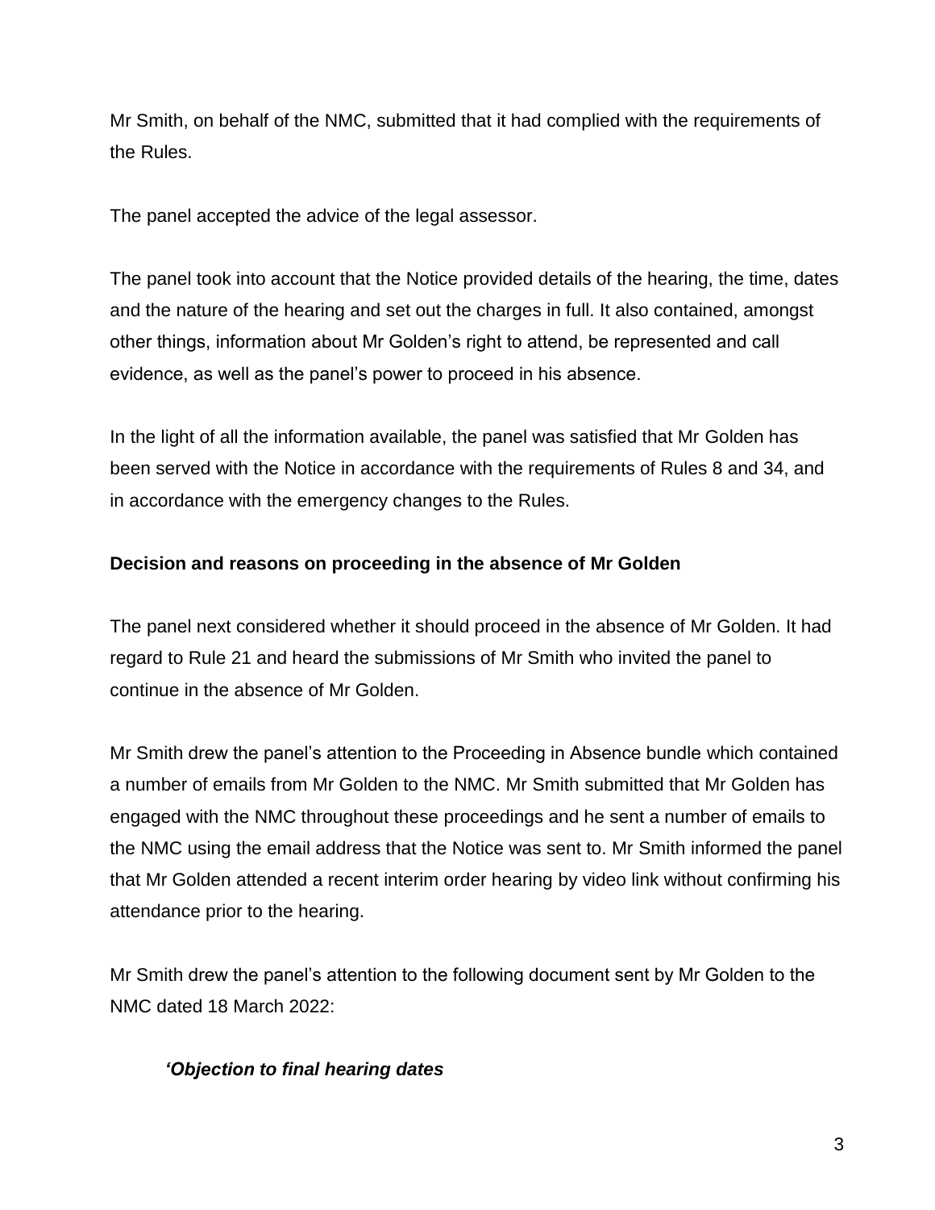Mr Smith, on behalf of the NMC, submitted that it had complied with the requirements of the Rules.

The panel accepted the advice of the legal assessor.

The panel took into account that the Notice provided details of the hearing, the time, dates and the nature of the hearing and set out the charges in full. It also contained, amongst other things, information about Mr Golden's right to attend, be represented and call evidence, as well as the panel's power to proceed in his absence.

In the light of all the information available, the panel was satisfied that Mr Golden has been served with the Notice in accordance with the requirements of Rules 8 and 34, and in accordance with the emergency changes to the Rules.

**Decision and reasons on proceeding in the absence of Mr Golden**

The panel next considered whether it should proceed in the absence of Mr Golden. It had regard to Rule 21 and heard the submissions of Mr Smith who invited the panel to continue in the absence of Mr Golden.

Mr Smith drew the panel's attention to the Proceeding in Absence bundle which contained a number of emails from Mr Golden to the NMC. Mr Smith submitted that Mr Golden has engaged with the NMC throughout these proceedings and he sent a number of emails to the NMC using the email address that the Notice was sent to. Mr Smith informed the panel that Mr Golden attended a recent interim order hearing by video link without confirming his attendance prior to the hearing.

Mr Smith drew the panel's attention to the following document sent by Mr Golden to the NMC dated 18 March 2022:

> ***'Objection to final hearing dates***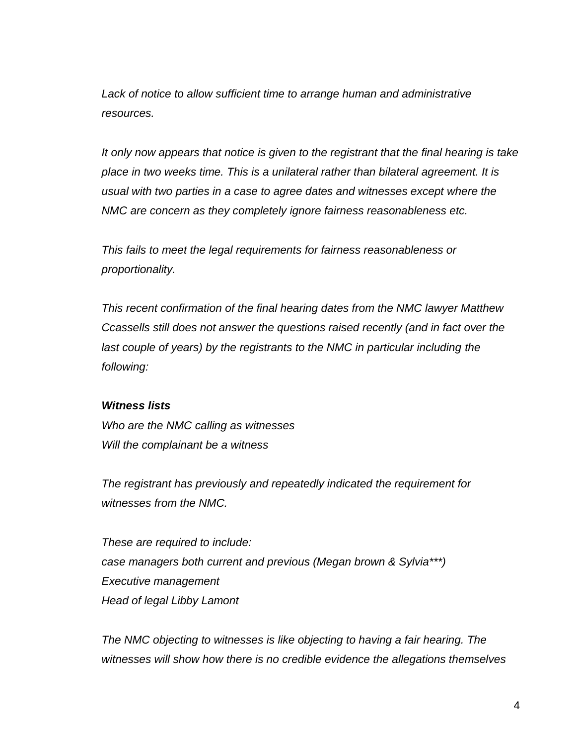*Lack of notice to allow sufficient time to arrange human and administrative resources.*

*It only now appears that notice is given to the registrant that the final hearing is take place in two weeks time. This is a unilateral rather than bilateral agreement. It is usual with two parties in a case to agree dates and witnesses except where the NMC are concern as they completely ignore fairness reasonableness etc.*

*This fails to meet the legal requirements for fairness reasonableness or proportionality.*

*This recent confirmation of the final hearing dates from the NMC lawyer Matthew Ccassells still does not answer the questions raised recently (and in fact over the last couple of years) by the registrants to the NMC in particular including the following:*

***Witness lists***
*Who are the NMC calling as witnesses*
*Will the complainant be a witness*

*The registrant has previously and repeatedly indicated the requirement for witnesses from the NMC.*

*These are required to include:*
*case managers both current and previous (Megan brown & Sylvia***)*
*Executive management*
*Head of legal Libby Lamont*

*The NMC objecting to witnesses is like objecting to having a fair hearing. The witnesses will show how there is no credible evidence the allegations themselves*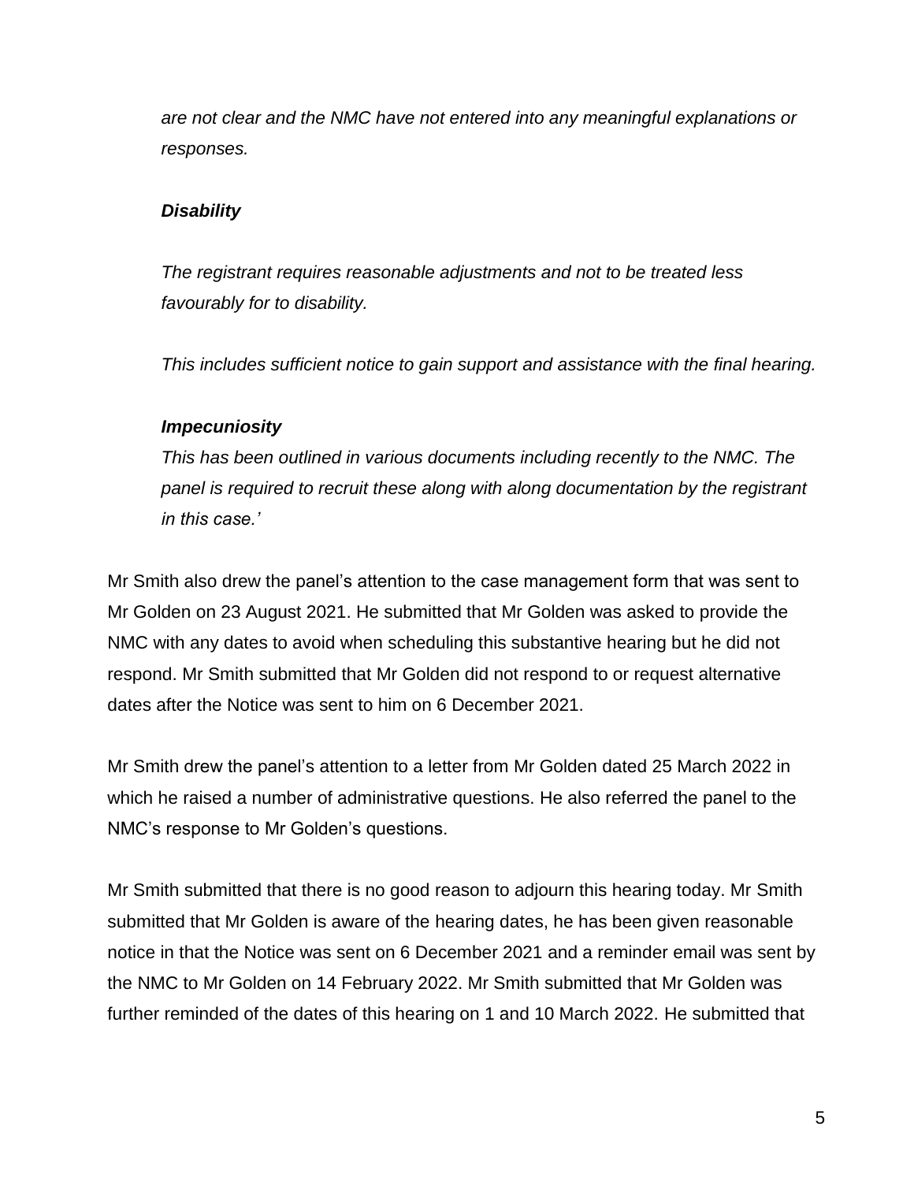*are not clear and the NMC have not entered into any meaningful explanations or responses.*

***Disability***

*The registrant requires reasonable adjustments and not to be treated less favourably for to disability.*

*This includes sufficient notice to gain support and assistance with the final hearing.*

***Impecuniosity***

*This has been outlined in various documents including recently to the NMC. The panel is required to recruit these along with along documentation by the registrant in this case.'*

Mr Smith also drew the panel's attention to the case management form that was sent to Mr Golden on 23 August 2021. He submitted that Mr Golden was asked to provide the NMC with any dates to avoid when scheduling this substantive hearing but he did not respond. Mr Smith submitted that Mr Golden did not respond to or request alternative dates after the Notice was sent to him on 6 December 2021.

Mr Smith drew the panel's attention to a letter from Mr Golden dated 25 March 2022 in which he raised a number of administrative questions. He also referred the panel to the NMC's response to Mr Golden's questions.

Mr Smith submitted that there is no good reason to adjourn this hearing today. Mr Smith submitted that Mr Golden is aware of the hearing dates, he has been given reasonable notice in that the Notice was sent on 6 December 2021 and a reminder email was sent by the NMC to Mr Golden on 14 February 2022. Mr Smith submitted that Mr Golden was further reminded of the dates of this hearing on 1 and 10 March 2022. He submitted that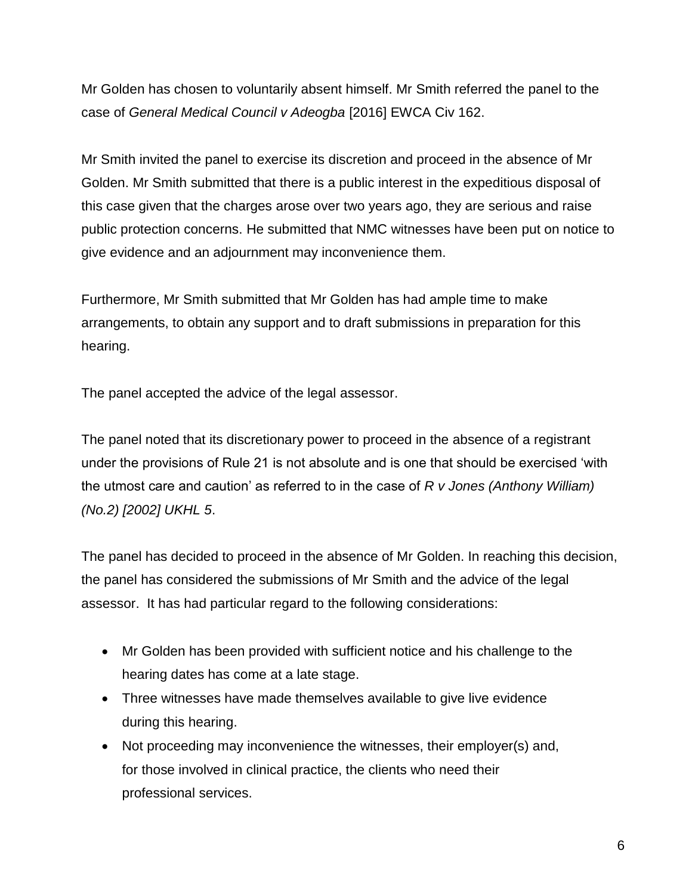Mr Golden has chosen to voluntarily absent himself. Mr Smith referred the panel to the case of *General Medical Council v Adeogba* [2016] EWCA Civ 162.

Mr Smith invited the panel to exercise its discretion and proceed in the absence of Mr Golden. Mr Smith submitted that there is a public interest in the expeditious disposal of this case given that the charges arose over two years ago, they are serious and raise public protection concerns. He submitted that NMC witnesses have been put on notice to give evidence and an adjournment may inconvenience them.

Furthermore, Mr Smith submitted that Mr Golden has had ample time to make arrangements, to obtain any support and to draft submissions in preparation for this hearing.

The panel accepted the advice of the legal assessor.

The panel noted that its discretionary power to proceed in the absence of a registrant under the provisions of Rule 21 is not absolute and is one that should be exercised 'with the utmost care and caution' as referred to in the case of *R v Jones (Anthony William) (No.2) [2002] UKHL 5*.

The panel has decided to proceed in the absence of Mr Golden. In reaching this decision, the panel has considered the submissions of Mr Smith and the advice of the legal assessor. It has had particular regard to the following considerations:

- Mr Golden has been provided with sufficient notice and his challenge to the hearing dates has come at a late stage.
- Three witnesses have made themselves available to give live evidence during this hearing.
- Not proceeding may inconvenience the witnesses, their employer(s) and, for those involved in clinical practice, the clients who need their professional services.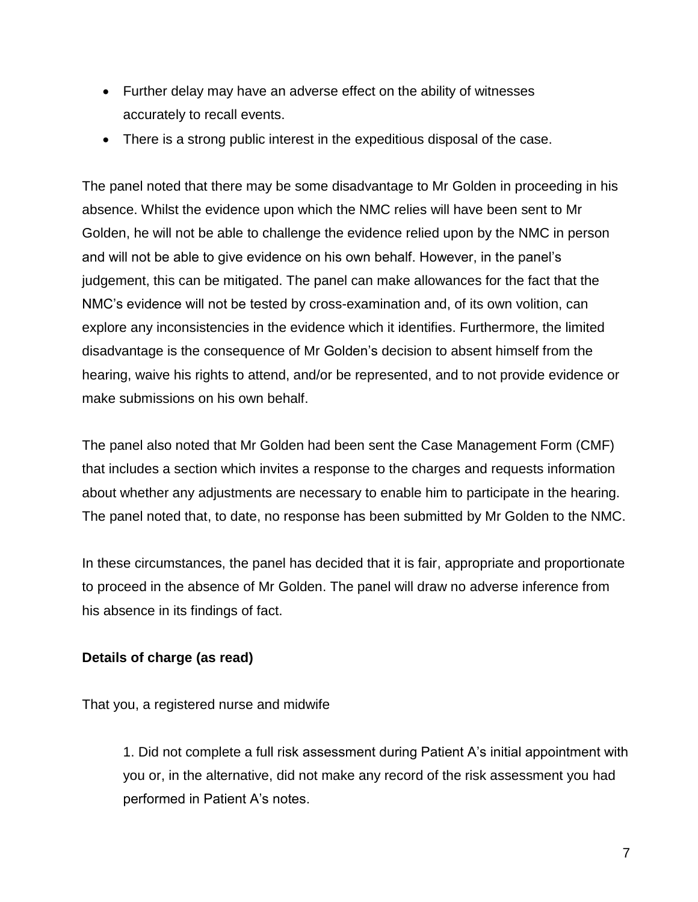- Further delay may have an adverse effect on the ability of witnesses accurately to recall events.
- There is a strong public interest in the expeditious disposal of the case.

The panel noted that there may be some disadvantage to Mr Golden in proceeding in his absence. Whilst the evidence upon which the NMC relies will have been sent to Mr Golden, he will not be able to challenge the evidence relied upon by the NMC in person and will not be able to give evidence on his own behalf. However, in the panel's judgement, this can be mitigated. The panel can make allowances for the fact that the NMC's evidence will not be tested by cross-examination and, of its own volition, can explore any inconsistencies in the evidence which it identifies. Furthermore, the limited disadvantage is the consequence of Mr Golden's decision to absent himself from the hearing, waive his rights to attend, and/or be represented, and to not provide evidence or make submissions on his own behalf.

The panel also noted that Mr Golden had been sent the Case Management Form (CMF) that includes a section which invites a response to the charges and requests information about whether any adjustments are necessary to enable him to participate in the hearing. The panel noted that, to date, no response has been submitted by Mr Golden to the NMC.

In these circumstances, the panel has decided that it is fair, appropriate and proportionate to proceed in the absence of Mr Golden. The panel will draw no adverse inference from his absence in its findings of fact.

**Details of charge (as read)**

That you, a registered nurse and midwife

> 1. Did not complete a full risk assessment during Patient A's initial appointment with you or, in the alternative, did not make any record of the risk assessment you had performed in Patient A's notes.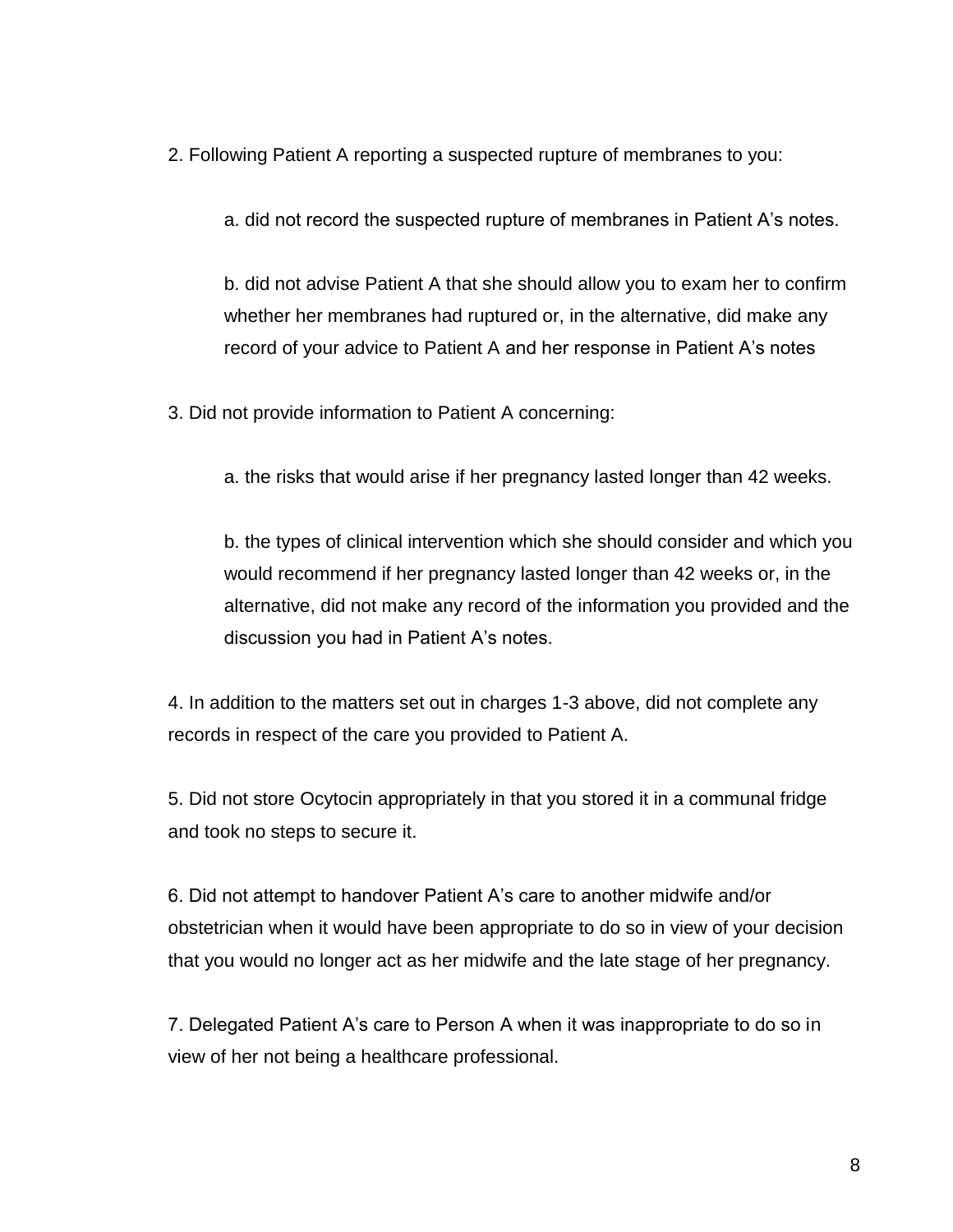2. Following Patient A reporting a suspected rupture of membranes to you:

  a. did not record the suspected rupture of membranes in Patient A's notes.

  b. did not advise Patient A that she should allow you to exam her to confirm whether her membranes had ruptured or, in the alternative, did make any record of your advice to Patient A and her response in Patient A's notes

3. Did not provide information to Patient A concerning:

  a. the risks that would arise if her pregnancy lasted longer than 42 weeks.

  b. the types of clinical intervention which she should consider and which you would recommend if her pregnancy lasted longer than 42 weeks or, in the alternative, did not make any record of the information you provided and the discussion you had in Patient A's notes.

4. In addition to the matters set out in charges 1-3 above, did not complete any records in respect of the care you provided to Patient A.

5. Did not store Ocytocin appropriately in that you stored it in a communal fridge and took no steps to secure it.

6. Did not attempt to handover Patient A's care to another midwife and/or obstetrician when it would have been appropriate to do so in view of your decision that you would no longer act as her midwife and the late stage of her pregnancy.

7. Delegated Patient A's care to Person A when it was inappropriate to do so in view of her not being a healthcare professional.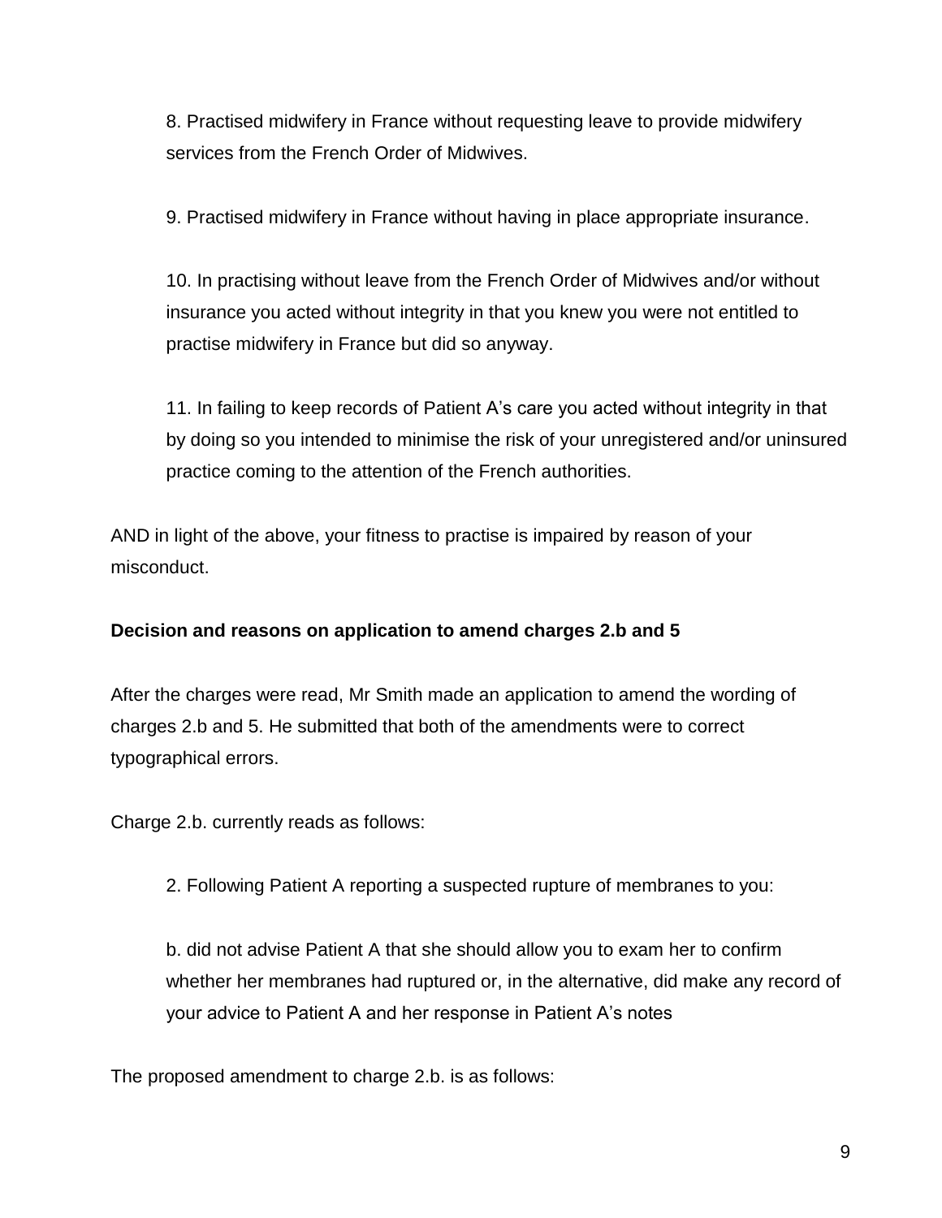8. Practised midwifery in France without requesting leave to provide midwifery services from the French Order of Midwives.

9. Practised midwifery in France without having in place appropriate insurance.

10. In practising without leave from the French Order of Midwives and/or without insurance you acted without integrity in that you knew you were not entitled to practise midwifery in France but did so anyway.

11. In failing to keep records of Patient A's care you acted without integrity in that by doing so you intended to minimise the risk of your unregistered and/or uninsured practice coming to the attention of the French authorities.

AND in light of the above, your fitness to practise is impaired by reason of your misconduct.

**Decision and reasons on application to amend charges 2.b and 5**

After the charges were read, Mr Smith made an application to amend the wording of charges 2.b and 5. He submitted that both of the amendments were to correct typographical errors.

Charge 2.b. currently reads as follows:

> 2. Following Patient A reporting a suspected rupture of membranes to you:
>
> b. did not advise Patient A that she should allow you to exam her to confirm whether her membranes had ruptured or, in the alternative, did make any record of your advice to Patient A and her response in Patient A's notes

The proposed amendment to charge 2.b. is as follows: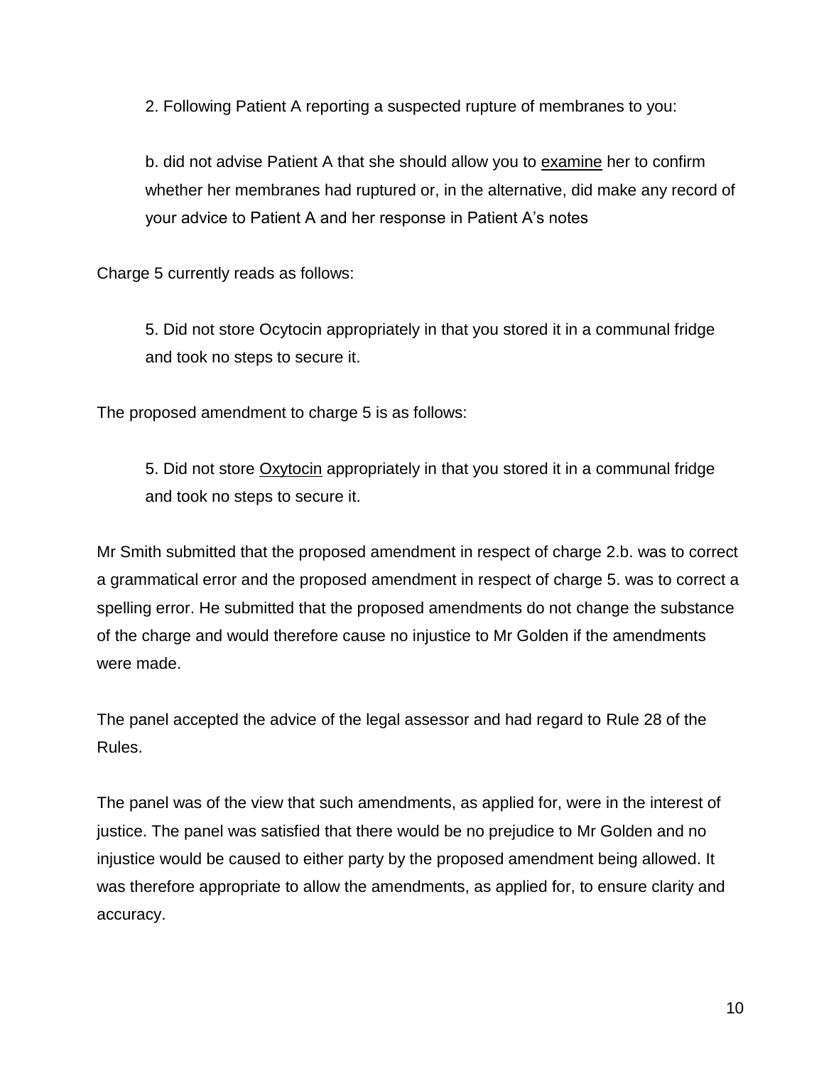2. Following Patient A reporting a suspected rupture of membranes to you:

b. did not advise Patient A that she should allow you to <u>examine</u> her to confirm whether her membranes had ruptured or, in the alternative, did make any record of your advice to Patient A and her response in Patient A's notes

Charge 5 currently reads as follows:

5. Did not store Ocytocin appropriately in that you stored it in a communal fridge and took no steps to secure it.

The proposed amendment to charge 5 is as follows:

5. Did not store <u>Oxytocin</u> appropriately in that you stored it in a communal fridge and took no steps to secure it.

Mr Smith submitted that the proposed amendment in respect of charge 2.b. was to correct a grammatical error and the proposed amendment in respect of charge 5. was to correct a spelling error. He submitted that the proposed amendments do not change the substance of the charge and would therefore cause no injustice to Mr Golden if the amendments were made.

The panel accepted the advice of the legal assessor and had regard to Rule 28 of the Rules.

The panel was of the view that such amendments, as applied for, were in the interest of justice. The panel was satisfied that there would be no prejudice to Mr Golden and no injustice would be caused to either party by the proposed amendment being allowed. It was therefore appropriate to allow the amendments, as applied for, to ensure clarity and accuracy.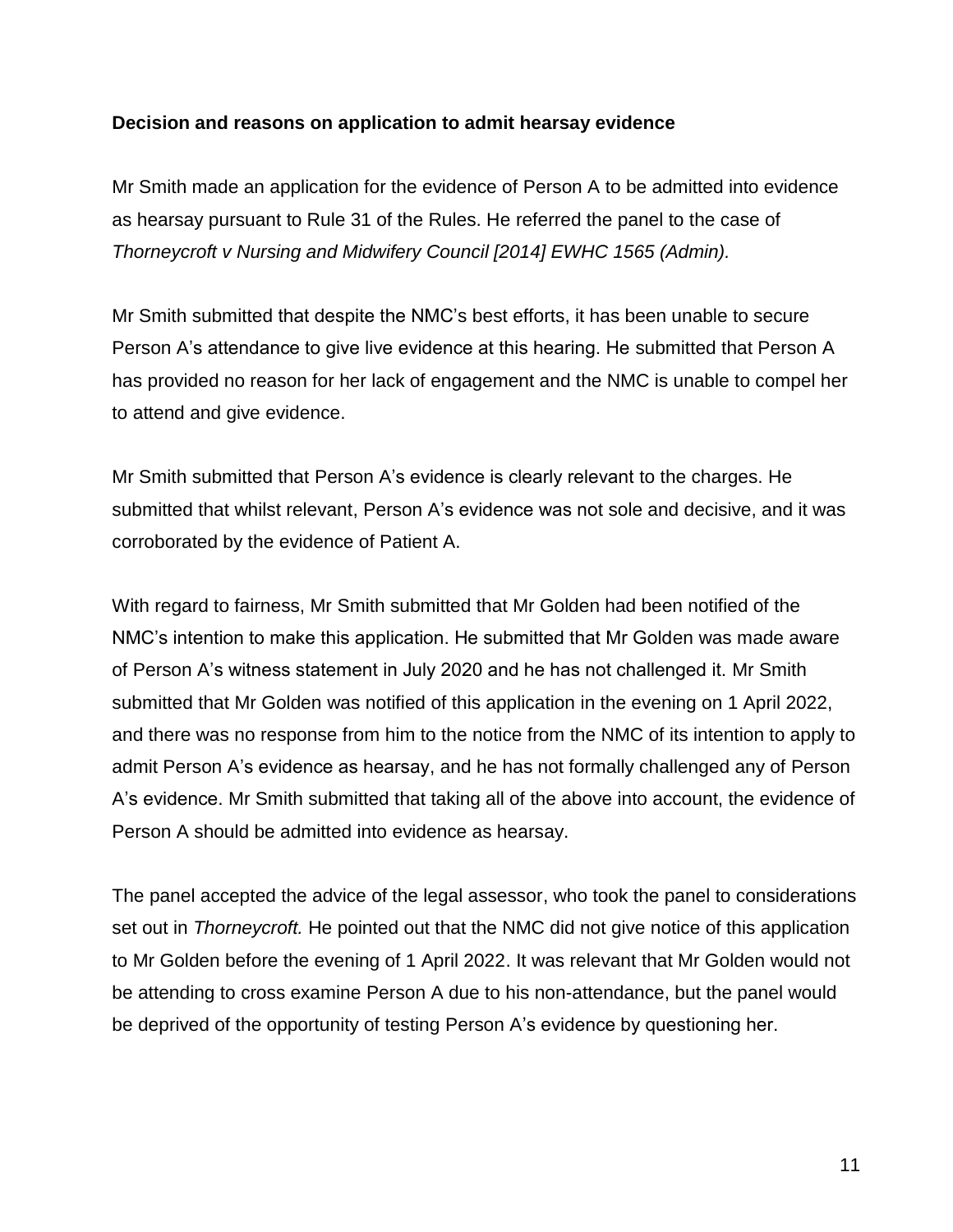**Decision and reasons on application to admit hearsay evidence**

Mr Smith made an application for the evidence of Person A to be admitted into evidence as hearsay pursuant to Rule 31 of the Rules. He referred the panel to the case of *Thorneycroft v Nursing and Midwifery Council [2014] EWHC 1565 (Admin).*

Mr Smith submitted that despite the NMC's best efforts, it has been unable to secure Person A's attendance to give live evidence at this hearing. He submitted that Person A has provided no reason for her lack of engagement and the NMC is unable to compel her to attend and give evidence.

Mr Smith submitted that Person A's evidence is clearly relevant to the charges. He submitted that whilst relevant, Person A's evidence was not sole and decisive, and it was corroborated by the evidence of Patient A.

With regard to fairness, Mr Smith submitted that Mr Golden had been notified of the NMC's intention to make this application. He submitted that Mr Golden was made aware of Person A's witness statement in July 2020 and he has not challenged it. Mr Smith submitted that Mr Golden was notified of this application in the evening on 1 April 2022, and there was no response from him to the notice from the NMC of its intention to apply to admit Person A's evidence as hearsay, and he has not formally challenged any of Person A's evidence. Mr Smith submitted that taking all of the above into account, the evidence of Person A should be admitted into evidence as hearsay.

The panel accepted the advice of the legal assessor, who took the panel to considerations set out in *Thorneycroft.* He pointed out that the NMC did not give notice of this application to Mr Golden before the evening of 1 April 2022. It was relevant that Mr Golden would not be attending to cross examine Person A due to his non-attendance, but the panel would be deprived of the opportunity of testing Person A's evidence by questioning her.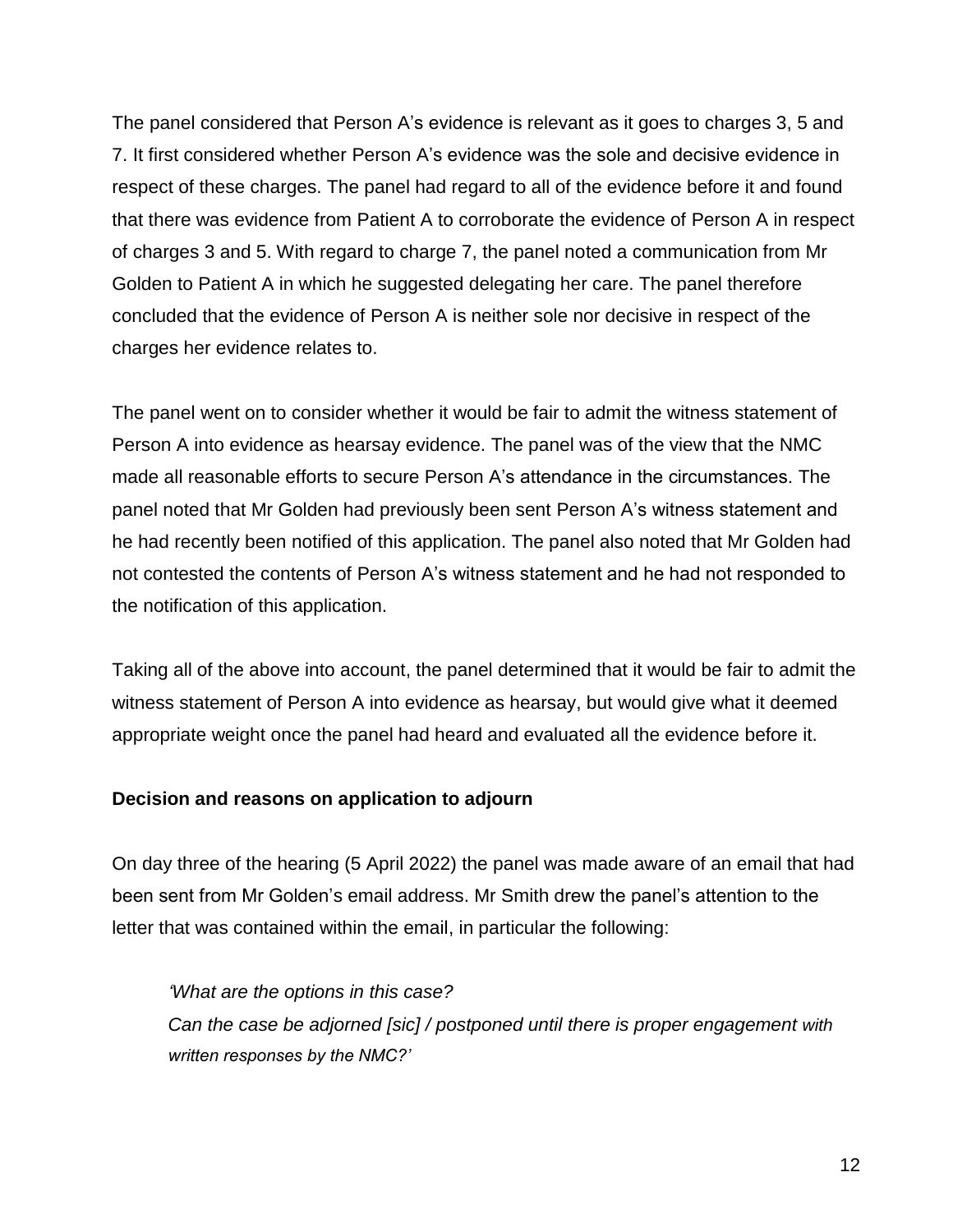The panel considered that Person A's evidence is relevant as it goes to charges 3, 5 and 7. It first considered whether Person A's evidence was the sole and decisive evidence in respect of these charges. The panel had regard to all of the evidence before it and found that there was evidence from Patient A to corroborate the evidence of Person A in respect of charges 3 and 5. With regard to charge 7, the panel noted a communication from Mr Golden to Patient A in which he suggested delegating her care. The panel therefore concluded that the evidence of Person A is neither sole nor decisive in respect of the charges her evidence relates to.

The panel went on to consider whether it would be fair to admit the witness statement of Person A into evidence as hearsay evidence. The panel was of the view that the NMC made all reasonable efforts to secure Person A's attendance in the circumstances. The panel noted that Mr Golden had previously been sent Person A's witness statement and he had recently been notified of this application. The panel also noted that Mr Golden had not contested the contents of Person A's witness statement and he had not responded to the notification of this application.

Taking all of the above into account, the panel determined that it would be fair to admit the witness statement of Person A into evidence as hearsay, but would give what it deemed appropriate weight once the panel had heard and evaluated all the evidence before it.

**Decision and reasons on application to adjourn**

On day three of the hearing (5 April 2022) the panel was made aware of an email that had been sent from Mr Golden's email address. Mr Smith drew the panel's attention to the letter that was contained within the email, in particular the following:

> *'What are the options in this case?*
> *Can the case be adjorned [sic] / postponed until there is proper engagement with written responses by the NMC?'*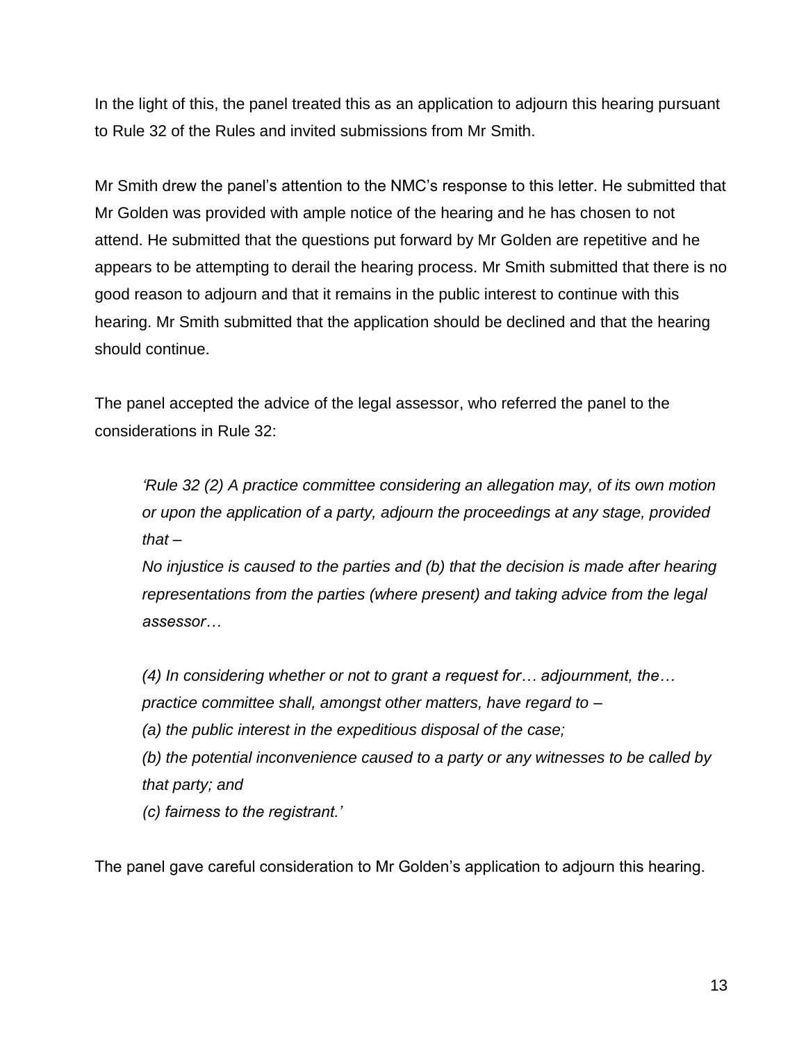In the light of this, the panel treated this as an application to adjourn this hearing pursuant to Rule 32 of the Rules and invited submissions from Mr Smith.

Mr Smith drew the panel's attention to the NMC's response to this letter. He submitted that Mr Golden was provided with ample notice of the hearing and he has chosen to not attend. He submitted that the questions put forward by Mr Golden are repetitive and he appears to be attempting to derail the hearing process. Mr Smith submitted that there is no good reason to adjourn and that it remains in the public interest to continue with this hearing. Mr Smith submitted that the application should be declined and that the hearing should continue.

The panel accepted the advice of the legal assessor, who referred the panel to the considerations in Rule 32:

> *'Rule 32 (2) A practice committee considering an allegation may, of its own motion or upon the application of a party, adjourn the proceedings at any stage, provided that –*
> *No injustice is caused to the parties and (b) that the decision is made after hearing representations from the parties (where present) and taking advice from the legal assessor…*
>
> *(4) In considering whether or not to grant a request for… adjournment, the… practice committee shall, amongst other matters, have regard to –*
> *(a) the public interest in the expeditious disposal of the case;*
> *(b) the potential inconvenience caused to a party or any witnesses to be called by that party; and*
> *(c) fairness to the registrant.'*

The panel gave careful consideration to Mr Golden's application to adjourn this hearing.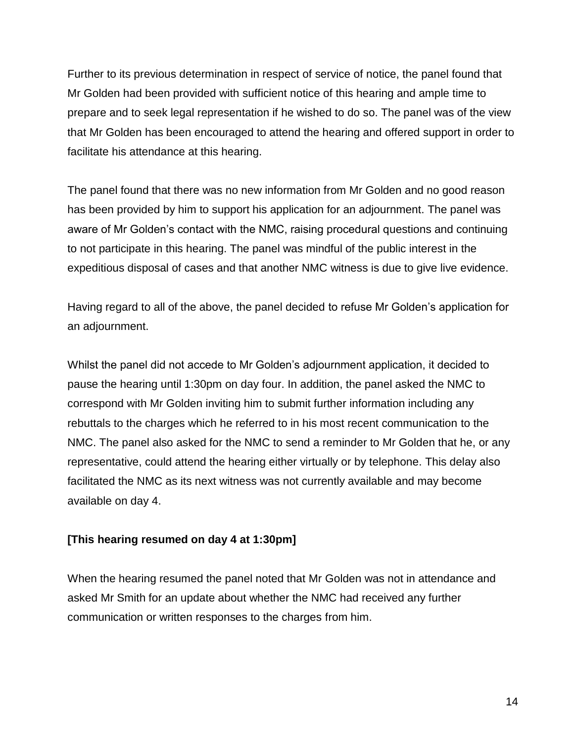Further to its previous determination in respect of service of notice, the panel found that Mr Golden had been provided with sufficient notice of this hearing and ample time to prepare and to seek legal representation if he wished to do so. The panel was of the view that Mr Golden has been encouraged to attend the hearing and offered support in order to facilitate his attendance at this hearing.

The panel found that there was no new information from Mr Golden and no good reason has been provided by him to support his application for an adjournment. The panel was aware of Mr Golden's contact with the NMC, raising procedural questions and continuing to not participate in this hearing. The panel was mindful of the public interest in the expeditious disposal of cases and that another NMC witness is due to give live evidence.

Having regard to all of the above, the panel decided to refuse Mr Golden's application for an adjournment.

Whilst the panel did not accede to Mr Golden's adjournment application, it decided to pause the hearing until 1:30pm on day four. In addition, the panel asked the NMC to correspond with Mr Golden inviting him to submit further information including any rebuttals to the charges which he referred to in his most recent communication to the NMC. The panel also asked for the NMC to send a reminder to Mr Golden that he, or any representative, could attend the hearing either virtually or by telephone. This delay also facilitated the NMC as its next witness was not currently available and may become available on day 4.

**[This hearing resumed on day 4 at 1:30pm]**

When the hearing resumed the panel noted that Mr Golden was not in attendance and asked Mr Smith for an update about whether the NMC had received any further communication or written responses to the charges from him.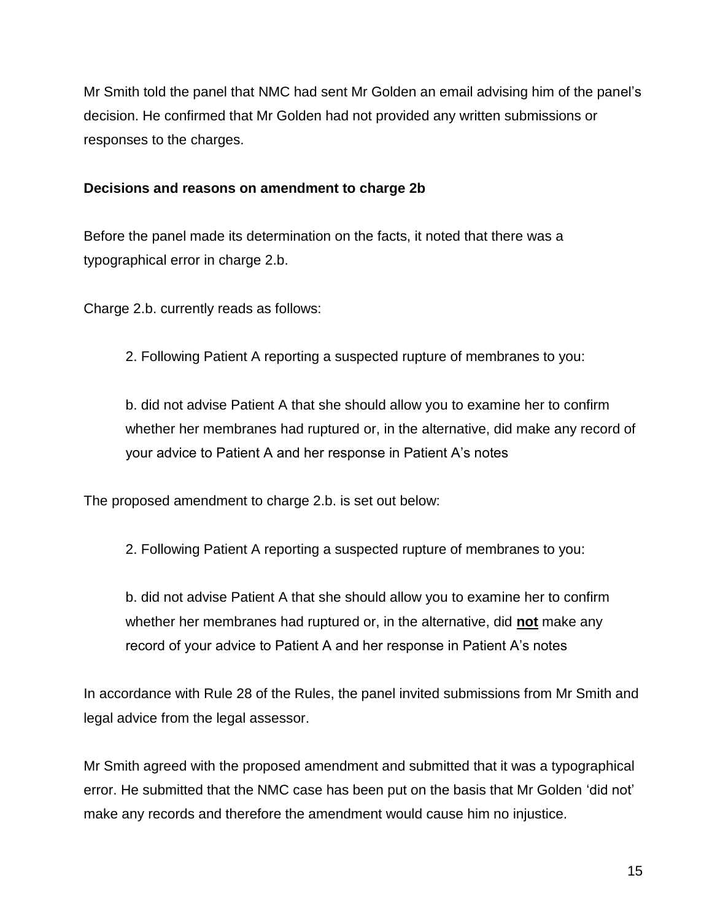Mr Smith told the panel that NMC had sent Mr Golden an email advising him of the panel's decision. He confirmed that Mr Golden had not provided any written submissions or responses to the charges.

**Decisions and reasons on amendment to charge 2b**

Before the panel made its determination on the facts, it noted that there was a typographical error in charge 2.b.

Charge 2.b. currently reads as follows:

> 2. Following Patient A reporting a suspected rupture of membranes to you:
>
> b. did not advise Patient A that she should allow you to examine her to confirm whether her membranes had ruptured or, in the alternative, did make any record of your advice to Patient A and her response in Patient A's notes

The proposed amendment to charge 2.b. is set out below:

> 2. Following Patient A reporting a suspected rupture of membranes to you:
>
> b. did not advise Patient A that she should allow you to examine her to confirm whether her membranes had ruptured or, in the alternative, did **<u>not</u>** make any record of your advice to Patient A and her response in Patient A's notes

In accordance with Rule 28 of the Rules, the panel invited submissions from Mr Smith and legal advice from the legal assessor.

Mr Smith agreed with the proposed amendment and submitted that it was a typographical error. He submitted that the NMC case has been put on the basis that Mr Golden 'did not' make any records and therefore the amendment would cause him no injustice.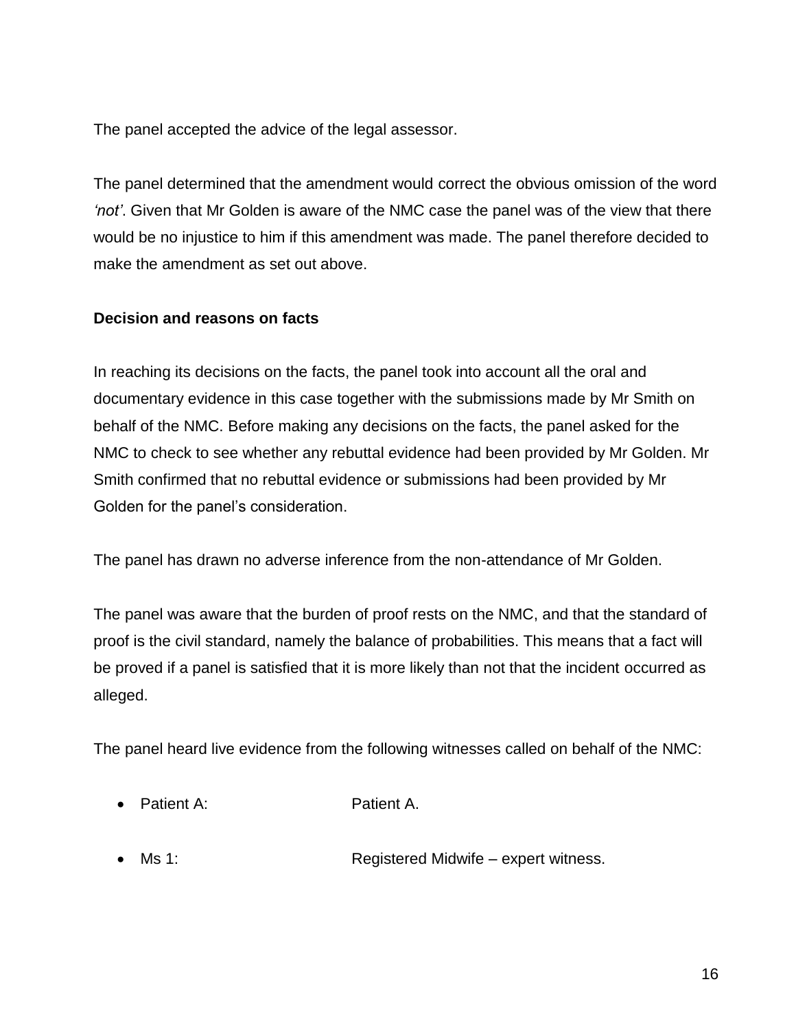The panel accepted the advice of the legal assessor.

The panel determined that the amendment would correct the obvious omission of the word *'not'*. Given that Mr Golden is aware of the NMC case the panel was of the view that there would be no injustice to him if this amendment was made. The panel therefore decided to make the amendment as set out above.

**Decision and reasons on facts**

In reaching its decisions on the facts, the panel took into account all the oral and documentary evidence in this case together with the submissions made by Mr Smith on behalf of the NMC. Before making any decisions on the facts, the panel asked for the NMC to check to see whether any rebuttal evidence had been provided by Mr Golden. Mr Smith confirmed that no rebuttal evidence or submissions had been provided by Mr Golden for the panel's consideration.

The panel has drawn no adverse inference from the non-attendance of Mr Golden.

The panel was aware that the burden of proof rests on the NMC, and that the standard of proof is the civil standard, namely the balance of probabilities. This means that a fact will be proved if a panel is satisfied that it is more likely than not that the incident occurred as alleged.

The panel heard live evidence from the following witnesses called on behalf of the NMC:

- Patient A: Patient A.
- Ms 1: Registered Midwife – expert witness.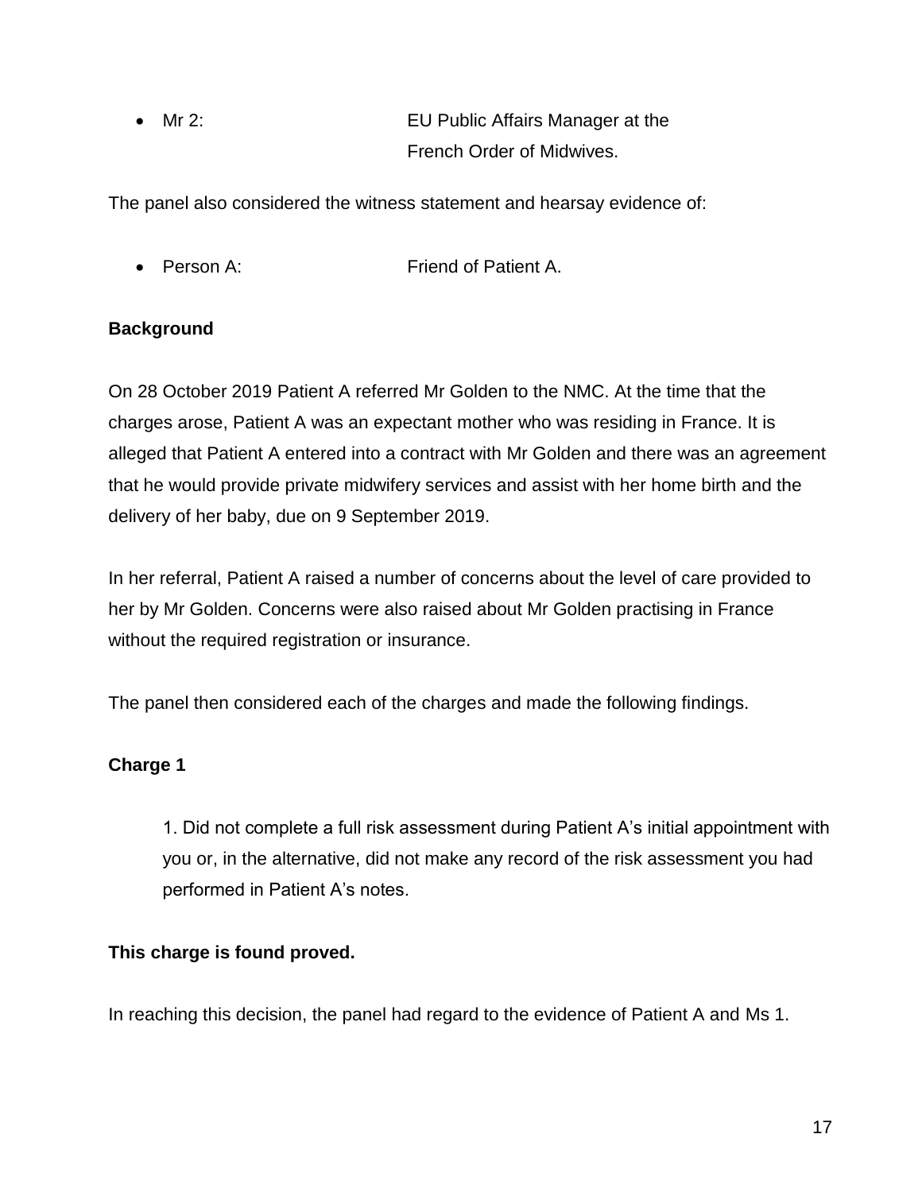- Mr 2: EU Public Affairs Manager at the French Order of Midwives.

The panel also considered the witness statement and hearsay evidence of:

- Person A: Friend of Patient A.

**Background**

On 28 October 2019 Patient A referred Mr Golden to the NMC. At the time that the charges arose, Patient A was an expectant mother who was residing in France. It is alleged that Patient A entered into a contract with Mr Golden and there was an agreement that he would provide private midwifery services and assist with her home birth and the delivery of her baby, due on 9 September 2019.

In her referral, Patient A raised a number of concerns about the level of care provided to her by Mr Golden. Concerns were also raised about Mr Golden practising in France without the required registration or insurance.

The panel then considered each of the charges and made the following findings.

**Charge 1**

> 1. Did not complete a full risk assessment during Patient A's initial appointment with you or, in the alternative, did not make any record of the risk assessment you had performed in Patient A's notes.

**This charge is found proved.**

In reaching this decision, the panel had regard to the evidence of Patient A and Ms 1.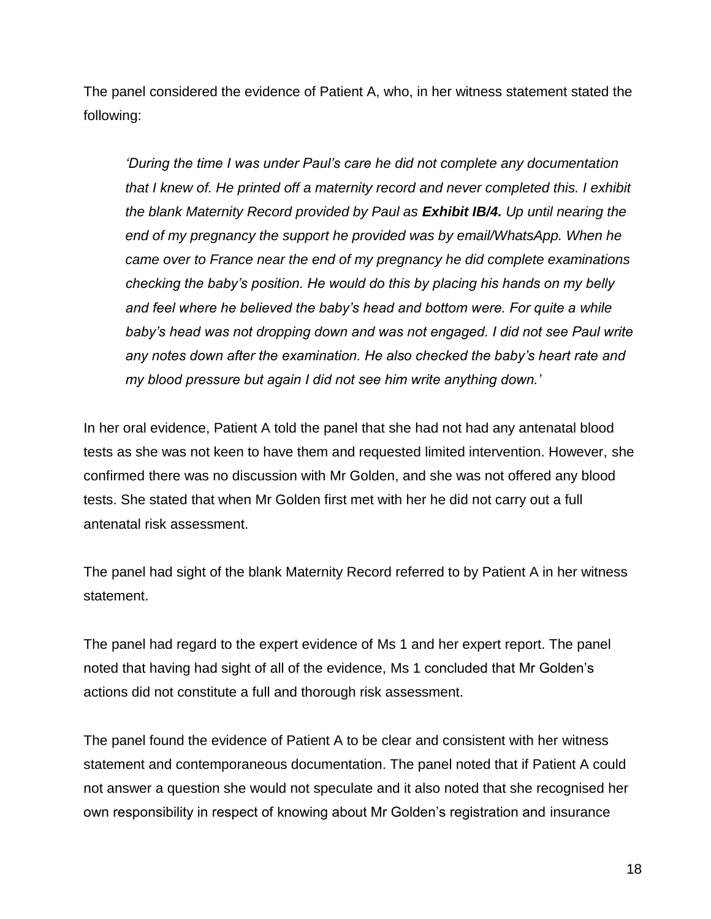The panel considered the evidence of Patient A, who, in her witness statement stated the following:

> *'During the time I was under Paul's care he did not complete any documentation that I knew of. He printed off a maternity record and never completed this. I exhibit the blank Maternity Record provided by Paul as **Exhibit IB/4.** Up until nearing the end of my pregnancy the support he provided was by email/WhatsApp. When he came over to France near the end of my pregnancy he did complete examinations checking the baby's position. He would do this by placing his hands on my belly and feel where he believed the baby's head and bottom were. For quite a while baby's head was not dropping down and was not engaged. I did not see Paul write any notes down after the examination. He also checked the baby's heart rate and my blood pressure but again I did not see him write anything down.'*

In her oral evidence, Patient A told the panel that she had not had any antenatal blood tests as she was not keen to have them and requested limited intervention. However, she confirmed there was no discussion with Mr Golden, and she was not offered any blood tests. She stated that when Mr Golden first met with her he did not carry out a full antenatal risk assessment.

The panel had sight of the blank Maternity Record referred to by Patient A in her witness statement.

The panel had regard to the expert evidence of Ms 1 and her expert report. The panel noted that having had sight of all of the evidence, Ms 1 concluded that Mr Golden's actions did not constitute a full and thorough risk assessment.

The panel found the evidence of Patient A to be clear and consistent with her witness statement and contemporaneous documentation. The panel noted that if Patient A could not answer a question she would not speculate and it also noted that she recognised her own responsibility in respect of knowing about Mr Golden's registration and insurance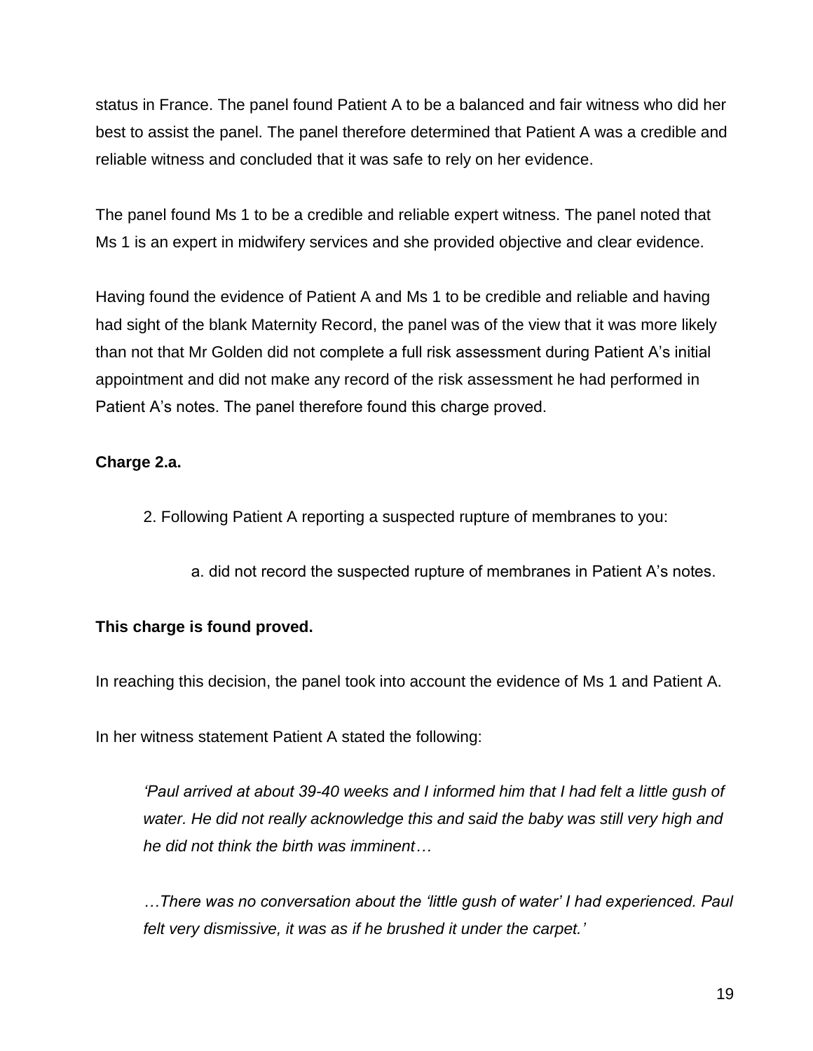status in France. The panel found Patient A to be a balanced and fair witness who did her best to assist the panel. The panel therefore determined that Patient A was a credible and reliable witness and concluded that it was safe to rely on her evidence.

The panel found Ms 1 to be a credible and reliable expert witness. The panel noted that Ms 1 is an expert in midwifery services and she provided objective and clear evidence.

Having found the evidence of Patient A and Ms 1 to be credible and reliable and having had sight of the blank Maternity Record, the panel was of the view that it was more likely than not that Mr Golden did not complete a full risk assessment during Patient A's initial appointment and did not make any record of the risk assessment he had performed in Patient A's notes. The panel therefore found this charge proved.

**Charge 2.a.**

> 2. Following Patient A reporting a suspected rupture of membranes to you:
>
> > a. did not record the suspected rupture of membranes in Patient A's notes.

**This charge is found proved.**

In reaching this decision, the panel took into account the evidence of Ms 1 and Patient A.

In her witness statement Patient A stated the following:

> *'Paul arrived at about 39-40 weeks and I informed him that I had felt a little gush of water. He did not really acknowledge this and said the baby was still very high and he did not think the birth was imminent…*
>
> *…There was no conversation about the 'little gush of water' I had experienced. Paul felt very dismissive, it was as if he brushed it under the carpet.'*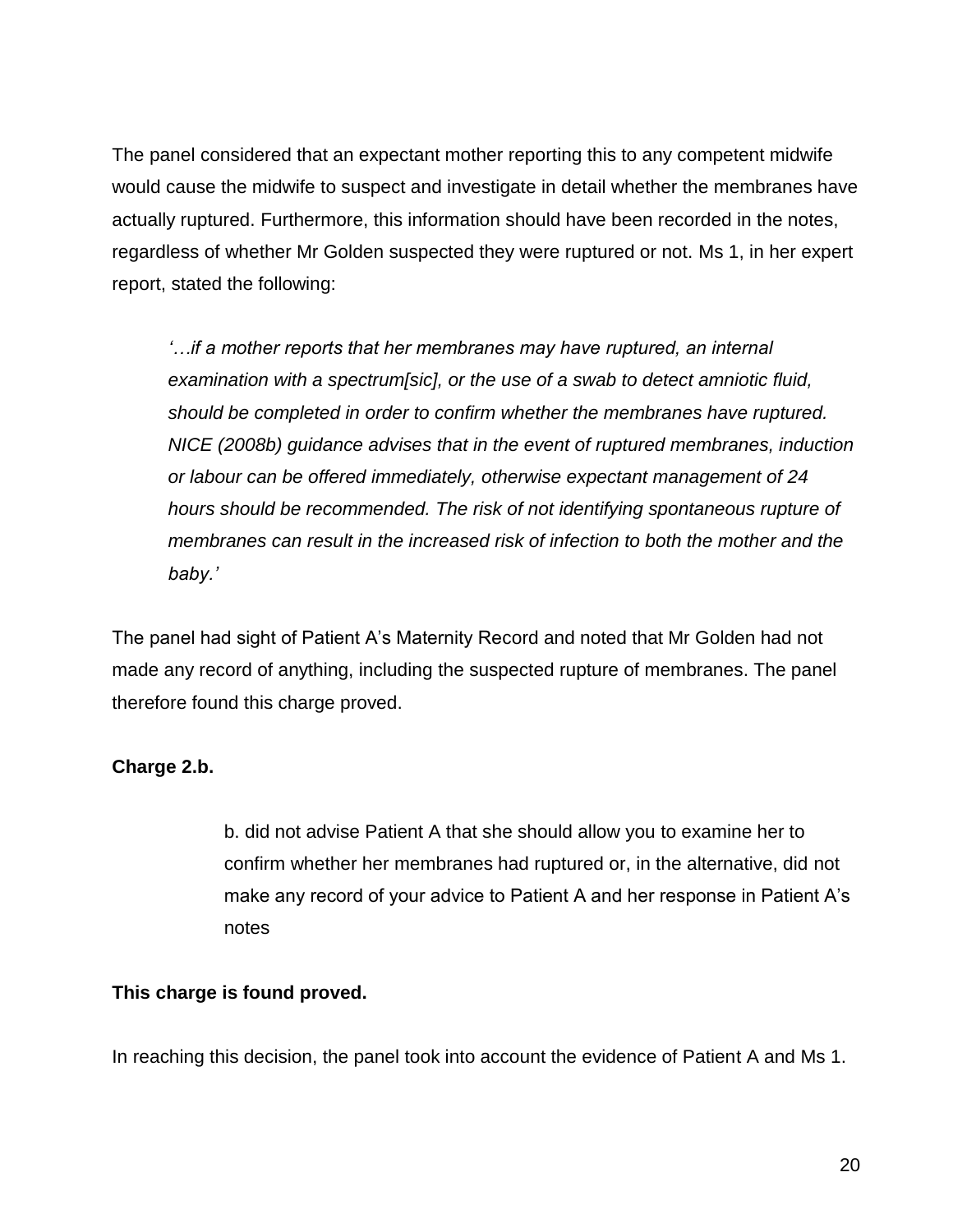The panel considered that an expectant mother reporting this to any competent midwife would cause the midwife to suspect and investigate in detail whether the membranes have actually ruptured. Furthermore, this information should have been recorded in the notes, regardless of whether Mr Golden suspected they were ruptured or not. Ms 1, in her expert report, stated the following:

> *'…if a mother reports that her membranes may have ruptured, an internal examination with a spectrum[sic], or the use of a swab to detect amniotic fluid, should be completed in order to confirm whether the membranes have ruptured. NICE (2008b) guidance advises that in the event of ruptured membranes, induction or labour can be offered immediately, otherwise expectant management of 24 hours should be recommended. The risk of not identifying spontaneous rupture of membranes can result in the increased risk of infection to both the mother and the baby.'*

The panel had sight of Patient A's Maternity Record and noted that Mr Golden had not made any record of anything, including the suspected rupture of membranes. The panel therefore found this charge proved.

**Charge 2.b.**

> b. did not advise Patient A that she should allow you to examine her to confirm whether her membranes had ruptured or, in the alternative, did not make any record of your advice to Patient A and her response in Patient A's notes

**This charge is found proved.**

In reaching this decision, the panel took into account the evidence of Patient A and Ms 1.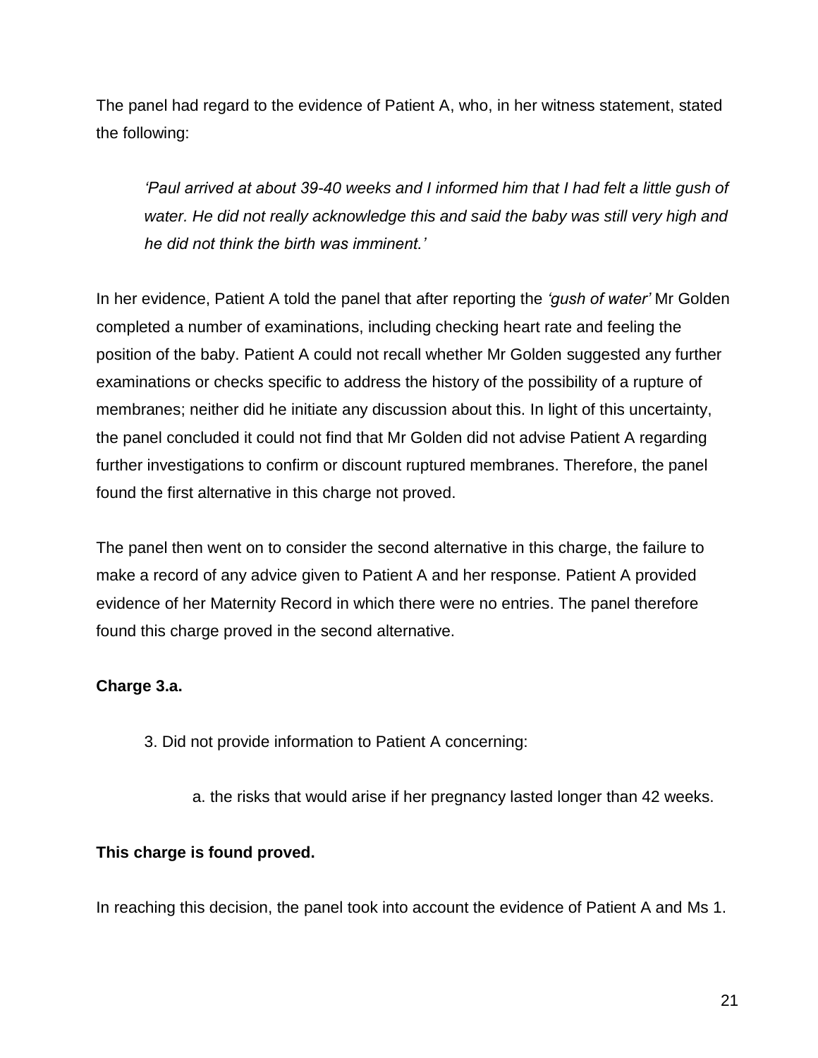The panel had regard to the evidence of Patient A, who, in her witness statement, stated the following:

> *'Paul arrived at about 39-40 weeks and I informed him that I had felt a little gush of water. He did not really acknowledge this and said the baby was still very high and he did not think the birth was imminent.'*

In her evidence, Patient A told the panel that after reporting the *'gush of water'* Mr Golden completed a number of examinations, including checking heart rate and feeling the position of the baby. Patient A could not recall whether Mr Golden suggested any further examinations or checks specific to address the history of the possibility of a rupture of membranes; neither did he initiate any discussion about this. In light of this uncertainty, the panel concluded it could not find that Mr Golden did not advise Patient A regarding further investigations to confirm or discount ruptured membranes. Therefore, the panel found the first alternative in this charge not proved.

The panel then went on to consider the second alternative in this charge, the failure to make a record of any advice given to Patient A and her response. Patient A provided evidence of her Maternity Record in which there were no entries. The panel therefore found this charge proved in the second alternative.

**Charge 3.a.**

> 3. Did not provide information to Patient A concerning:
>
> > a. the risks that would arise if her pregnancy lasted longer than 42 weeks.

**This charge is found proved.**

In reaching this decision, the panel took into account the evidence of Patient A and Ms 1.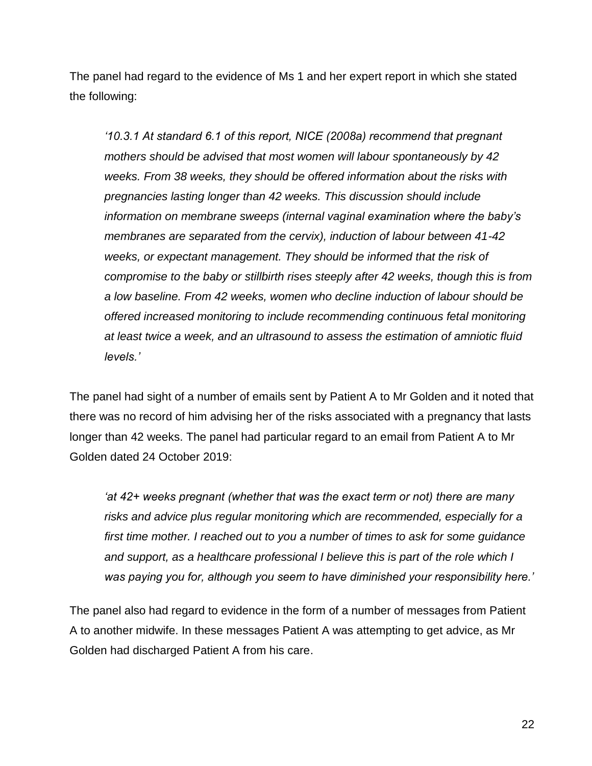The panel had regard to the evidence of Ms 1 and her expert report in which she stated the following:

> *'10.3.1 At standard 6.1 of this report, NICE (2008a) recommend that pregnant mothers should be advised that most women will labour spontaneously by 42 weeks. From 38 weeks, they should be offered information about the risks with pregnancies lasting longer than 42 weeks. This discussion should include information on membrane sweeps (internal vaginal examination where the baby's membranes are separated from the cervix), induction of labour between 41-42 weeks, or expectant management. They should be informed that the risk of compromise to the baby or stillbirth rises steeply after 42 weeks, though this is from a low baseline. From 42 weeks, women who decline induction of labour should be offered increased monitoring to include recommending continuous fetal monitoring at least twice a week, and an ultrasound to assess the estimation of amniotic fluid levels.'*

The panel had sight of a number of emails sent by Patient A to Mr Golden and it noted that there was no record of him advising her of the risks associated with a pregnancy that lasts longer than 42 weeks. The panel had particular regard to an email from Patient A to Mr Golden dated 24 October 2019:

> *'at 42+ weeks pregnant (whether that was the exact term or not) there are many risks and advice plus regular monitoring which are recommended, especially for a first time mother. I reached out to you a number of times to ask for some guidance and support, as a healthcare professional I believe this is part of the role which I was paying you for, although you seem to have diminished your responsibility here.'*

The panel also had regard to evidence in the form of a number of messages from Patient A to another midwife. In these messages Patient A was attempting to get advice, as Mr Golden had discharged Patient A from his care.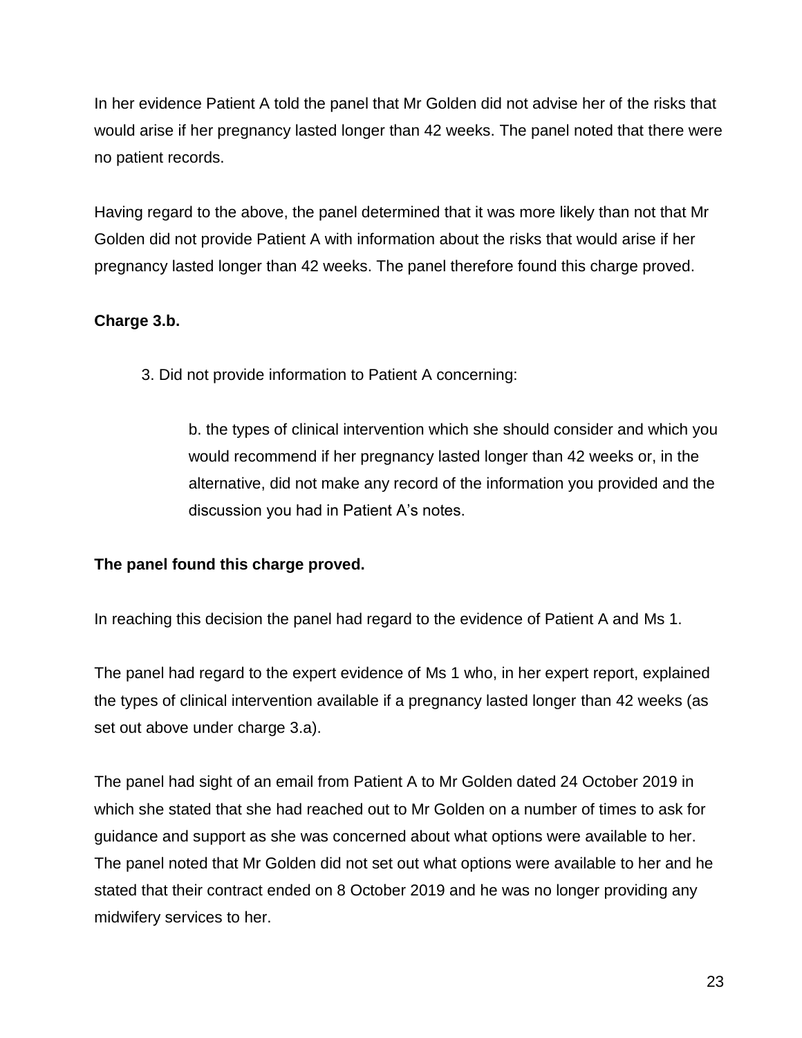In her evidence Patient A told the panel that Mr Golden did not advise her of the risks that would arise if her pregnancy lasted longer than 42 weeks. The panel noted that there were no patient records.

Having regard to the above, the panel determined that it was more likely than not that Mr Golden did not provide Patient A with information about the risks that would arise if her pregnancy lasted longer than 42 weeks. The panel therefore found this charge proved.

**Charge 3.b.**

> 3. Did not provide information to Patient A concerning:
>
> > b. the types of clinical intervention which she should consider and which you would recommend if her pregnancy lasted longer than 42 weeks or, in the alternative, did not make any record of the information you provided and the discussion you had in Patient A's notes.

**The panel found this charge proved.**

In reaching this decision the panel had regard to the evidence of Patient A and Ms 1.

The panel had regard to the expert evidence of Ms 1 who, in her expert report, explained the types of clinical intervention available if a pregnancy lasted longer than 42 weeks (as set out above under charge 3.a).

The panel had sight of an email from Patient A to Mr Golden dated 24 October 2019 in which she stated that she had reached out to Mr Golden on a number of times to ask for guidance and support as she was concerned about what options were available to her. The panel noted that Mr Golden did not set out what options were available to her and he stated that their contract ended on 8 October 2019 and he was no longer providing any midwifery services to her.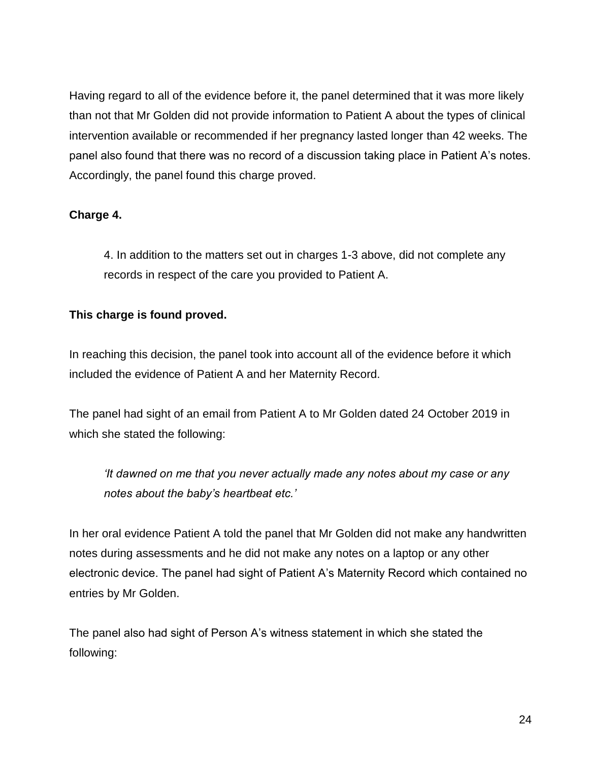Having regard to all of the evidence before it, the panel determined that it was more likely than not that Mr Golden did not provide information to Patient A about the types of clinical intervention available or recommended if her pregnancy lasted longer than 42 weeks. The panel also found that there was no record of a discussion taking place in Patient A's notes. Accordingly, the panel found this charge proved.

**Charge 4.**

> 4. In addition to the matters set out in charges 1-3 above, did not complete any records in respect of the care you provided to Patient A.

**This charge is found proved.**

In reaching this decision, the panel took into account all of the evidence before it which included the evidence of Patient A and her Maternity Record.

The panel had sight of an email from Patient A to Mr Golden dated 24 October 2019 in which she stated the following:

> *'It dawned on me that you never actually made any notes about my case or any notes about the baby's heartbeat etc.'*

In her oral evidence Patient A told the panel that Mr Golden did not make any handwritten notes during assessments and he did not make any notes on a laptop or any other electronic device. The panel had sight of Patient A's Maternity Record which contained no entries by Mr Golden.

The panel also had sight of Person A's witness statement in which she stated the following: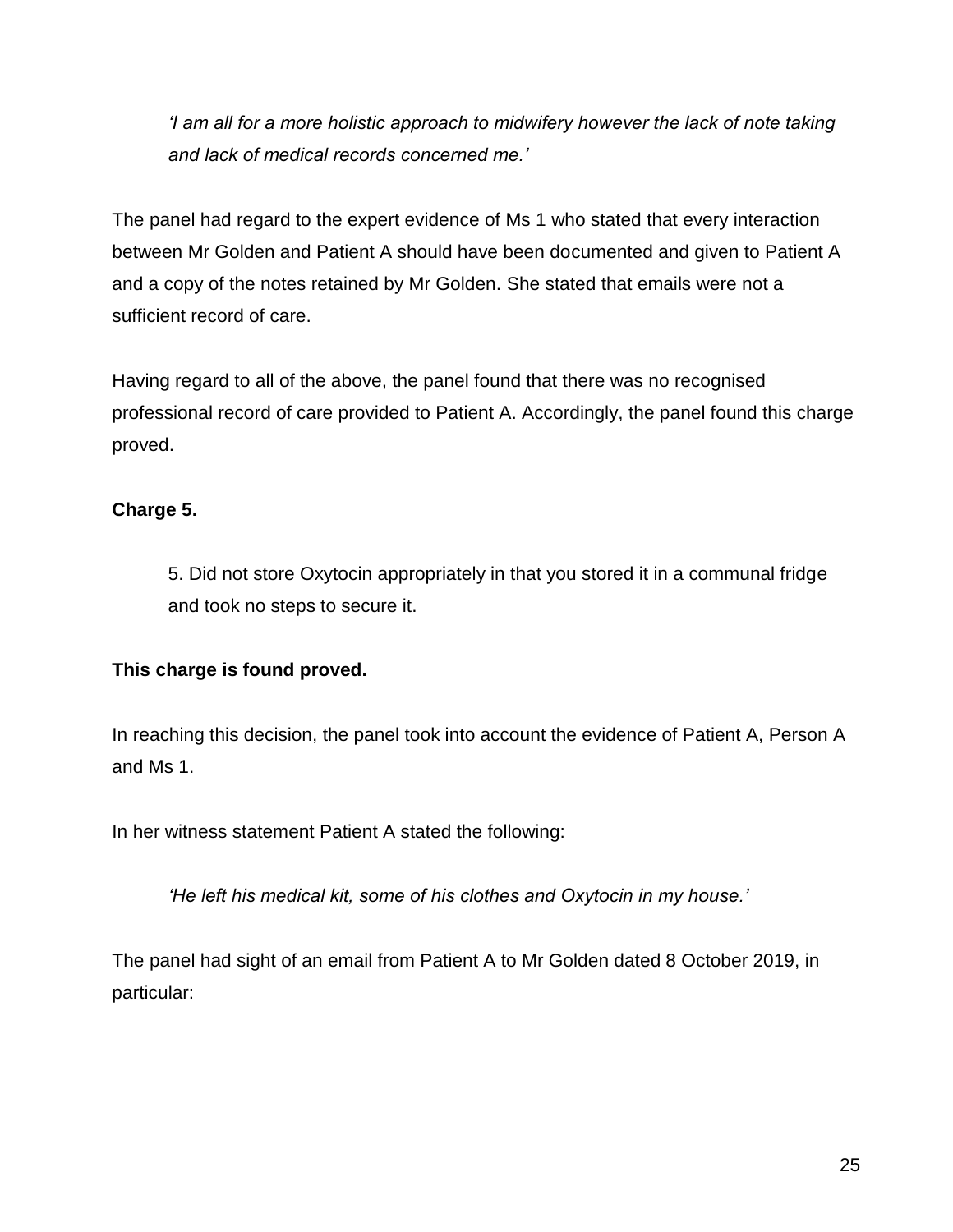> *'I am all for a more holistic approach to midwifery however the lack of note taking and lack of medical records concerned me.'*

The panel had regard to the expert evidence of Ms 1 who stated that every interaction between Mr Golden and Patient A should have been documented and given to Patient A and a copy of the notes retained by Mr Golden. She stated that emails were not a sufficient record of care.

Having regard to all of the above, the panel found that there was no recognised professional record of care provided to Patient A. Accordingly, the panel found this charge proved.

**Charge 5.**

> 5. Did not store Oxytocin appropriately in that you stored it in a communal fridge and took no steps to secure it.

**This charge is found proved.**

In reaching this decision, the panel took into account the evidence of Patient A, Person A and Ms 1.

In her witness statement Patient A stated the following:

> *'He left his medical kit, some of his clothes and Oxytocin in my house.'*

The panel had sight of an email from Patient A to Mr Golden dated 8 October 2019, in particular: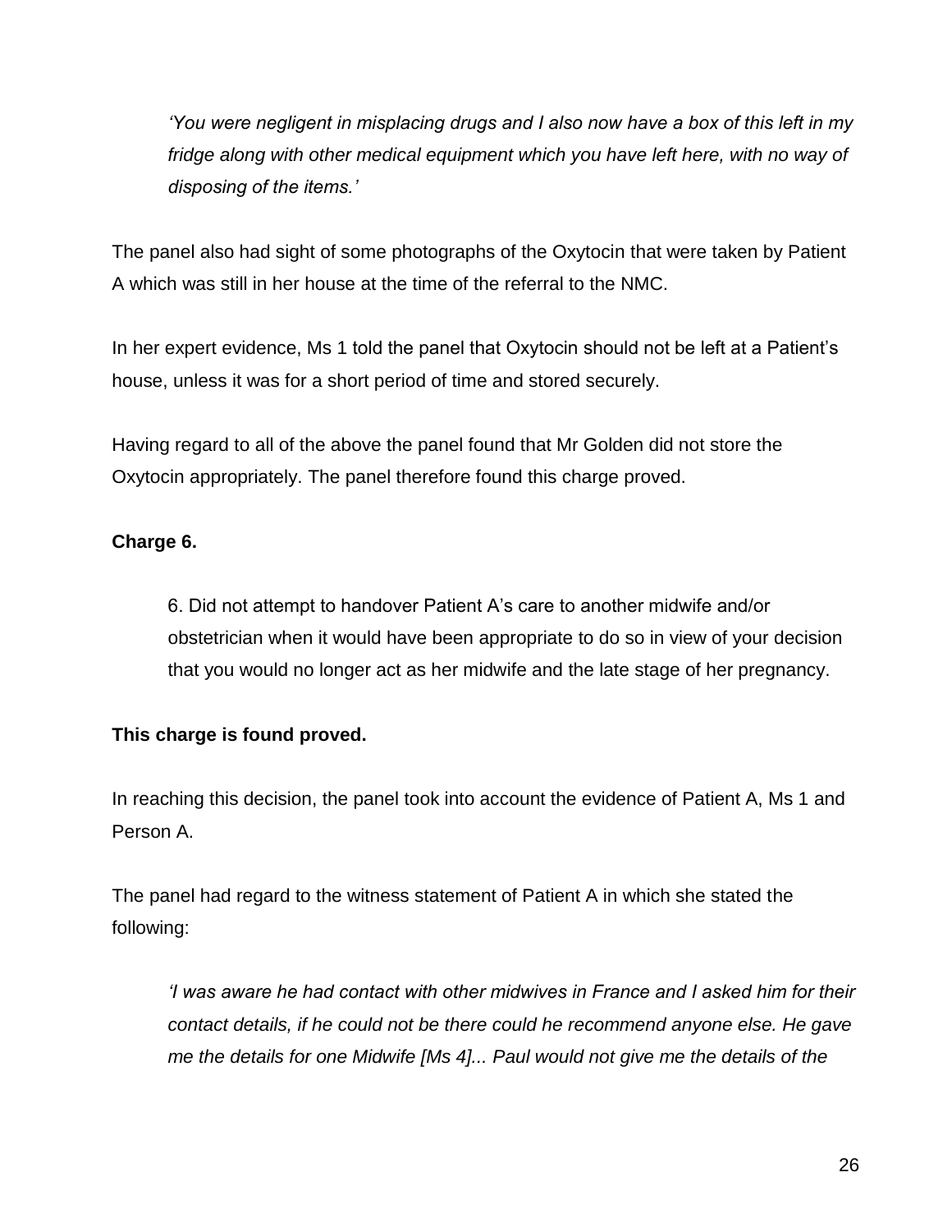*'You were negligent in misplacing drugs and I also now have a box of this left in my fridge along with other medical equipment which you have left here, with no way of disposing of the items.'*

The panel also had sight of some photographs of the Oxytocin that were taken by Patient A which was still in her house at the time of the referral to the NMC.

In her expert evidence, Ms 1 told the panel that Oxytocin should not be left at a Patient's house, unless it was for a short period of time and stored securely.

Having regard to all of the above the panel found that Mr Golden did not store the Oxytocin appropriately. The panel therefore found this charge proved.

**Charge 6.**

6. Did not attempt to handover Patient A's care to another midwife and/or obstetrician when it would have been appropriate to do so in view of your decision that you would no longer act as her midwife and the late stage of her pregnancy.

**This charge is found proved.**

In reaching this decision, the panel took into account the evidence of Patient A, Ms 1 and Person A.

The panel had regard to the witness statement of Patient A in which she stated the following:

*'I was aware he had contact with other midwives in France and I asked him for their contact details, if he could not be there could he recommend anyone else. He gave me the details for one Midwife [Ms 4]... Paul would not give me the details of the*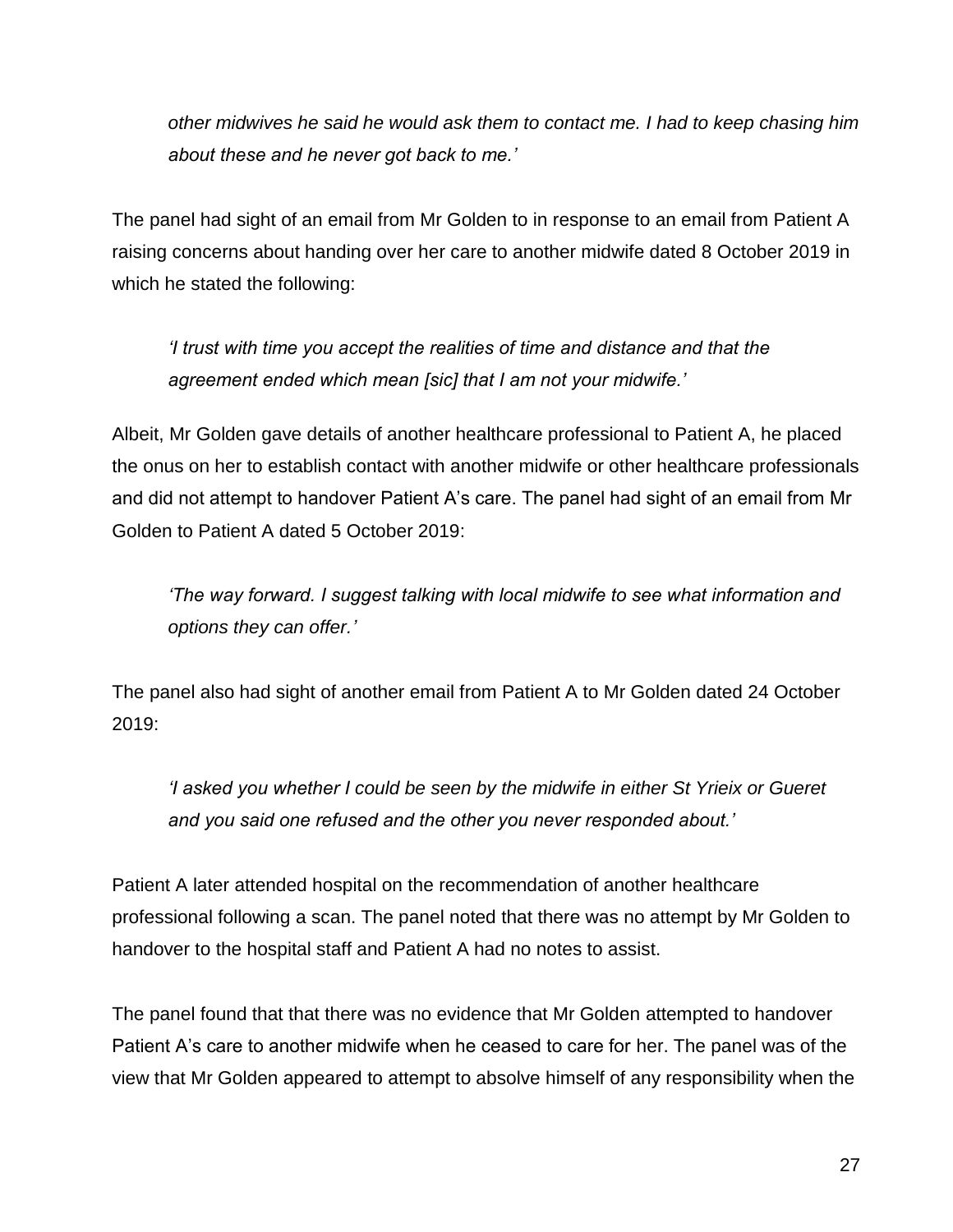> *other midwives he said he would ask them to contact me. I had to keep chasing him about these and he never got back to me.'*

The panel had sight of an email from Mr Golden to in response to an email from Patient A raising concerns about handing over her care to another midwife dated 8 October 2019 in which he stated the following:

> *'I trust with time you accept the realities of time and distance and that the agreement ended which mean [sic] that I am not your midwife.'*

Albeit, Mr Golden gave details of another healthcare professional to Patient A, he placed the onus on her to establish contact with another midwife or other healthcare professionals and did not attempt to handover Patient A's care. The panel had sight of an email from Mr Golden to Patient A dated 5 October 2019:

> *'The way forward. I suggest talking with local midwife to see what information and options they can offer.'*

The panel also had sight of another email from Patient A to Mr Golden dated 24 October 2019:

> *'I asked you whether I could be seen by the midwife in either St Yrieix or Gueret and you said one refused and the other you never responded about.'*

Patient A later attended hospital on the recommendation of another healthcare professional following a scan. The panel noted that there was no attempt by Mr Golden to handover to the hospital staff and Patient A had no notes to assist.

The panel found that that there was no evidence that Mr Golden attempted to handover Patient A's care to another midwife when he ceased to care for her. The panel was of the view that Mr Golden appeared to attempt to absolve himself of any responsibility when the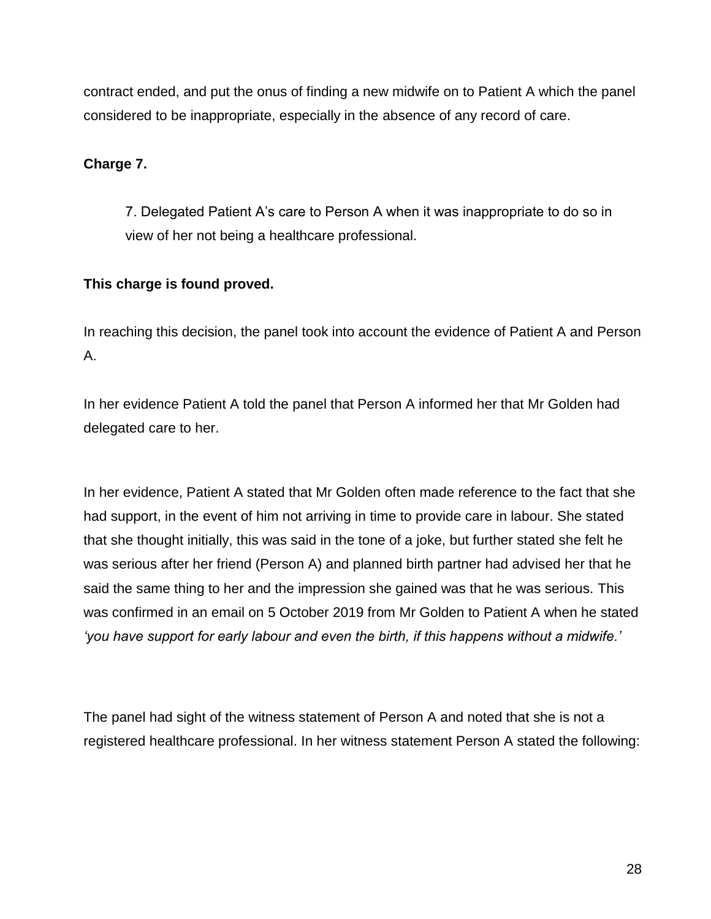contract ended, and put the onus of finding a new midwife on to Patient A which the panel considered to be inappropriate, especially in the absence of any record of care.

**Charge 7.**

> 7. Delegated Patient A's care to Person A when it was inappropriate to do so in view of her not being a healthcare professional.

**This charge is found proved.**

In reaching this decision, the panel took into account the evidence of Patient A and Person A.

In her evidence Patient A told the panel that Person A informed her that Mr Golden had delegated care to her.

In her evidence, Patient A stated that Mr Golden often made reference to the fact that she had support, in the event of him not arriving in time to provide care in labour. She stated that she thought initially, this was said in the tone of a joke, but further stated she felt he was serious after her friend (Person A) and planned birth partner had advised her that he said the same thing to her and the impression she gained was that he was serious. This was confirmed in an email on 5 October 2019 from Mr Golden to Patient A when he stated *'you have support for early labour and even the birth, if this happens without a midwife.'*

The panel had sight of the witness statement of Person A and noted that she is not a registered healthcare professional. In her witness statement Person A stated the following: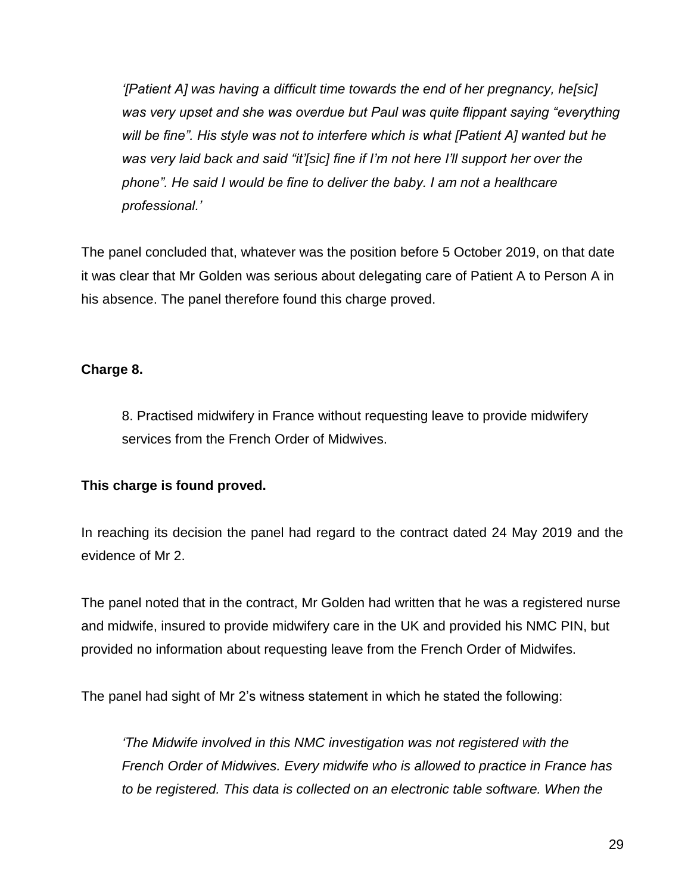> *'[Patient A] was having a difficult time towards the end of her pregnancy, he[sic] was very upset and she was overdue but Paul was quite flippant saying "everything will be fine". His style was not to interfere which is what [Patient A] wanted but he was very laid back and said "it'[sic] fine if I'm not here I'll support her over the phone". He said I would be fine to deliver the baby. I am not a healthcare professional.'*

The panel concluded that, whatever was the position before 5 October 2019, on that date it was clear that Mr Golden was serious about delegating care of Patient A to Person A in his absence. The panel therefore found this charge proved.

**Charge 8.**

> 8. Practised midwifery in France without requesting leave to provide midwifery services from the French Order of Midwives.

**This charge is found proved.**

In reaching its decision the panel had regard to the contract dated 24 May 2019 and the evidence of Mr 2.

The panel noted that in the contract, Mr Golden had written that he was a registered nurse and midwife, insured to provide midwifery care in the UK and provided his NMC PIN, but provided no information about requesting leave from the French Order of Midwifes.

The panel had sight of Mr 2's witness statement in which he stated the following:

> *'The Midwife involved in this NMC investigation was not registered with the French Order of Midwives. Every midwife who is allowed to practice in France has to be registered. This data is collected on an electronic table software. When the*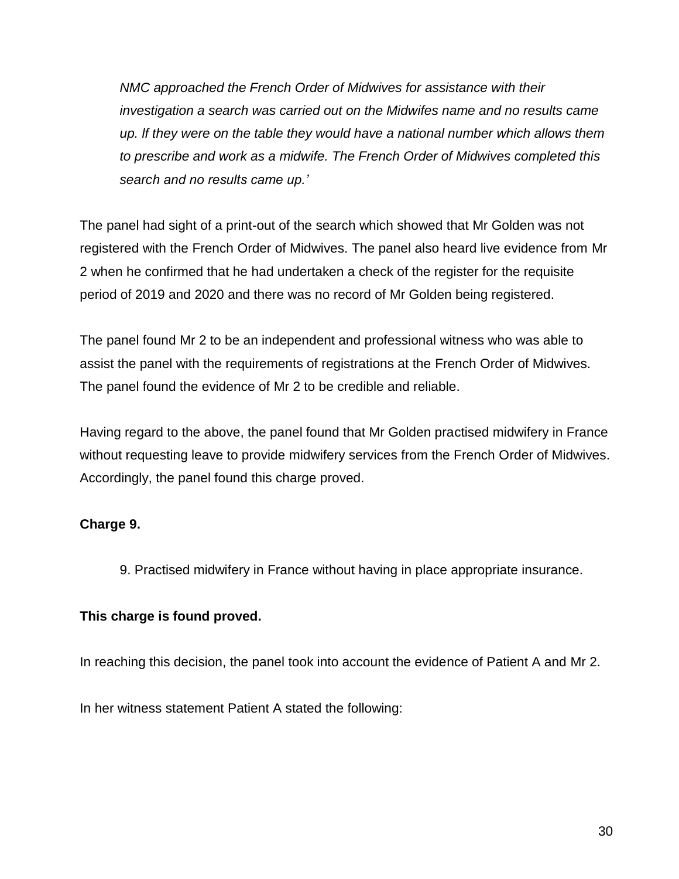*NMC approached the French Order of Midwives for assistance with their investigation a search was carried out on the Midwifes name and no results came up. lf they were on the table they would have a national number which allows them to prescribe and work as a midwife. The French Order of Midwives completed this search and no results came up.'*

The panel had sight of a print-out of the search which showed that Mr Golden was not registered with the French Order of Midwives. The panel also heard live evidence from Mr 2 when he confirmed that he had undertaken a check of the register for the requisite period of 2019 and 2020 and there was no record of Mr Golden being registered.

The panel found Mr 2 to be an independent and professional witness who was able to assist the panel with the requirements of registrations at the French Order of Midwives. The panel found the evidence of Mr 2 to be credible and reliable.

Having regard to the above, the panel found that Mr Golden practised midwifery in France without requesting leave to provide midwifery services from the French Order of Midwives. Accordingly, the panel found this charge proved.

**Charge 9.**

9. Practised midwifery in France without having in place appropriate insurance.

**This charge is found proved.**

In reaching this decision, the panel took into account the evidence of Patient A and Mr 2.

In her witness statement Patient A stated the following: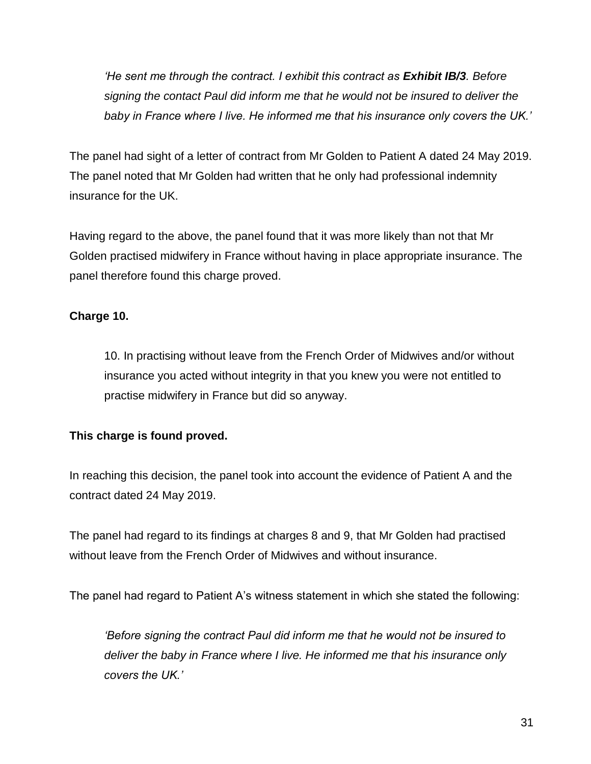> *'He sent me through the contract. I exhibit this contract as **Exhibit IB/3**. Before signing the contact Paul did inform me that he would not be insured to deliver the baby in France where I live. He informed me that his insurance only covers the UK.'*

The panel had sight of a letter of contract from Mr Golden to Patient A dated 24 May 2019. The panel noted that Mr Golden had written that he only had professional indemnity insurance for the UK.

Having regard to the above, the panel found that it was more likely than not that Mr Golden practised midwifery in France without having in place appropriate insurance. The panel therefore found this charge proved.

**Charge 10.**

> 10. In practising without leave from the French Order of Midwives and/or without insurance you acted without integrity in that you knew you were not entitled to practise midwifery in France but did so anyway.

**This charge is found proved.**

In reaching this decision, the panel took into account the evidence of Patient A and the contract dated 24 May 2019.

The panel had regard to its findings at charges 8 and 9, that Mr Golden had practised without leave from the French Order of Midwives and without insurance.

The panel had regard to Patient A's witness statement in which she stated the following:

> *'Before signing the contract Paul did inform me that he would not be insured to deliver the baby in France where I live. He informed me that his insurance only covers the UK.'*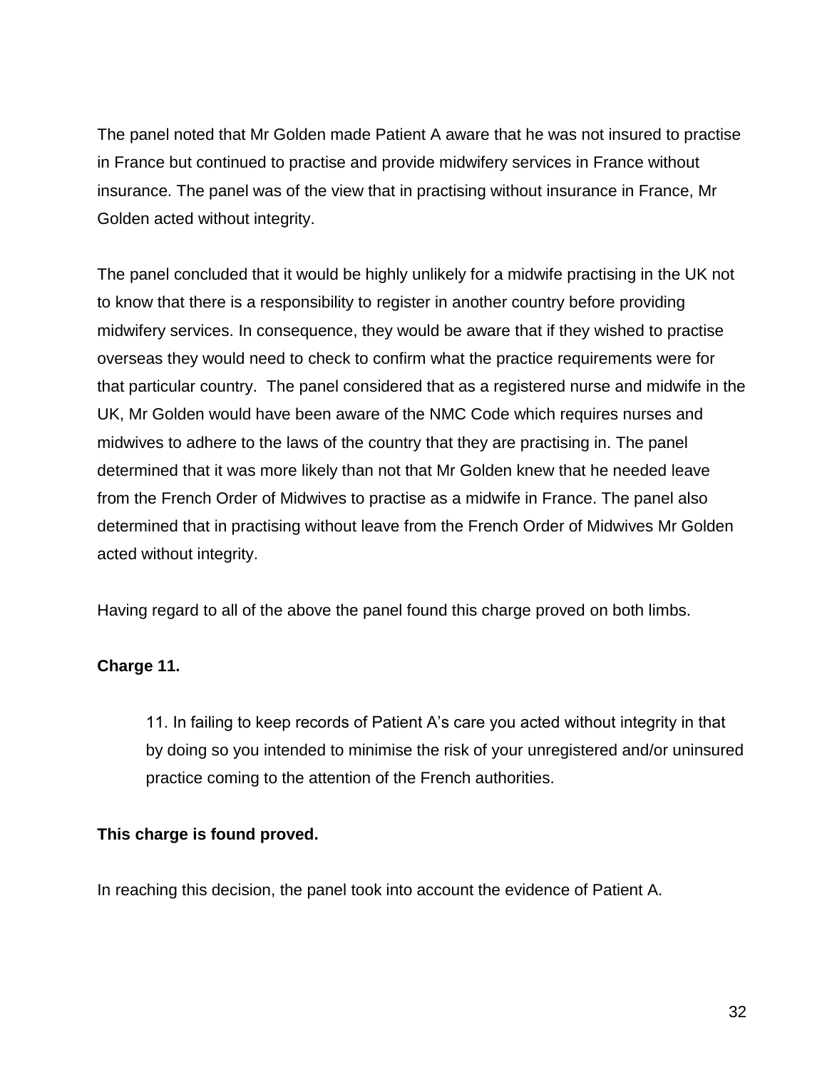The panel noted that Mr Golden made Patient A aware that he was not insured to practise in France but continued to practise and provide midwifery services in France without insurance. The panel was of the view that in practising without insurance in France, Mr Golden acted without integrity.

The panel concluded that it would be highly unlikely for a midwife practising in the UK not to know that there is a responsibility to register in another country before providing midwifery services. In consequence, they would be aware that if they wished to practise overseas they would need to check to confirm what the practice requirements were for that particular country. The panel considered that as a registered nurse and midwife in the UK, Mr Golden would have been aware of the NMC Code which requires nurses and midwives to adhere to the laws of the country that they are practising in. The panel determined that it was more likely than not that Mr Golden knew that he needed leave from the French Order of Midwives to practise as a midwife in France. The panel also determined that in practising without leave from the French Order of Midwives Mr Golden acted without integrity.

Having regard to all of the above the panel found this charge proved on both limbs.

**Charge 11.**

> 11. In failing to keep records of Patient A's care you acted without integrity in that by doing so you intended to minimise the risk of your unregistered and/or uninsured practice coming to the attention of the French authorities.

**This charge is found proved.**

In reaching this decision, the panel took into account the evidence of Patient A.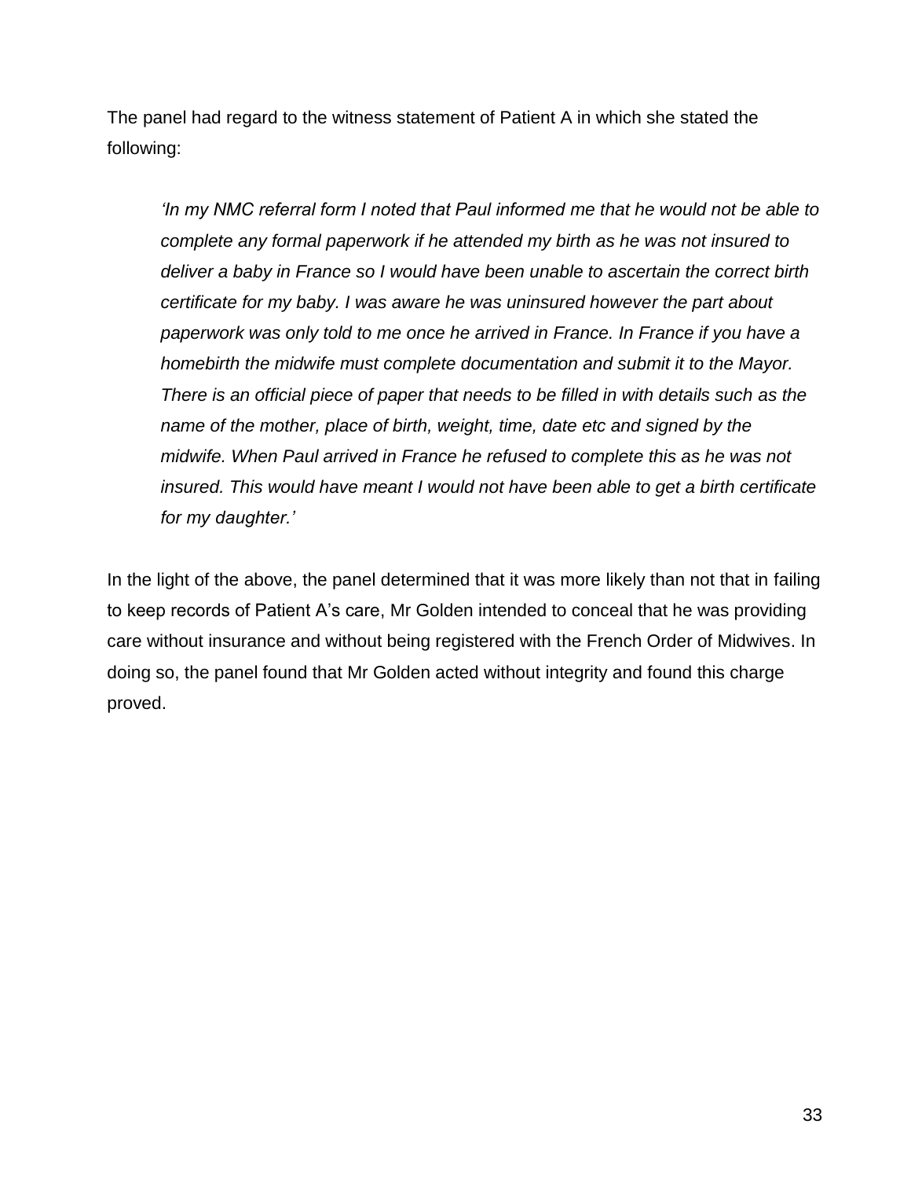The panel had regard to the witness statement of Patient A in which she stated the following:

> *'In my NMC referral form I noted that Paul informed me that he would not be able to complete any formal paperwork if he attended my birth as he was not insured to deliver a baby in France so I would have been unable to ascertain the correct birth certificate for my baby. I was aware he was uninsured however the part about paperwork was only told to me once he arrived in France. In France if you have a homebirth the midwife must complete documentation and submit it to the Mayor. There is an official piece of paper that needs to be filled in with details such as the name of the mother, place of birth, weight, time, date etc and signed by the midwife. When Paul arrived in France he refused to complete this as he was not insured. This would have meant I would not have been able to get a birth certificate for my daughter.'*

In the light of the above, the panel determined that it was more likely than not that in failing to keep records of Patient A's care, Mr Golden intended to conceal that he was providing care without insurance and without being registered with the French Order of Midwives. In doing so, the panel found that Mr Golden acted without integrity and found this charge proved.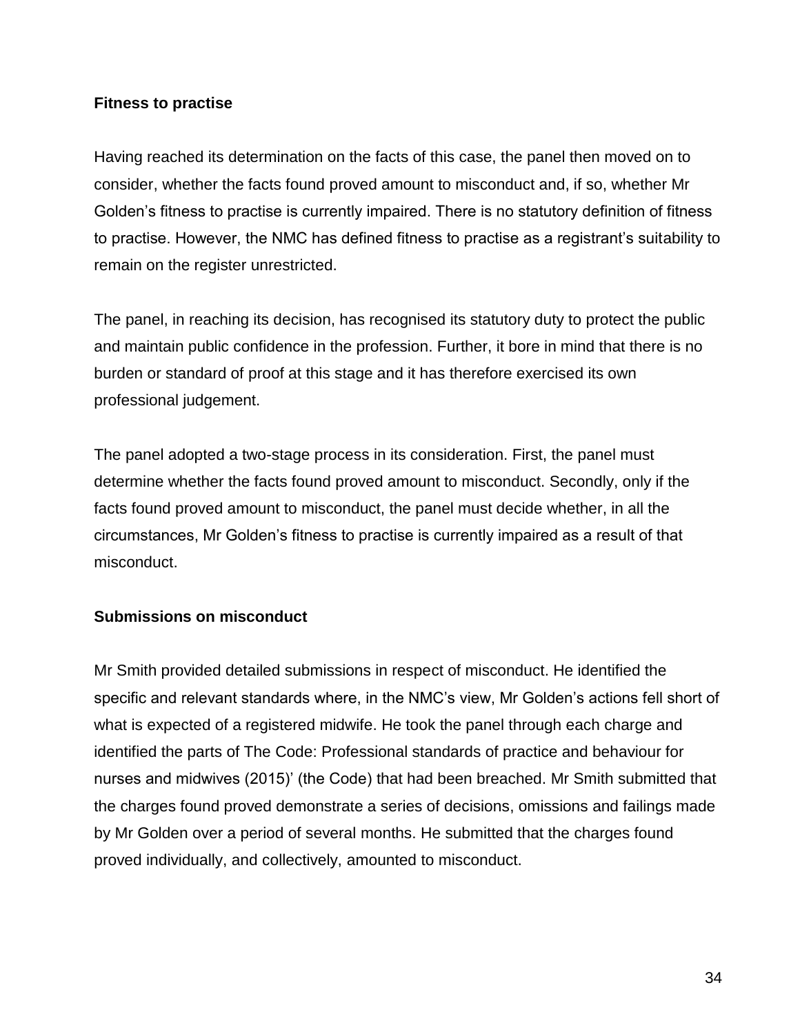**Fitness to practise**

Having reached its determination on the facts of this case, the panel then moved on to consider, whether the facts found proved amount to misconduct and, if so, whether Mr Golden's fitness to practise is currently impaired. There is no statutory definition of fitness to practise. However, the NMC has defined fitness to practise as a registrant's suitability to remain on the register unrestricted.

The panel, in reaching its decision, has recognised its statutory duty to protect the public and maintain public confidence in the profession. Further, it bore in mind that there is no burden or standard of proof at this stage and it has therefore exercised its own professional judgement.

The panel adopted a two-stage process in its consideration. First, the panel must determine whether the facts found proved amount to misconduct. Secondly, only if the facts found proved amount to misconduct, the panel must decide whether, in all the circumstances, Mr Golden's fitness to practise is currently impaired as a result of that misconduct.

**Submissions on misconduct**

Mr Smith provided detailed submissions in respect of misconduct. He identified the specific and relevant standards where, in the NMC's view, Mr Golden's actions fell short of what is expected of a registered midwife. He took the panel through each charge and identified the parts of The Code: Professional standards of practice and behaviour for nurses and midwives (2015)' (the Code) that had been breached. Mr Smith submitted that the charges found proved demonstrate a series of decisions, omissions and failings made by Mr Golden over a period of several months. He submitted that the charges found proved individually, and collectively, amounted to misconduct.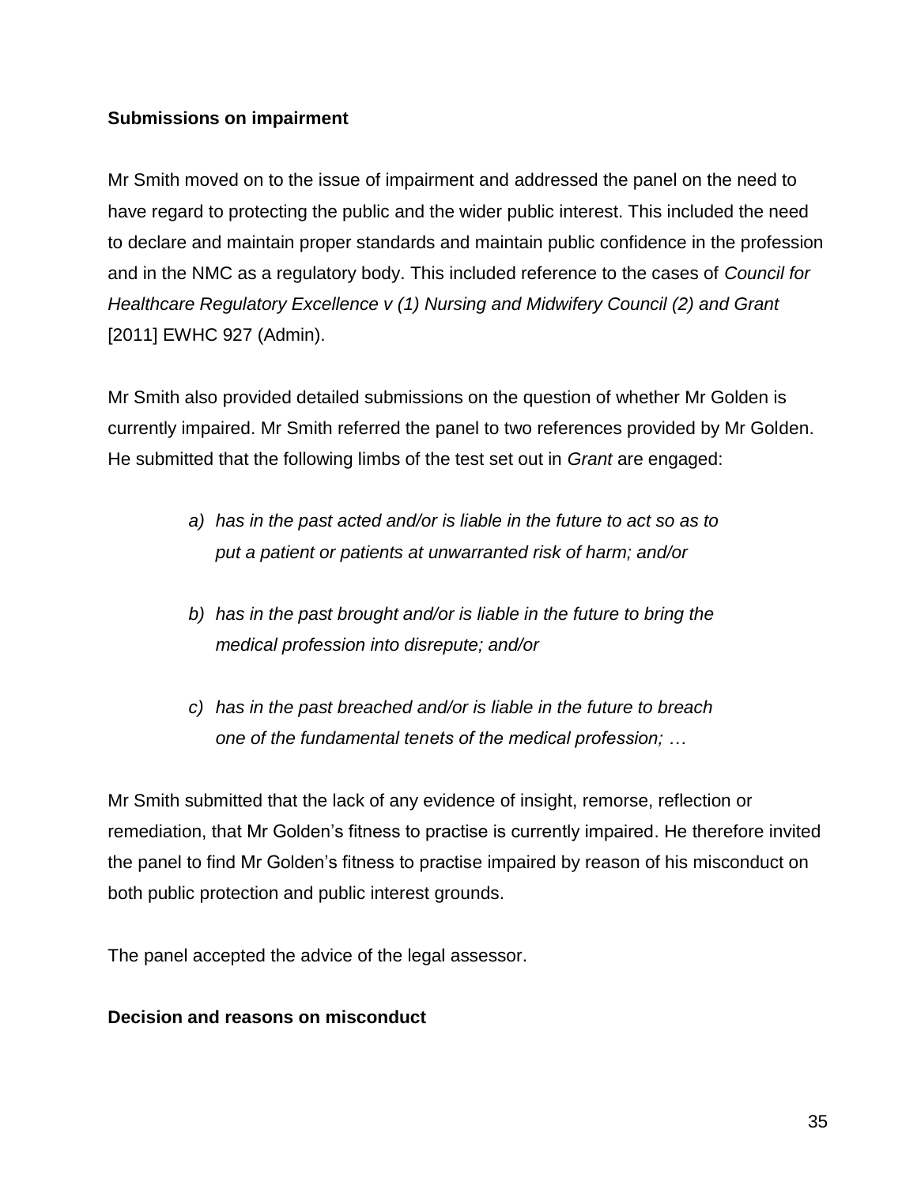**Submissions on impairment**

Mr Smith moved on to the issue of impairment and addressed the panel on the need to have regard to protecting the public and the wider public interest. This included the need to declare and maintain proper standards and maintain public confidence in the profession and in the NMC as a regulatory body. This included reference to the cases of *Council for Healthcare Regulatory Excellence v (1) Nursing and Midwifery Council (2) and Grant* [2011] EWHC 927 (Admin).

Mr Smith also provided detailed submissions on the question of whether Mr Golden is currently impaired. Mr Smith referred the panel to two references provided by Mr Golden. He submitted that the following limbs of the test set out in *Grant* are engaged:

> *a) has in the past acted and/or is liable in the future to act so as to put a patient or patients at unwarranted risk of harm; and/or*
>
> *b) has in the past brought and/or is liable in the future to bring the medical profession into disrepute; and/or*
>
> *c) has in the past breached and/or is liable in the future to breach one of the fundamental tenets of the medical profession; …*

Mr Smith submitted that the lack of any evidence of insight, remorse, reflection or remediation, that Mr Golden's fitness to practise is currently impaired. He therefore invited the panel to find Mr Golden's fitness to practise impaired by reason of his misconduct on both public protection and public interest grounds.

The panel accepted the advice of the legal assessor.

**Decision and reasons on misconduct**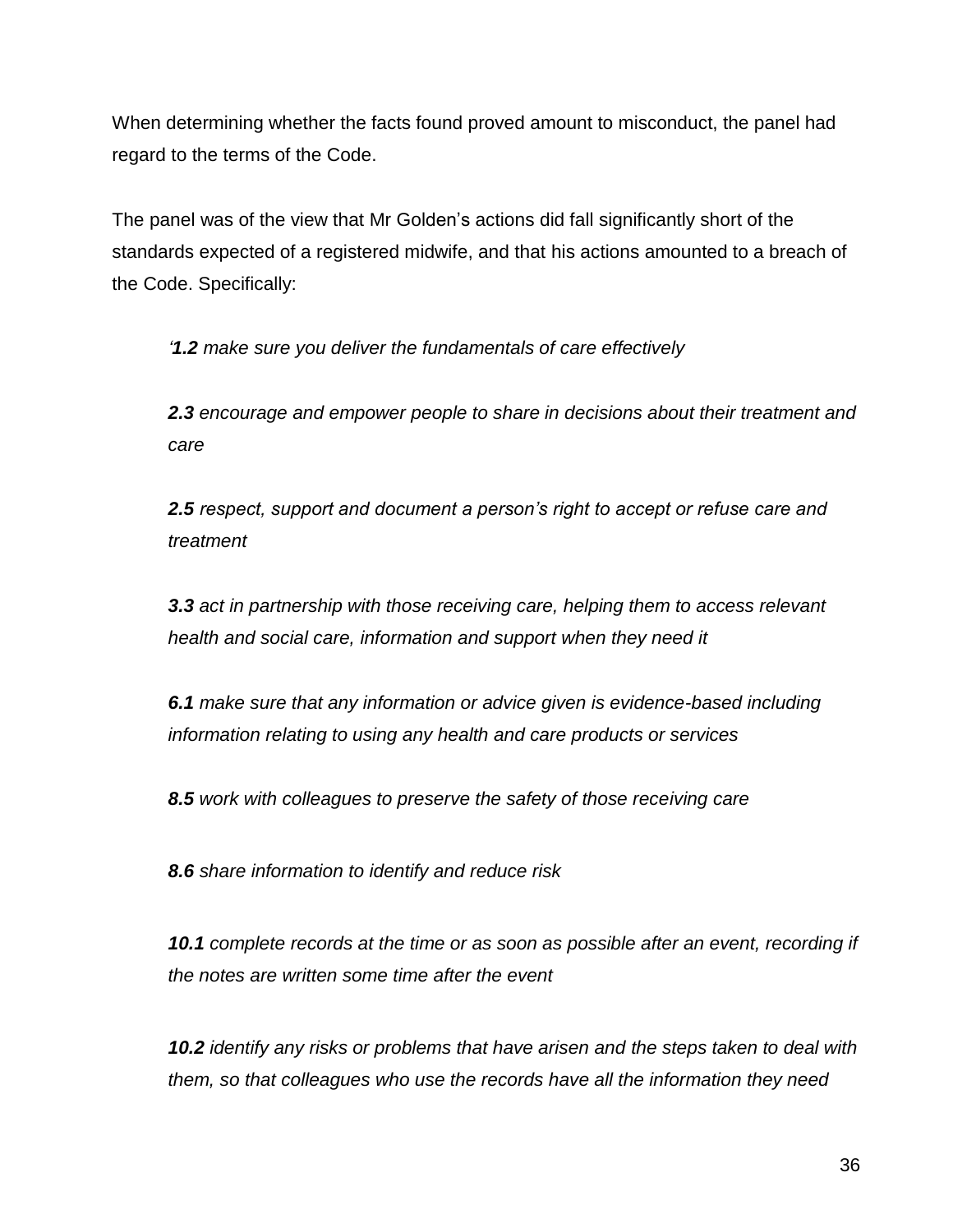When determining whether the facts found proved amount to misconduct, the panel had regard to the terms of the Code.

The panel was of the view that Mr Golden's actions did fall significantly short of the standards expected of a registered midwife, and that his actions amounted to a breach of the Code. Specifically:

> *'**1.2** make sure you deliver the fundamentals of care effectively*
>
> ***2.3** encourage and empower people to share in decisions about their treatment and care*
>
> ***2.5** respect, support and document a person's right to accept or refuse care and treatment*
>
> ***3.3** act in partnership with those receiving care, helping them to access relevant health and social care, information and support when they need it*
>
> ***6.1** make sure that any information or advice given is evidence-based including information relating to using any health and care products or services*
>
> ***8.5** work with colleagues to preserve the safety of those receiving care*
>
> ***8.6** share information to identify and reduce risk*
>
> ***10.1** complete records at the time or as soon as possible after an event, recording if the notes are written some time after the event*
>
> ***10.2** identify any risks or problems that have arisen and the steps taken to deal with them, so that colleagues who use the records have all the information they need*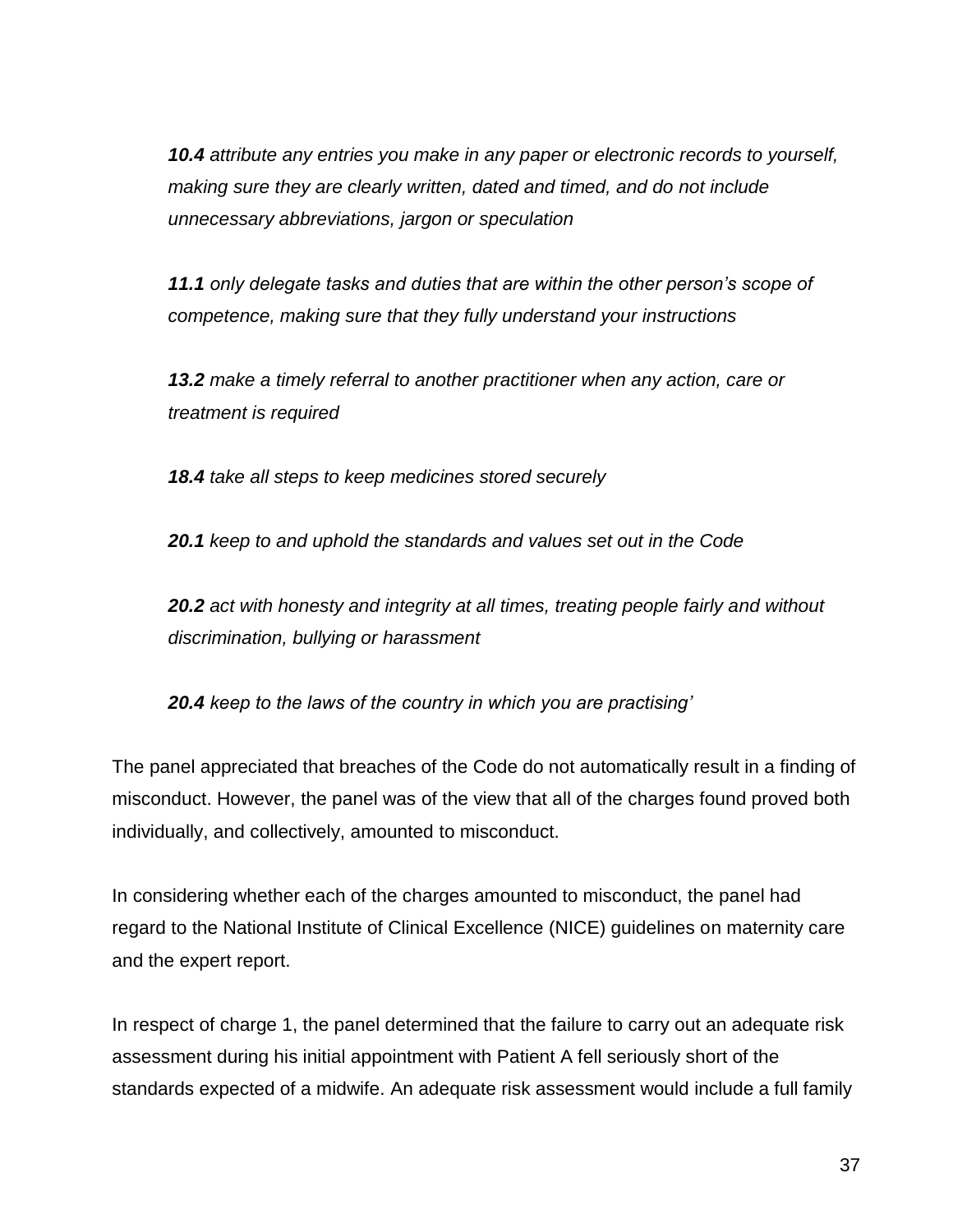***10.4** attribute any entries you make in any paper or electronic records to yourself, making sure they are clearly written, dated and timed, and do not include unnecessary abbreviations, jargon or speculation*

***11.1** only delegate tasks and duties that are within the other person's scope of competence, making sure that they fully understand your instructions*

***13.2** make a timely referral to another practitioner when any action, care or treatment is required*

***18.4** take all steps to keep medicines stored securely*

***20.1** keep to and uphold the standards and values set out in the Code*

***20.2** act with honesty and integrity at all times, treating people fairly and without discrimination, bullying or harassment*

***20.4** keep to the laws of the country in which you are practising'*

The panel appreciated that breaches of the Code do not automatically result in a finding of misconduct. However, the panel was of the view that all of the charges found proved both individually, and collectively, amounted to misconduct.

In considering whether each of the charges amounted to misconduct, the panel had regard to the National Institute of Clinical Excellence (NICE) guidelines on maternity care and the expert report.

In respect of charge 1, the panel determined that the failure to carry out an adequate risk assessment during his initial appointment with Patient A fell seriously short of the standards expected of a midwife. An adequate risk assessment would include a full family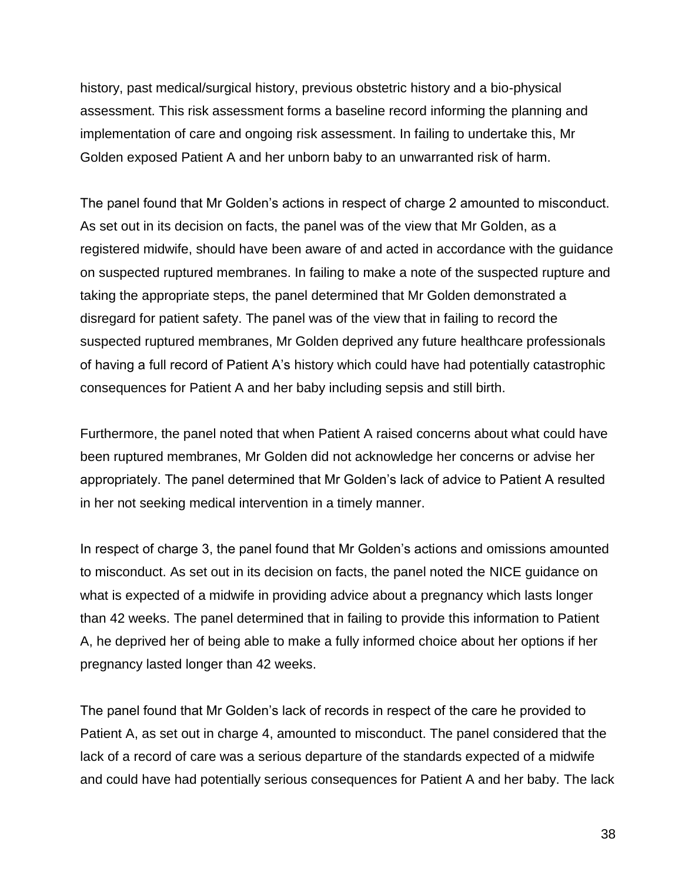history, past medical/surgical history, previous obstetric history and a bio-physical assessment. This risk assessment forms a baseline record informing the planning and implementation of care and ongoing risk assessment. In failing to undertake this, Mr Golden exposed Patient A and her unborn baby to an unwarranted risk of harm.

The panel found that Mr Golden's actions in respect of charge 2 amounted to misconduct. As set out in its decision on facts, the panel was of the view that Mr Golden, as a registered midwife, should have been aware of and acted in accordance with the guidance on suspected ruptured membranes. In failing to make a note of the suspected rupture and taking the appropriate steps, the panel determined that Mr Golden demonstrated a disregard for patient safety. The panel was of the view that in failing to record the suspected ruptured membranes, Mr Golden deprived any future healthcare professionals of having a full record of Patient A's history which could have had potentially catastrophic consequences for Patient A and her baby including sepsis and still birth.

Furthermore, the panel noted that when Patient A raised concerns about what could have been ruptured membranes, Mr Golden did not acknowledge her concerns or advise her appropriately. The panel determined that Mr Golden's lack of advice to Patient A resulted in her not seeking medical intervention in a timely manner.

In respect of charge 3, the panel found that Mr Golden's actions and omissions amounted to misconduct. As set out in its decision on facts, the panel noted the NICE guidance on what is expected of a midwife in providing advice about a pregnancy which lasts longer than 42 weeks. The panel determined that in failing to provide this information to Patient A, he deprived her of being able to make a fully informed choice about her options if her pregnancy lasted longer than 42 weeks.

The panel found that Mr Golden's lack of records in respect of the care he provided to Patient A, as set out in charge 4, amounted to misconduct. The panel considered that the lack of a record of care was a serious departure of the standards expected of a midwife and could have had potentially serious consequences for Patient A and her baby. The lack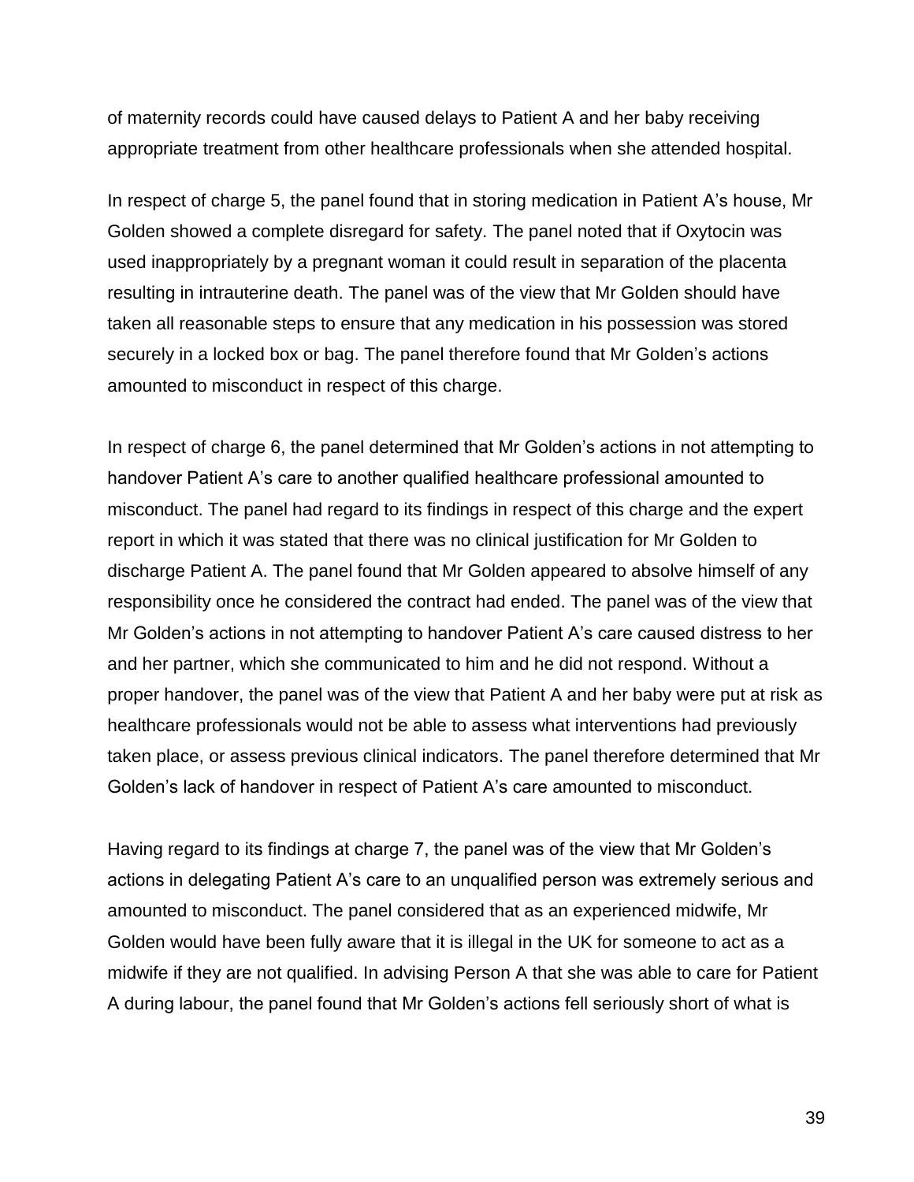of maternity records could have caused delays to Patient A and her baby receiving appropriate treatment from other healthcare professionals when she attended hospital.

In respect of charge 5, the panel found that in storing medication in Patient A's house, Mr Golden showed a complete disregard for safety. The panel noted that if Oxytocin was used inappropriately by a pregnant woman it could result in separation of the placenta resulting in intrauterine death. The panel was of the view that Mr Golden should have taken all reasonable steps to ensure that any medication in his possession was stored securely in a locked box or bag. The panel therefore found that Mr Golden's actions amounted to misconduct in respect of this charge.

In respect of charge 6, the panel determined that Mr Golden's actions in not attempting to handover Patient A's care to another qualified healthcare professional amounted to misconduct. The panel had regard to its findings in respect of this charge and the expert report in which it was stated that there was no clinical justification for Mr Golden to discharge Patient A. The panel found that Mr Golden appeared to absolve himself of any responsibility once he considered the contract had ended. The panel was of the view that Mr Golden's actions in not attempting to handover Patient A's care caused distress to her and her partner, which she communicated to him and he did not respond. Without a proper handover, the panel was of the view that Patient A and her baby were put at risk as healthcare professionals would not be able to assess what interventions had previously taken place, or assess previous clinical indicators. The panel therefore determined that Mr Golden's lack of handover in respect of Patient A's care amounted to misconduct.

Having regard to its findings at charge 7, the panel was of the view that Mr Golden's actions in delegating Patient A's care to an unqualified person was extremely serious and amounted to misconduct. The panel considered that as an experienced midwife, Mr Golden would have been fully aware that it is illegal in the UK for someone to act as a midwife if they are not qualified. In advising Person A that she was able to care for Patient A during labour, the panel found that Mr Golden's actions fell seriously short of what is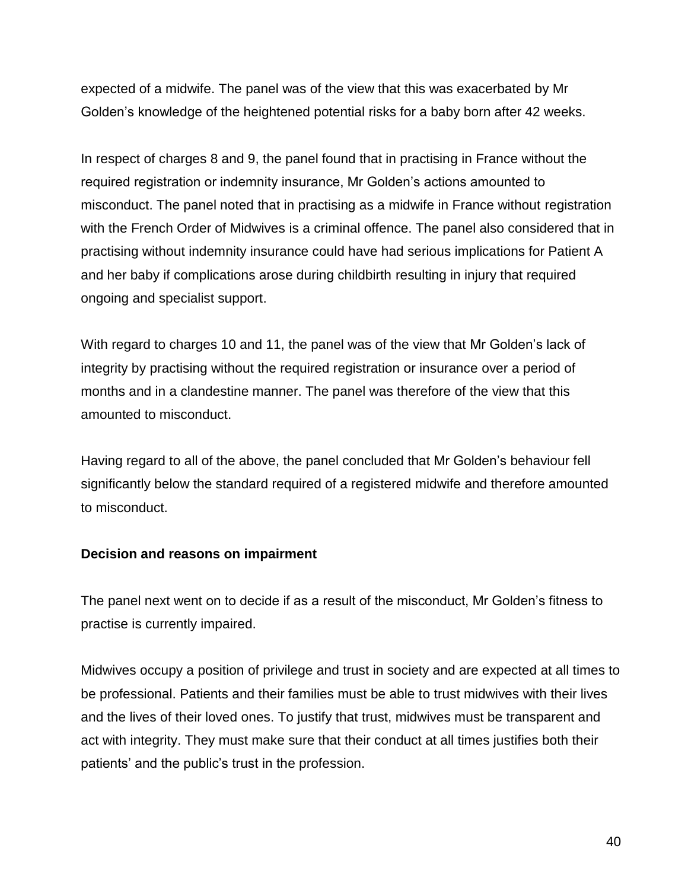expected of a midwife. The panel was of the view that this was exacerbated by Mr Golden's knowledge of the heightened potential risks for a baby born after 42 weeks.

In respect of charges 8 and 9, the panel found that in practising in France without the required registration or indemnity insurance, Mr Golden's actions amounted to misconduct. The panel noted that in practising as a midwife in France without registration with the French Order of Midwives is a criminal offence. The panel also considered that in practising without indemnity insurance could have had serious implications for Patient A and her baby if complications arose during childbirth resulting in injury that required ongoing and specialist support.

With regard to charges 10 and 11, the panel was of the view that Mr Golden's lack of integrity by practising without the required registration or insurance over a period of months and in a clandestine manner. The panel was therefore of the view that this amounted to misconduct.

Having regard to all of the above, the panel concluded that Mr Golden's behaviour fell significantly below the standard required of a registered midwife and therefore amounted to misconduct.

**Decision and reasons on impairment**

The panel next went on to decide if as a result of the misconduct, Mr Golden's fitness to practise is currently impaired.

Midwives occupy a position of privilege and trust in society and are expected at all times to be professional. Patients and their families must be able to trust midwives with their lives and the lives of their loved ones. To justify that trust, midwives must be transparent and act with integrity. They must make sure that their conduct at all times justifies both their patients' and the public's trust in the profession.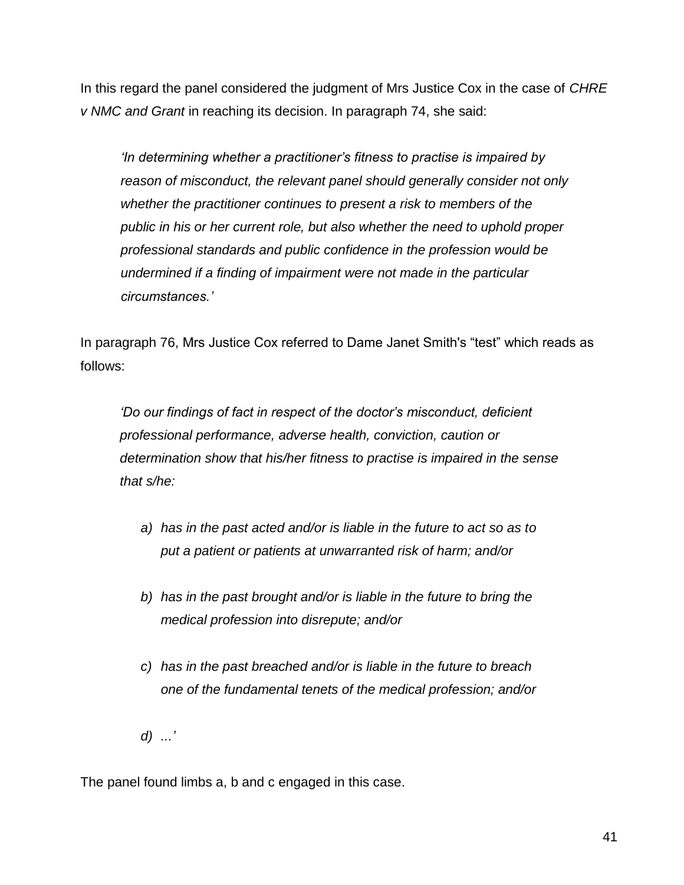In this regard the panel considered the judgment of Mrs Justice Cox in the case of *CHRE v NMC and Grant* in reaching its decision. In paragraph 74, she said:

> *'In determining whether a practitioner's fitness to practise is impaired by reason of misconduct, the relevant panel should generally consider not only whether the practitioner continues to present a risk to members of the public in his or her current role, but also whether the need to uphold proper professional standards and public confidence in the profession would be undermined if a finding of impairment were not made in the particular circumstances.'*

In paragraph 76, Mrs Justice Cox referred to Dame Janet Smith's "test" which reads as follows:

> *'Do our findings of fact in respect of the doctor's misconduct, deficient professional performance, adverse health, conviction, caution or determination show that his/her fitness to practise is impaired in the sense that s/he:*
>
> *a) has in the past acted and/or is liable in the future to act so as to put a patient or patients at unwarranted risk of harm; and/or*
>
> *b) has in the past brought and/or is liable in the future to bring the medical profession into disrepute; and/or*
>
> *c) has in the past breached and/or is liable in the future to breach one of the fundamental tenets of the medical profession; and/or*
>
> *d) ...'*

The panel found limbs a, b and c engaged in this case.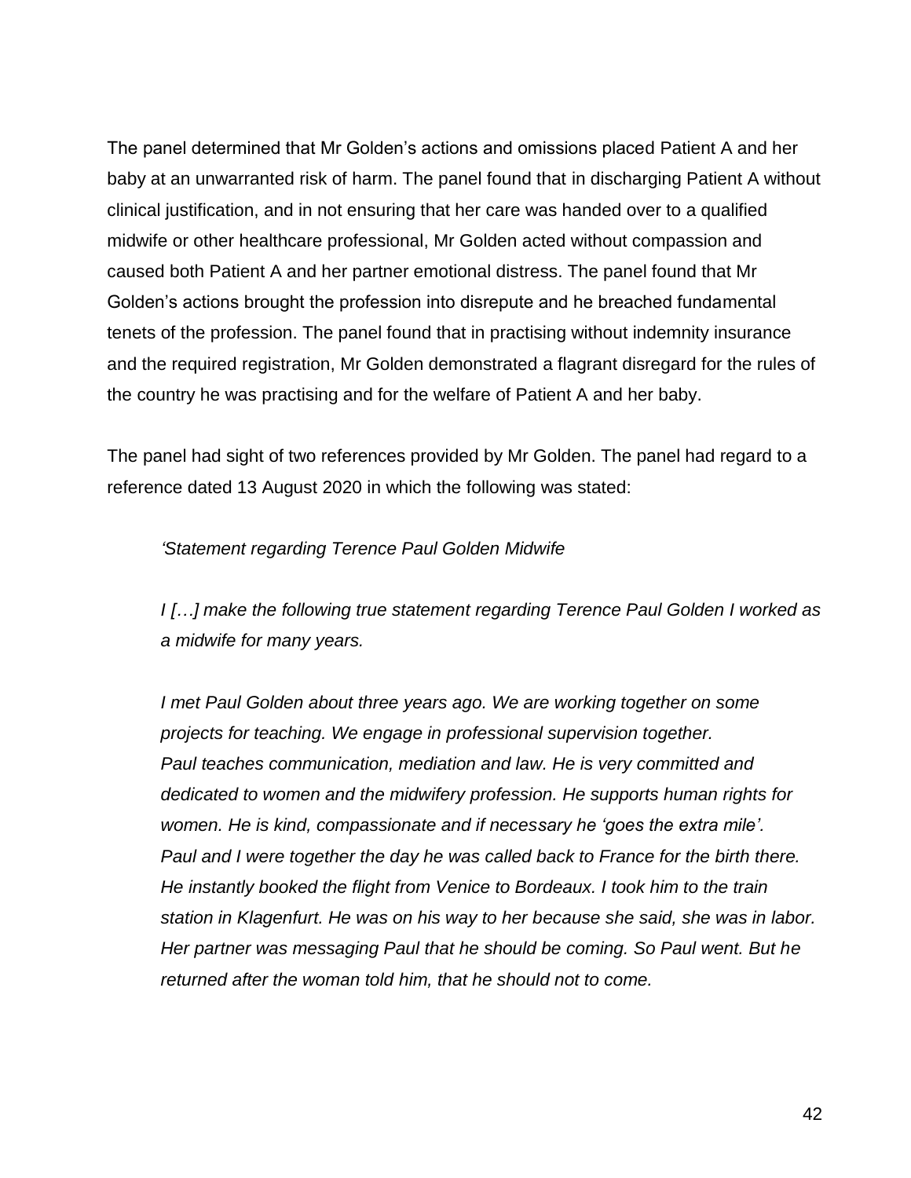The panel determined that Mr Golden's actions and omissions placed Patient A and her baby at an unwarranted risk of harm. The panel found that in discharging Patient A without clinical justification, and in not ensuring that her care was handed over to a qualified midwife or other healthcare professional, Mr Golden acted without compassion and caused both Patient A and her partner emotional distress. The panel found that Mr Golden's actions brought the profession into disrepute and he breached fundamental tenets of the profession. The panel found that in practising without indemnity insurance and the required registration, Mr Golden demonstrated a flagrant disregard for the rules of the country he was practising and for the welfare of Patient A and her baby.

The panel had sight of two references provided by Mr Golden. The panel had regard to a reference dated 13 August 2020 in which the following was stated:

> *'Statement regarding Terence Paul Golden Midwife*
>
> *I […] make the following true statement regarding Terence Paul Golden I worked as a midwife for many years.*
>
> *I met Paul Golden about three years ago. We are working together on some projects for teaching. We engage in professional supervision together. Paul teaches communication, mediation and law. He is very committed and dedicated to women and the midwifery profession. He supports human rights for women. He is kind, compassionate and if necessary he 'goes the extra mile'. Paul and I were together the day he was called back to France for the birth there. He instantly booked the flight from Venice to Bordeaux. I took him to the train station in Klagenfurt. He was on his way to her because she said, she was in labor. Her partner was messaging Paul that he should be coming. So Paul went. But he returned after the woman told him, that he should not to come.*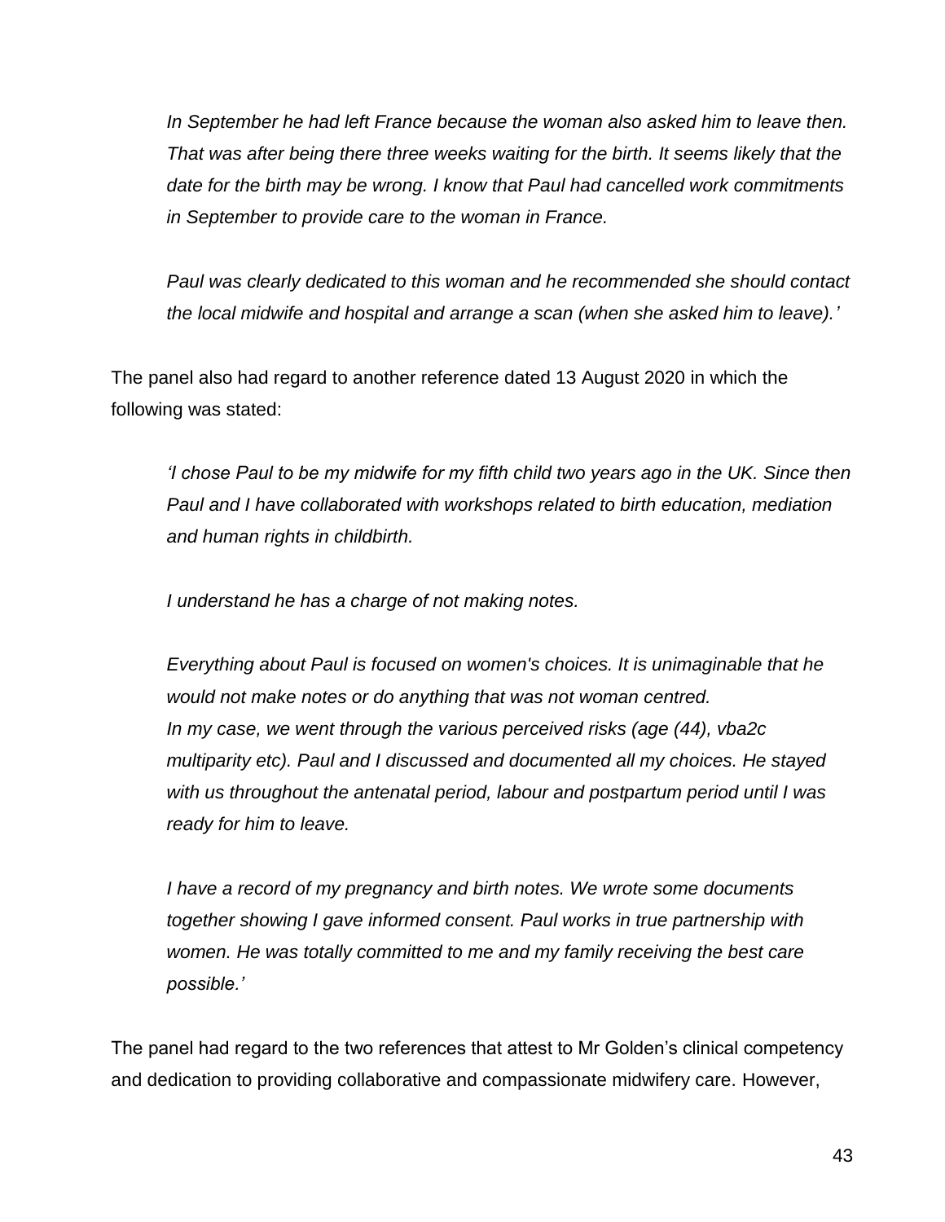*In September he had left France because the woman also asked him to leave then. That was after being there three weeks waiting for the birth. It seems likely that the date for the birth may be wrong. I know that Paul had cancelled work commitments in September to provide care to the woman in France.*

*Paul was clearly dedicated to this woman and he recommended she should contact the local midwife and hospital and arrange a scan (when she asked him to leave).'*

The panel also had regard to another reference dated 13 August 2020 in which the following was stated:

*'I chose Paul to be my midwife for my fifth child two years ago in the UK. Since then Paul and I have collaborated with workshops related to birth education, mediation and human rights in childbirth.*

*I understand he has a charge of not making notes.*

*Everything about Paul is focused on women's choices. It is unimaginable that he would not make notes or do anything that was not woman centred.*
*In my case, we went through the various perceived risks (age (44), vba2c multiparity etc). Paul and I discussed and documented all my choices. He stayed with us throughout the antenatal period, labour and postpartum period until I was ready for him to leave.*

*I have a record of my pregnancy and birth notes. We wrote some documents together showing I gave informed consent. Paul works in true partnership with women. He was totally committed to me and my family receiving the best care possible.'*

The panel had regard to the two references that attest to Mr Golden's clinical competency and dedication to providing collaborative and compassionate midwifery care. However,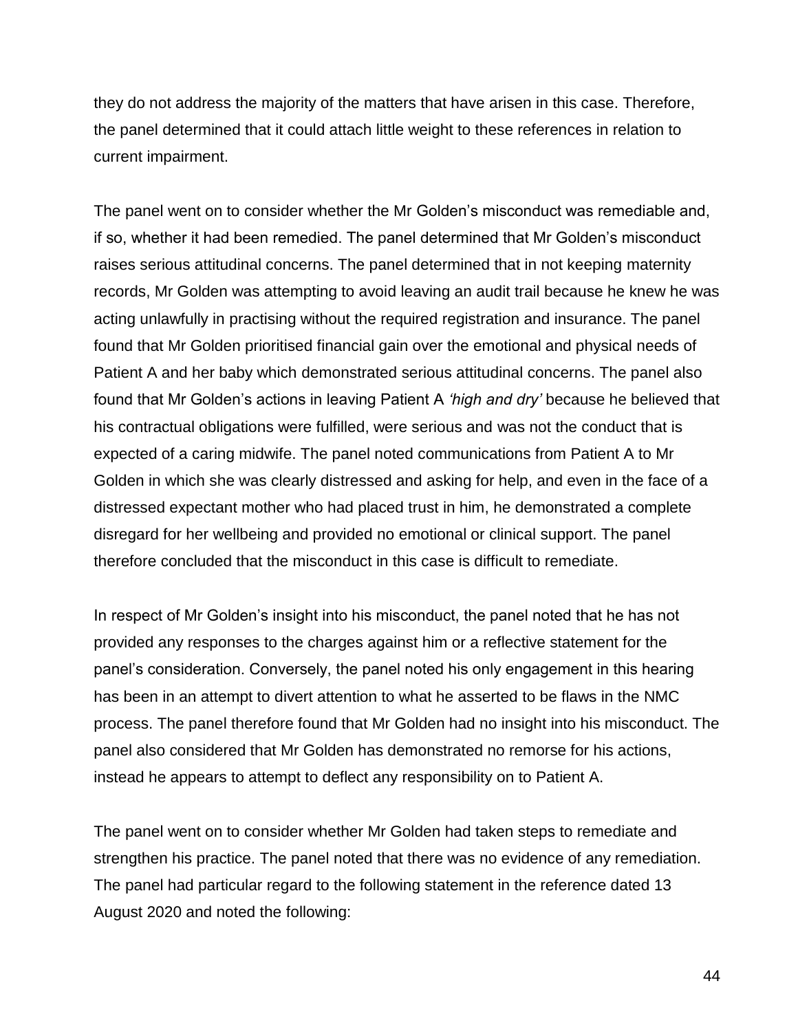they do not address the majority of the matters that have arisen in this case. Therefore, the panel determined that it could attach little weight to these references in relation to current impairment.

The panel went on to consider whether the Mr Golden's misconduct was remediable and, if so, whether it had been remedied. The panel determined that Mr Golden's misconduct raises serious attitudinal concerns. The panel determined that in not keeping maternity records, Mr Golden was attempting to avoid leaving an audit trail because he knew he was acting unlawfully in practising without the required registration and insurance. The panel found that Mr Golden prioritised financial gain over the emotional and physical needs of Patient A and her baby which demonstrated serious attitudinal concerns. The panel also found that Mr Golden's actions in leaving Patient A *'high and dry'* because he believed that his contractual obligations were fulfilled, were serious and was not the conduct that is expected of a caring midwife. The panel noted communications from Patient A to Mr Golden in which she was clearly distressed and asking for help, and even in the face of a distressed expectant mother who had placed trust in him, he demonstrated a complete disregard for her wellbeing and provided no emotional or clinical support. The panel therefore concluded that the misconduct in this case is difficult to remediate.

In respect of Mr Golden's insight into his misconduct, the panel noted that he has not provided any responses to the charges against him or a reflective statement for the panel's consideration. Conversely, the panel noted his only engagement in this hearing has been in an attempt to divert attention to what he asserted to be flaws in the NMC process. The panel therefore found that Mr Golden had no insight into his misconduct. The panel also considered that Mr Golden has demonstrated no remorse for his actions, instead he appears to attempt to deflect any responsibility on to Patient A.

The panel went on to consider whether Mr Golden had taken steps to remediate and strengthen his practice. The panel noted that there was no evidence of any remediation. The panel had particular regard to the following statement in the reference dated 13 August 2020 and noted the following: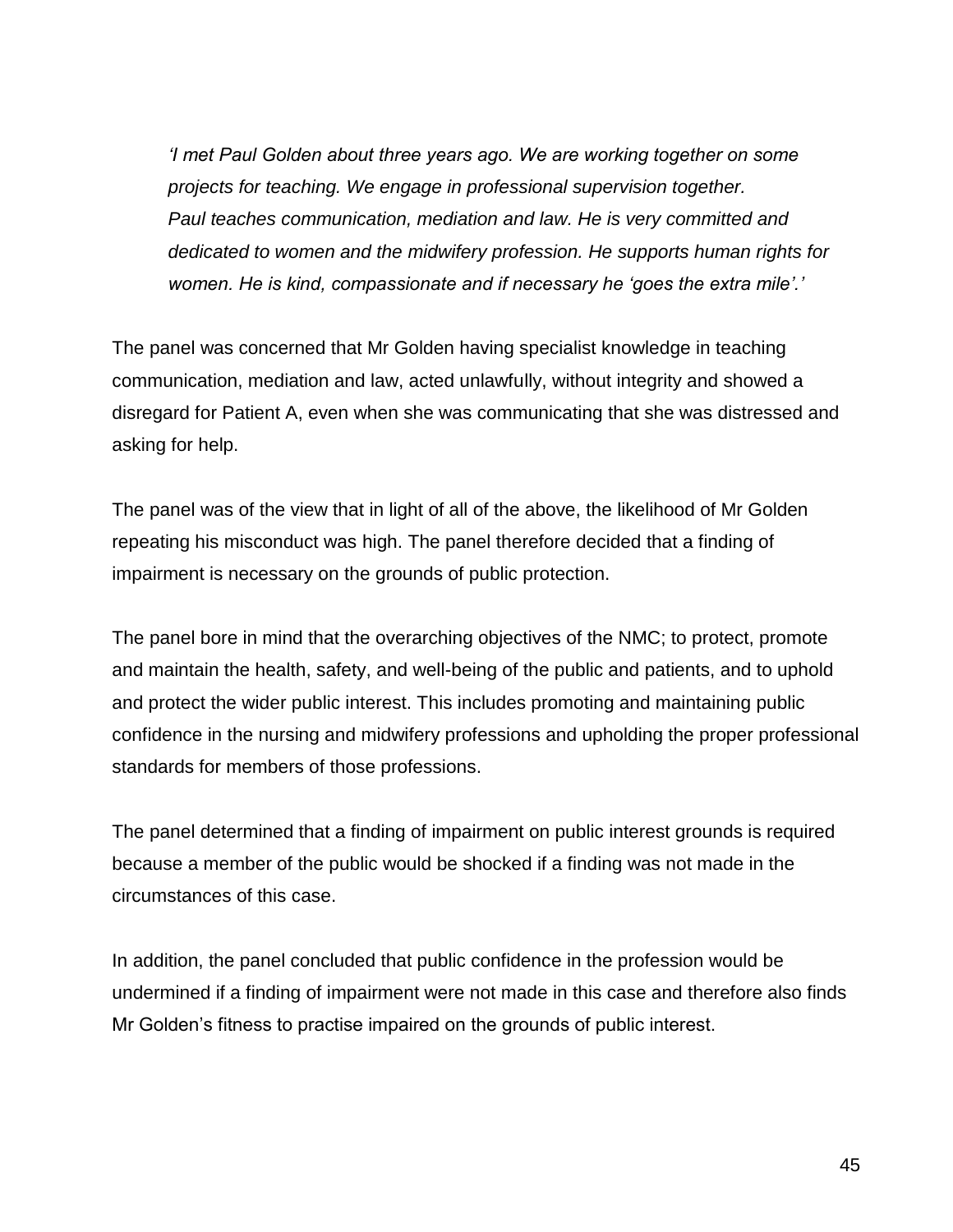> *'I met Paul Golden about three years ago. We are working together on some projects for teaching. We engage in professional supervision together. Paul teaches communication, mediation and law. He is very committed and dedicated to women and the midwifery profession. He supports human rights for women. He is kind, compassionate and if necessary he 'goes the extra mile'.'*

The panel was concerned that Mr Golden having specialist knowledge in teaching communication, mediation and law, acted unlawfully, without integrity and showed a disregard for Patient A, even when she was communicating that she was distressed and asking for help.

The panel was of the view that in light of all of the above, the likelihood of Mr Golden repeating his misconduct was high. The panel therefore decided that a finding of impairment is necessary on the grounds of public protection.

The panel bore in mind that the overarching objectives of the NMC; to protect, promote and maintain the health, safety, and well-being of the public and patients, and to uphold and protect the wider public interest. This includes promoting and maintaining public confidence in the nursing and midwifery professions and upholding the proper professional standards for members of those professions.

The panel determined that a finding of impairment on public interest grounds is required because a member of the public would be shocked if a finding was not made in the circumstances of this case.

In addition, the panel concluded that public confidence in the profession would be undermined if a finding of impairment were not made in this case and therefore also finds Mr Golden's fitness to practise impaired on the grounds of public interest.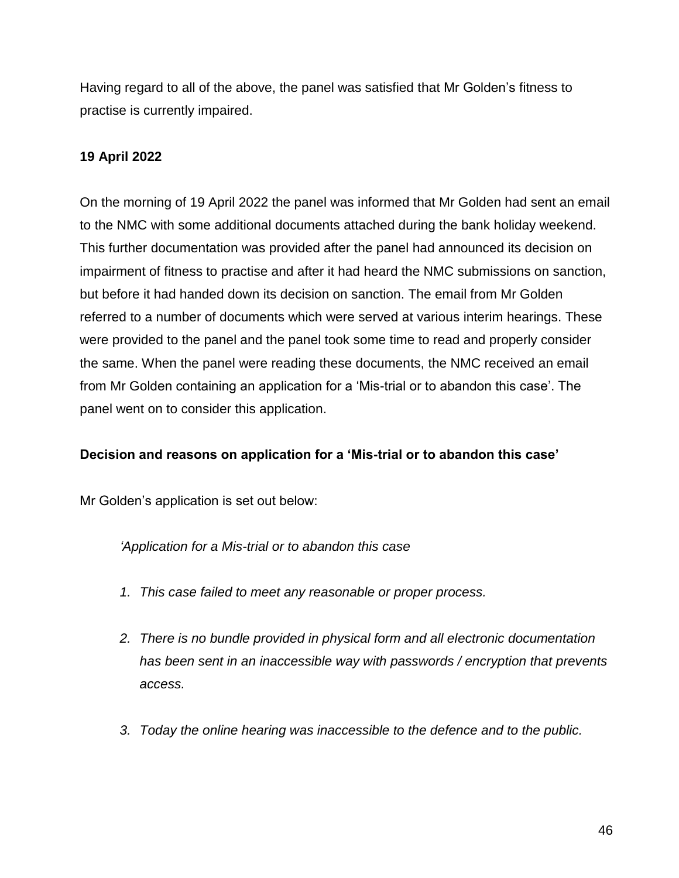Having regard to all of the above, the panel was satisfied that Mr Golden's fitness to practise is currently impaired.

**19 April 2022**

On the morning of 19 April 2022 the panel was informed that Mr Golden had sent an email to the NMC with some additional documents attached during the bank holiday weekend. This further documentation was provided after the panel had announced its decision on impairment of fitness to practise and after it had heard the NMC submissions on sanction, but before it had handed down its decision on sanction. The email from Mr Golden referred to a number of documents which were served at various interim hearings. These were provided to the panel and the panel took some time to read and properly consider the same. When the panel were reading these documents, the NMC received an email from Mr Golden containing an application for a 'Mis-trial or to abandon this case'. The panel went on to consider this application.

**Decision and reasons on application for a 'Mis-trial or to abandon this case'**

Mr Golden's application is set out below:

> *'Application for a Mis-trial or to abandon this case*
>
> 1. *This case failed to meet any reasonable or proper process.*
>
> 2. *There is no bundle provided in physical form and all electronic documentation has been sent in an inaccessible way with passwords / encryption that prevents access.*
>
> 3. *Today the online hearing was inaccessible to the defence and to the public.*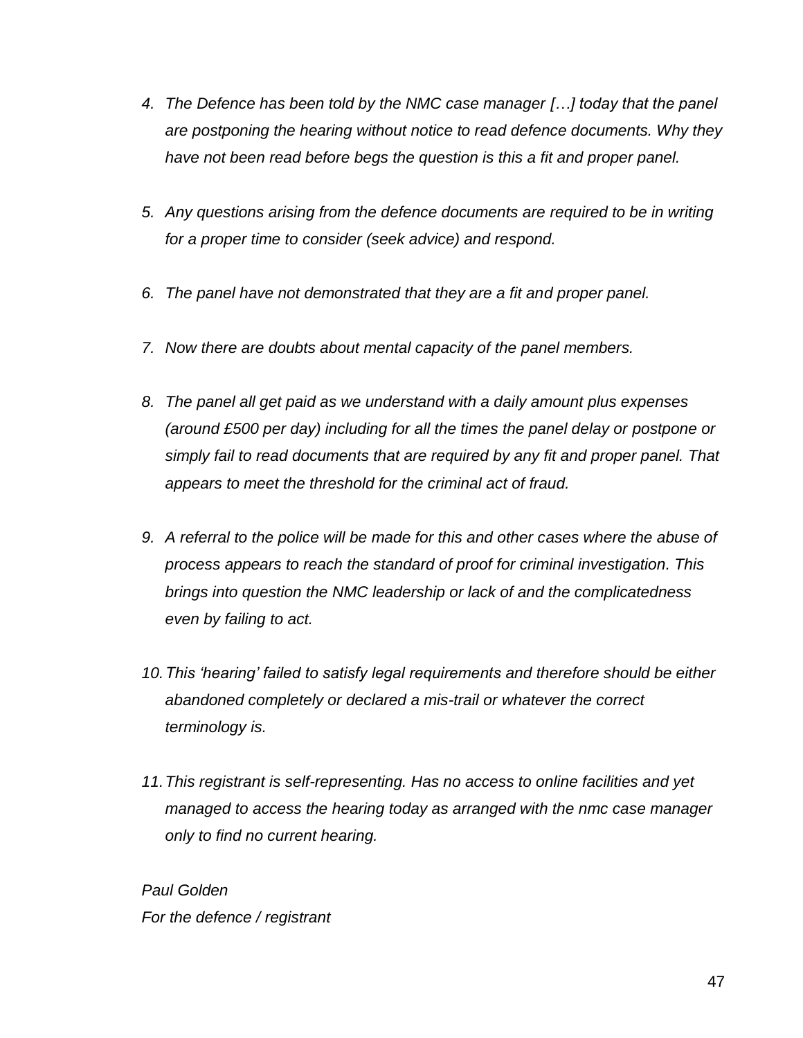4. *The Defence has been told by the NMC case manager […] today that the panel are postponing the hearing without notice to read defence documents. Why they have not been read before begs the question is this a fit and proper panel.*

5. *Any questions arising from the defence documents are required to be in writing for a proper time to consider (seek advice) and respond.*

6. *The panel have not demonstrated that they are a fit and proper panel.*

7. *Now there are doubts about mental capacity of the panel members.*

8. *The panel all get paid as we understand with a daily amount plus expenses (around £500 per day) including for all the times the panel delay or postpone or simply fail to read documents that are required by any fit and proper panel. That appears to meet the threshold for the criminal act of fraud.*

9. *A referral to the police will be made for this and other cases where the abuse of process appears to reach the standard of proof for criminal investigation. This brings into question the NMC leadership or lack of and the complicatedness even by failing to act.*

10. *This 'hearing' failed to satisfy legal requirements and therefore should be either abandoned completely or declared a mis-trail or whatever the correct terminology is.*

11. *This registrant is self-representing. Has no access to online facilities and yet managed to access the hearing today as arranged with the nmc case manager only to find no current hearing.*

*Paul Golden*
*For the defence / registrant*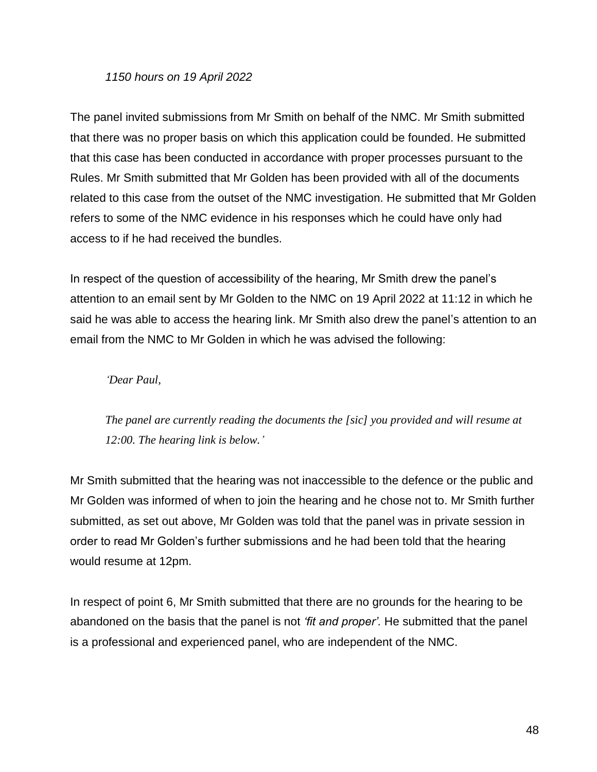*1150 hours on 19 April 2022*

The panel invited submissions from Mr Smith on behalf of the NMC. Mr Smith submitted that there was no proper basis on which this application could be founded. He submitted that this case has been conducted in accordance with proper processes pursuant to the Rules. Mr Smith submitted that Mr Golden has been provided with all of the documents related to this case from the outset of the NMC investigation. He submitted that Mr Golden refers to some of the NMC evidence in his responses which he could have only had access to if he had received the bundles.

In respect of the question of accessibility of the hearing, Mr Smith drew the panel's attention to an email sent by Mr Golden to the NMC on 19 April 2022 at 11:12 in which he said he was able to access the hearing link. Mr Smith also drew the panel's attention to an email from the NMC to Mr Golden in which he was advised the following:

> *'Dear Paul,*
>
> *The panel are currently reading the documents the [sic] you provided and will resume at 12:00. The hearing link is below.'*

Mr Smith submitted that the hearing was not inaccessible to the defence or the public and Mr Golden was informed of when to join the hearing and he chose not to. Mr Smith further submitted, as set out above, Mr Golden was told that the panel was in private session in order to read Mr Golden's further submissions and he had been told that the hearing would resume at 12pm.

In respect of point 6, Mr Smith submitted that there are no grounds for the hearing to be abandoned on the basis that the panel is not *'fit and proper'.* He submitted that the panel is a professional and experienced panel, who are independent of the NMC.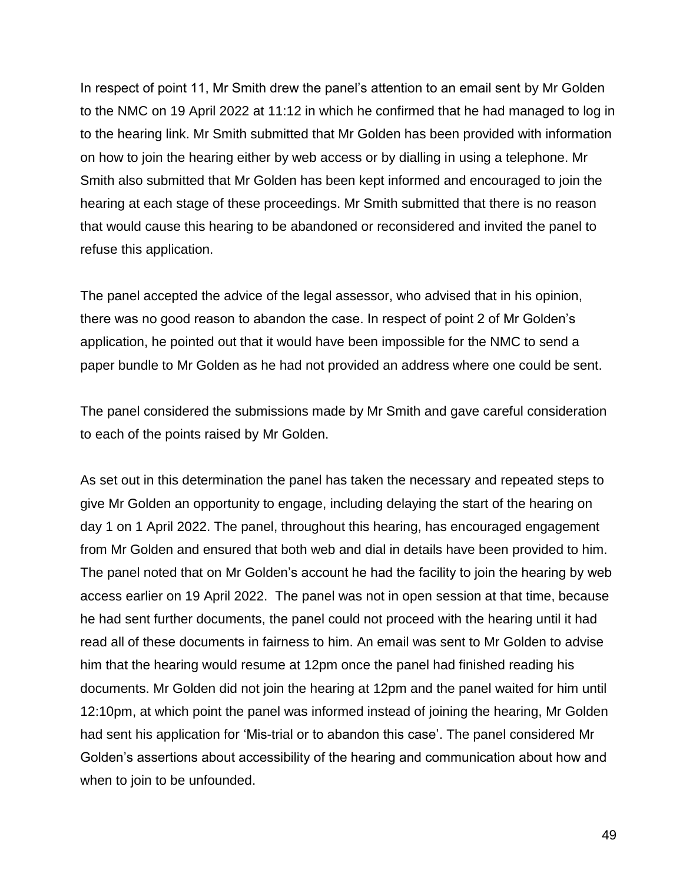In respect of point 11, Mr Smith drew the panel's attention to an email sent by Mr Golden to the NMC on 19 April 2022 at 11:12 in which he confirmed that he had managed to log in to the hearing link. Mr Smith submitted that Mr Golden has been provided with information on how to join the hearing either by web access or by dialling in using a telephone. Mr Smith also submitted that Mr Golden has been kept informed and encouraged to join the hearing at each stage of these proceedings. Mr Smith submitted that there is no reason that would cause this hearing to be abandoned or reconsidered and invited the panel to refuse this application.

The panel accepted the advice of the legal assessor, who advised that in his opinion, there was no good reason to abandon the case. In respect of point 2 of Mr Golden's application, he pointed out that it would have been impossible for the NMC to send a paper bundle to Mr Golden as he had not provided an address where one could be sent.

The panel considered the submissions made by Mr Smith and gave careful consideration to each of the points raised by Mr Golden.

As set out in this determination the panel has taken the necessary and repeated steps to give Mr Golden an opportunity to engage, including delaying the start of the hearing on day 1 on 1 April 2022. The panel, throughout this hearing, has encouraged engagement from Mr Golden and ensured that both web and dial in details have been provided to him. The panel noted that on Mr Golden's account he had the facility to join the hearing by web access earlier on 19 April 2022. The panel was not in open session at that time, because he had sent further documents, the panel could not proceed with the hearing until it had read all of these documents in fairness to him. An email was sent to Mr Golden to advise him that the hearing would resume at 12pm once the panel had finished reading his documents. Mr Golden did not join the hearing at 12pm and the panel waited for him until 12:10pm, at which point the panel was informed instead of joining the hearing, Mr Golden had sent his application for 'Mis-trial or to abandon this case'. The panel considered Mr Golden's assertions about accessibility of the hearing and communication about how and when to join to be unfounded.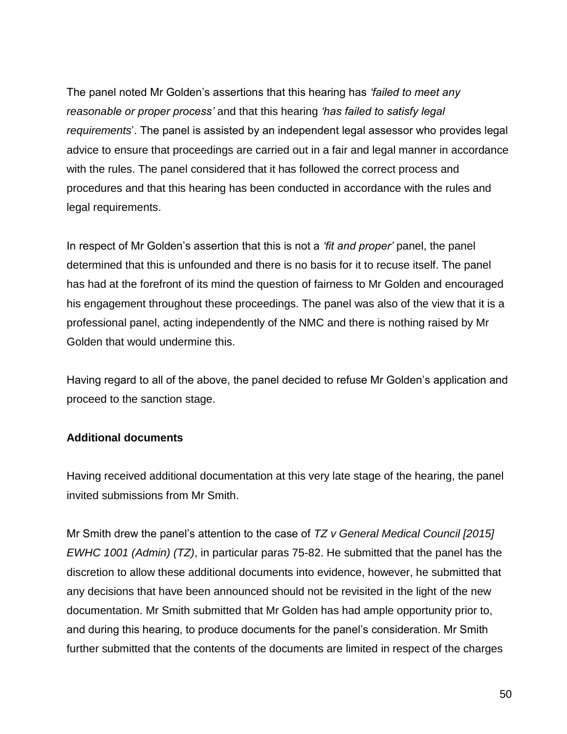The panel noted Mr Golden's assertions that this hearing has *'failed to meet any reasonable or proper process'* and that this hearing *'has failed to satisfy legal requirements*'. The panel is assisted by an independent legal assessor who provides legal advice to ensure that proceedings are carried out in a fair and legal manner in accordance with the rules. The panel considered that it has followed the correct process and procedures and that this hearing has been conducted in accordance with the rules and legal requirements.

In respect of Mr Golden's assertion that this is not a *'fit and proper'* panel, the panel determined that this is unfounded and there is no basis for it to recuse itself. The panel has had at the forefront of its mind the question of fairness to Mr Golden and encouraged his engagement throughout these proceedings. The panel was also of the view that it is a professional panel, acting independently of the NMC and there is nothing raised by Mr Golden that would undermine this.

Having regard to all of the above, the panel decided to refuse Mr Golden's application and proceed to the sanction stage.

**Additional documents**

Having received additional documentation at this very late stage of the hearing, the panel invited submissions from Mr Smith.

Mr Smith drew the panel's attention to the case of *TZ v General Medical Council [2015] EWHC 1001 (Admin) (TZ)*, in particular paras 75-82. He submitted that the panel has the discretion to allow these additional documents into evidence, however, he submitted that any decisions that have been announced should not be revisited in the light of the new documentation. Mr Smith submitted that Mr Golden has had ample opportunity prior to, and during this hearing, to produce documents for the panel's consideration. Mr Smith further submitted that the contents of the documents are limited in respect of the charges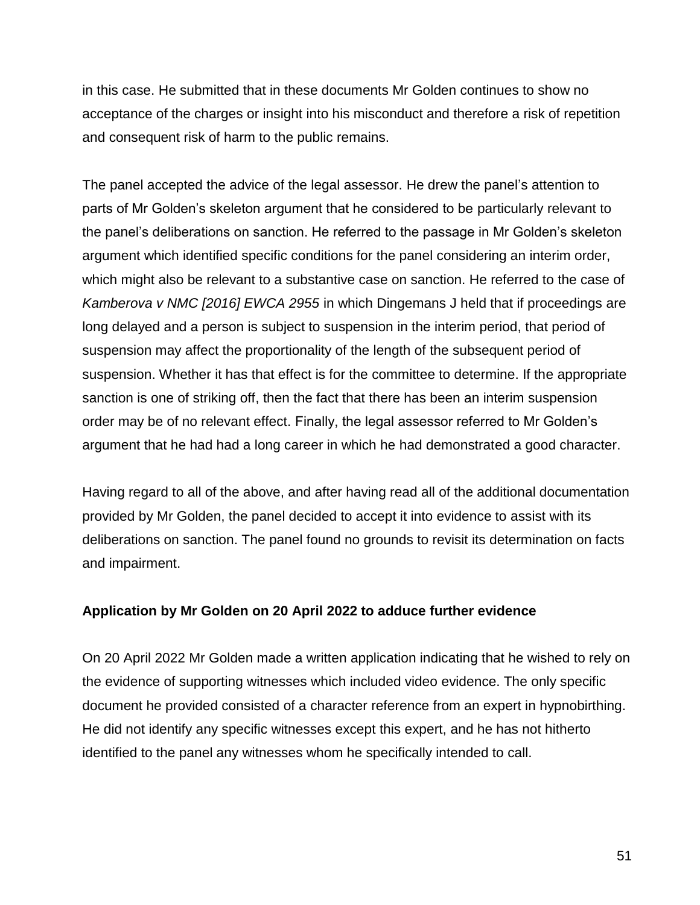in this case. He submitted that in these documents Mr Golden continues to show no acceptance of the charges or insight into his misconduct and therefore a risk of repetition and consequent risk of harm to the public remains.

The panel accepted the advice of the legal assessor. He drew the panel's attention to parts of Mr Golden's skeleton argument that he considered to be particularly relevant to the panel's deliberations on sanction. He referred to the passage in Mr Golden's skeleton argument which identified specific conditions for the panel considering an interim order, which might also be relevant to a substantive case on sanction. He referred to the case of *Kamberova v NMC [2016] EWCA 2955* in which Dingemans J held that if proceedings are long delayed and a person is subject to suspension in the interim period, that period of suspension may affect the proportionality of the length of the subsequent period of suspension. Whether it has that effect is for the committee to determine. If the appropriate sanction is one of striking off, then the fact that there has been an interim suspension order may be of no relevant effect. Finally, the legal assessor referred to Mr Golden's argument that he had had a long career in which he had demonstrated a good character.

Having regard to all of the above, and after having read all of the additional documentation provided by Mr Golden, the panel decided to accept it into evidence to assist with its deliberations on sanction. The panel found no grounds to revisit its determination on facts and impairment.

**Application by Mr Golden on 20 April 2022 to adduce further evidence**

On 20 April 2022 Mr Golden made a written application indicating that he wished to rely on the evidence of supporting witnesses which included video evidence. The only specific document he provided consisted of a character reference from an expert in hypnobirthing. He did not identify any specific witnesses except this expert, and he has not hitherto identified to the panel any witnesses whom he specifically intended to call.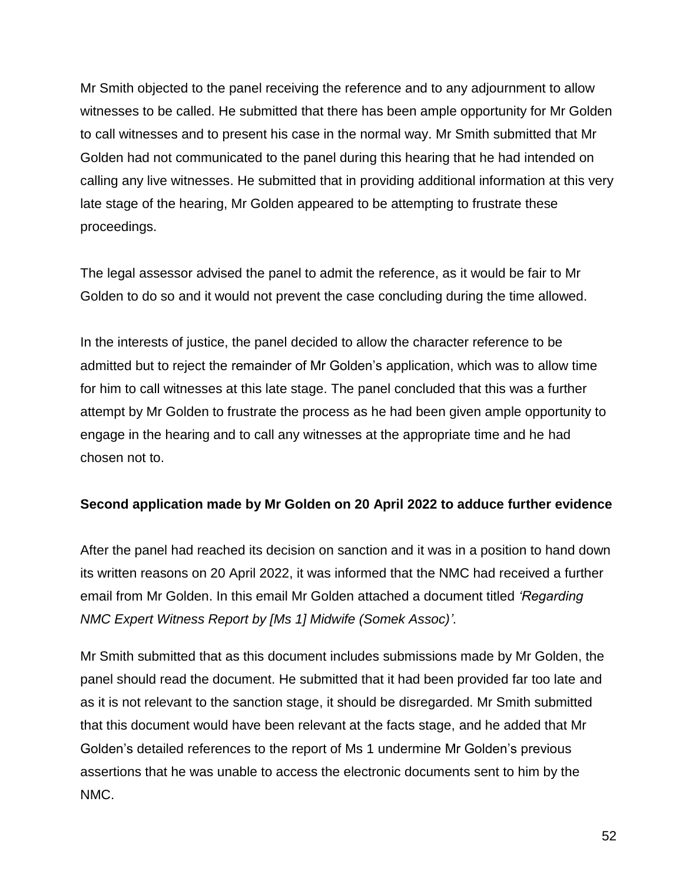Mr Smith objected to the panel receiving the reference and to any adjournment to allow witnesses to be called. He submitted that there has been ample opportunity for Mr Golden to call witnesses and to present his case in the normal way. Mr Smith submitted that Mr Golden had not communicated to the panel during this hearing that he had intended on calling any live witnesses. He submitted that in providing additional information at this very late stage of the hearing, Mr Golden appeared to be attempting to frustrate these proceedings.

The legal assessor advised the panel to admit the reference, as it would be fair to Mr Golden to do so and it would not prevent the case concluding during the time allowed.

In the interests of justice, the panel decided to allow the character reference to be admitted but to reject the remainder of Mr Golden's application, which was to allow time for him to call witnesses at this late stage. The panel concluded that this was a further attempt by Mr Golden to frustrate the process as he had been given ample opportunity to engage in the hearing and to call any witnesses at the appropriate time and he had chosen not to.

**Second application made by Mr Golden on 20 April 2022 to adduce further evidence**

After the panel had reached its decision on sanction and it was in a position to hand down its written reasons on 20 April 2022, it was informed that the NMC had received a further email from Mr Golden. In this email Mr Golden attached a document titled *'Regarding NMC Expert Witness Report by [Ms 1] Midwife (Somek Assoc)'*.

Mr Smith submitted that as this document includes submissions made by Mr Golden, the panel should read the document. He submitted that it had been provided far too late and as it is not relevant to the sanction stage, it should be disregarded. Mr Smith submitted that this document would have been relevant at the facts stage, and he added that Mr Golden's detailed references to the report of Ms 1 undermine Mr Golden's previous assertions that he was unable to access the electronic documents sent to him by the NMC.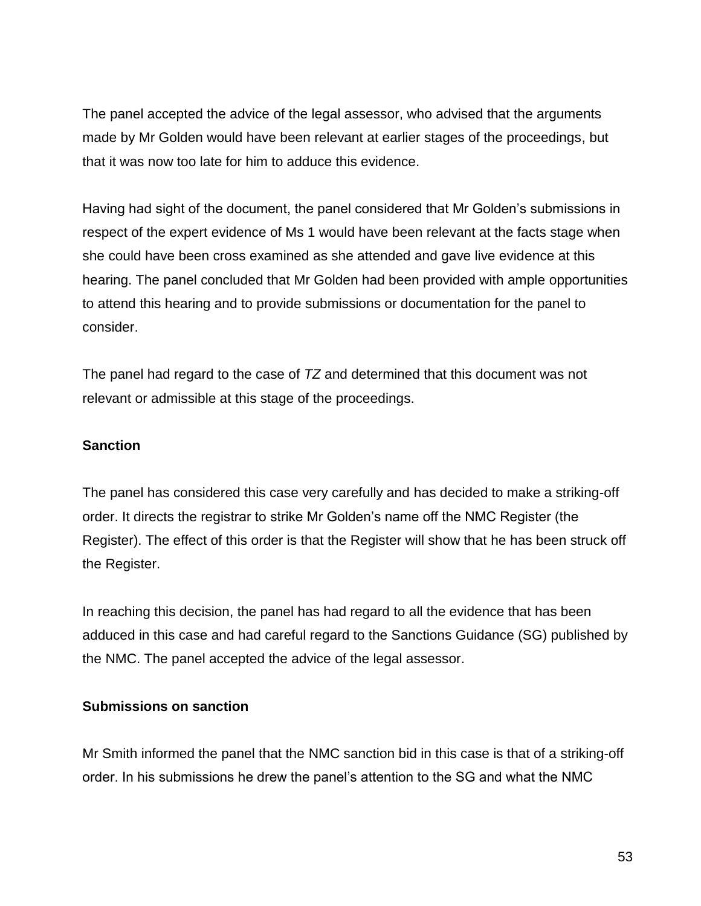The panel accepted the advice of the legal assessor, who advised that the arguments made by Mr Golden would have been relevant at earlier stages of the proceedings, but that it was now too late for him to adduce this evidence.

Having had sight of the document, the panel considered that Mr Golden's submissions in respect of the expert evidence of Ms 1 would have been relevant at the facts stage when she could have been cross examined as she attended and gave live evidence at this hearing. The panel concluded that Mr Golden had been provided with ample opportunities to attend this hearing and to provide submissions or documentation for the panel to consider.

The panel had regard to the case of *TZ* and determined that this document was not relevant or admissible at this stage of the proceedings.

**Sanction**

The panel has considered this case very carefully and has decided to make a striking-off order. It directs the registrar to strike Mr Golden's name off the NMC Register (the Register). The effect of this order is that the Register will show that he has been struck off the Register.

In reaching this decision, the panel has had regard to all the evidence that has been adduced in this case and had careful regard to the Sanctions Guidance (SG) published by the NMC. The panel accepted the advice of the legal assessor.

**Submissions on sanction**

Mr Smith informed the panel that the NMC sanction bid in this case is that of a striking-off order. In his submissions he drew the panel's attention to the SG and what the NMC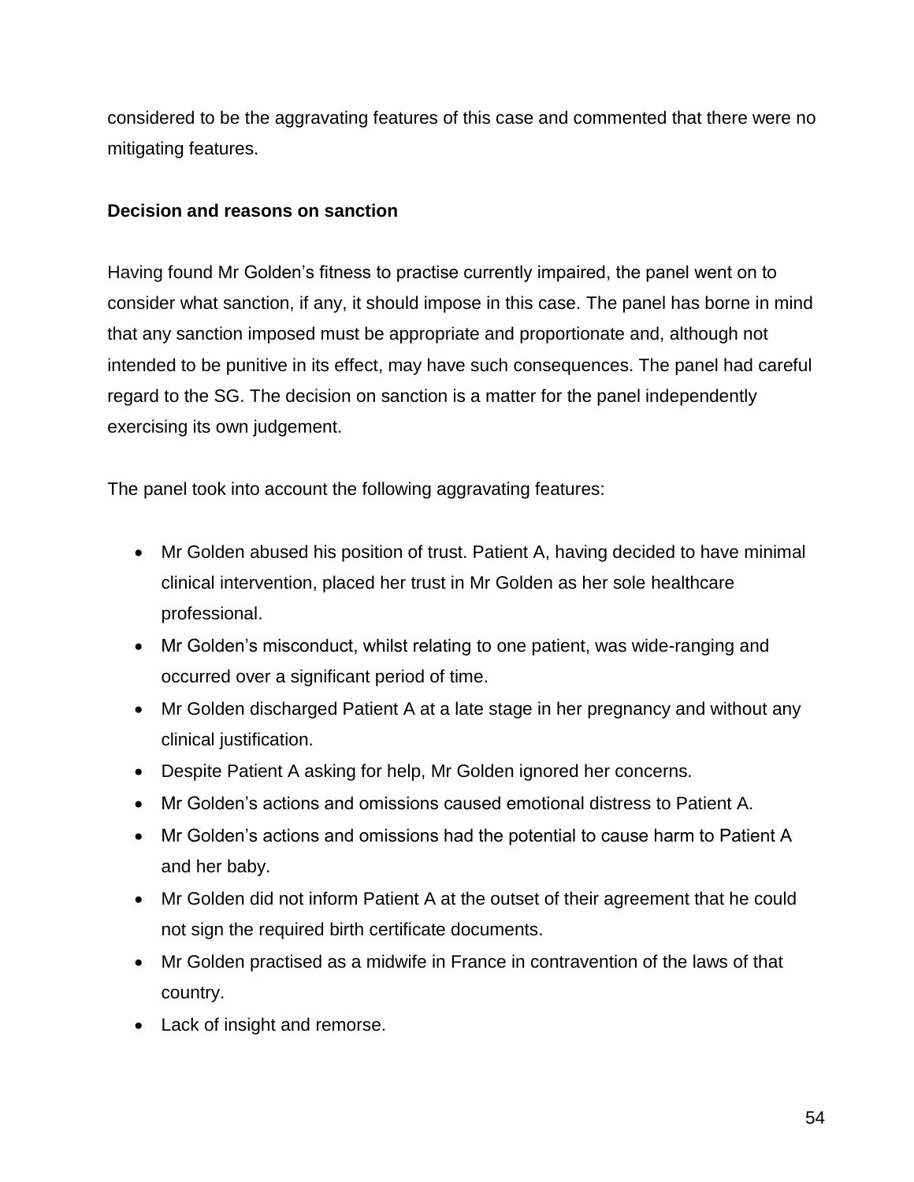considered to be the aggravating features of this case and commented that there were no mitigating features.

**Decision and reasons on sanction**

Having found Mr Golden's fitness to practise currently impaired, the panel went on to consider what sanction, if any, it should impose in this case. The panel has borne in mind that any sanction imposed must be appropriate and proportionate and, although not intended to be punitive in its effect, may have such consequences. The panel had careful regard to the SG. The decision on sanction is a matter for the panel independently exercising its own judgement.

The panel took into account the following aggravating features:

- Mr Golden abused his position of trust. Patient A, having decided to have minimal clinical intervention, placed her trust in Mr Golden as her sole healthcare professional.
- Mr Golden's misconduct, whilst relating to one patient, was wide-ranging and occurred over a significant period of time.
- Mr Golden discharged Patient A at a late stage in her pregnancy and without any clinical justification.
- Despite Patient A asking for help, Mr Golden ignored her concerns.
- Mr Golden's actions and omissions caused emotional distress to Patient A.
- Mr Golden's actions and omissions had the potential to cause harm to Patient A and her baby.
- Mr Golden did not inform Patient A at the outset of their agreement that he could not sign the required birth certificate documents.
- Mr Golden practised as a midwife in France in contravention of the laws of that country.
- Lack of insight and remorse.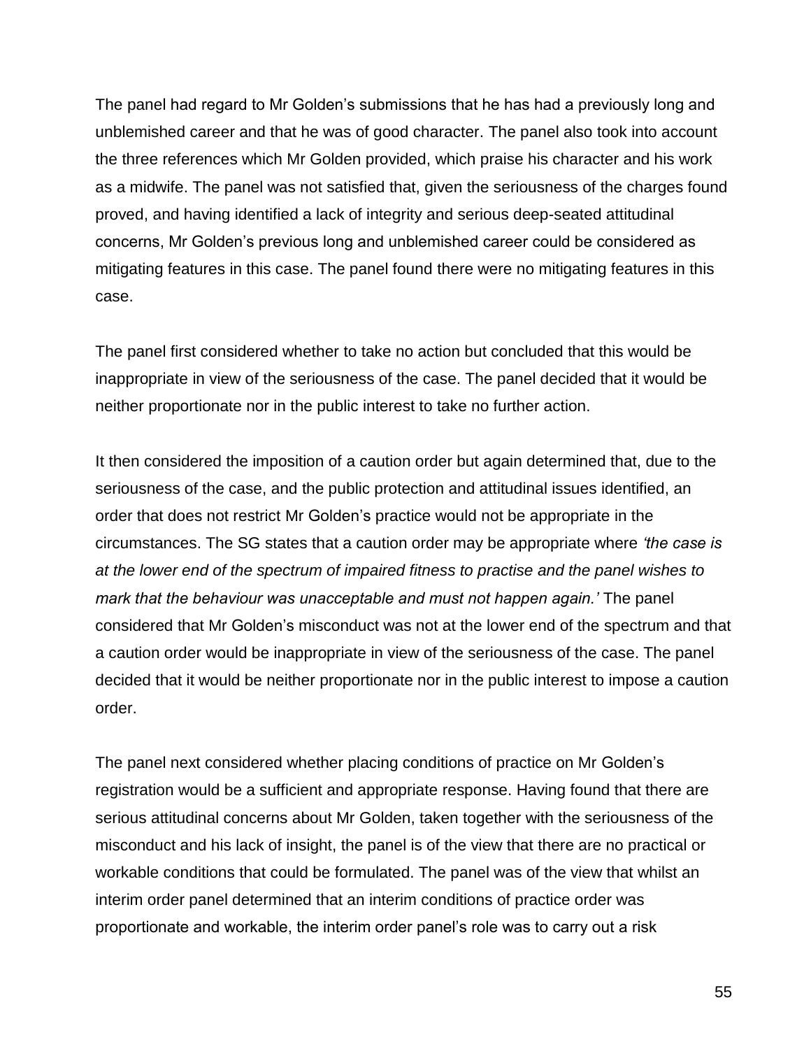The panel had regard to Mr Golden's submissions that he has had a previously long and unblemished career and that he was of good character. The panel also took into account the three references which Mr Golden provided, which praise his character and his work as a midwife. The panel was not satisfied that, given the seriousness of the charges found proved, and having identified a lack of integrity and serious deep-seated attitudinal concerns, Mr Golden's previous long and unblemished career could be considered as mitigating features in this case. The panel found there were no mitigating features in this case.

The panel first considered whether to take no action but concluded that this would be inappropriate in view of the seriousness of the case. The panel decided that it would be neither proportionate nor in the public interest to take no further action.

It then considered the imposition of a caution order but again determined that, due to the seriousness of the case, and the public protection and attitudinal issues identified, an order that does not restrict Mr Golden's practice would not be appropriate in the circumstances. The SG states that a caution order may be appropriate where *'the case is at the lower end of the spectrum of impaired fitness to practise and the panel wishes to mark that the behaviour was unacceptable and must not happen again.'* The panel considered that Mr Golden's misconduct was not at the lower end of the spectrum and that a caution order would be inappropriate in view of the seriousness of the case. The panel decided that it would be neither proportionate nor in the public interest to impose a caution order.

The panel next considered whether placing conditions of practice on Mr Golden's registration would be a sufficient and appropriate response. Having found that there are serious attitudinal concerns about Mr Golden, taken together with the seriousness of the misconduct and his lack of insight, the panel is of the view that there are no practical or workable conditions that could be formulated. The panel was of the view that whilst an interim order panel determined that an interim conditions of practice order was proportionate and workable, the interim order panel's role was to carry out a risk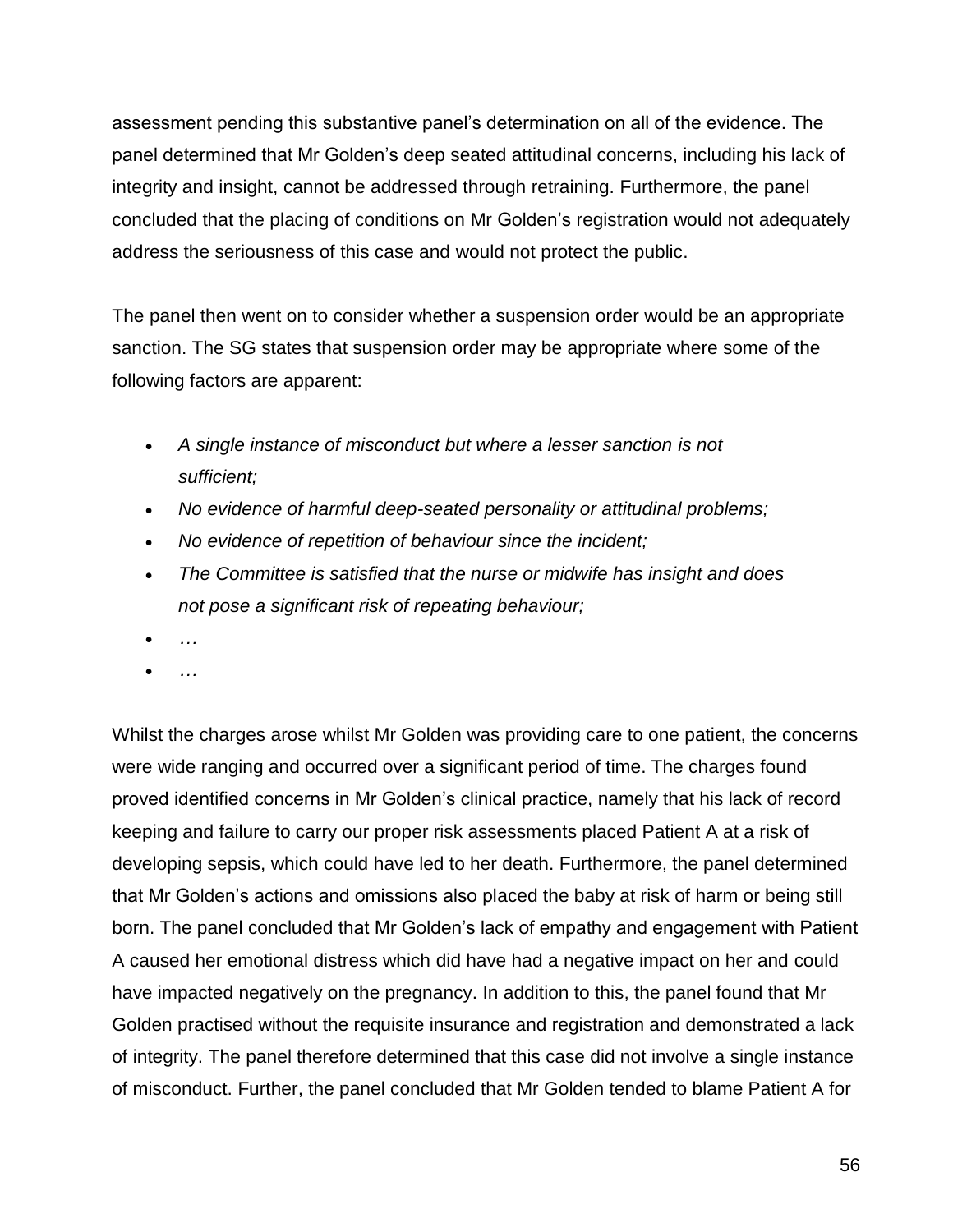assessment pending this substantive panel's determination on all of the evidence. The panel determined that Mr Golden's deep seated attitudinal concerns, including his lack of integrity and insight, cannot be addressed through retraining. Furthermore, the panel concluded that the placing of conditions on Mr Golden's registration would not adequately address the seriousness of this case and would not protect the public.

The panel then went on to consider whether a suspension order would be an appropriate sanction. The SG states that suspension order may be appropriate where some of the following factors are apparent:

- *A single instance of misconduct but where a lesser sanction is not sufficient;*
- *No evidence of harmful deep-seated personality or attitudinal problems;*
- *No evidence of repetition of behaviour since the incident;*
- *The Committee is satisfied that the nurse or midwife has insight and does not pose a significant risk of repeating behaviour;*
- *…*
- *…*

Whilst the charges arose whilst Mr Golden was providing care to one patient, the concerns were wide ranging and occurred over a significant period of time. The charges found proved identified concerns in Mr Golden's clinical practice, namely that his lack of record keeping and failure to carry our proper risk assessments placed Patient A at a risk of developing sepsis, which could have led to her death. Furthermore, the panel determined that Mr Golden's actions and omissions also placed the baby at risk of harm or being still born. The panel concluded that Mr Golden's lack of empathy and engagement with Patient A caused her emotional distress which did have had a negative impact on her and could have impacted negatively on the pregnancy. In addition to this, the panel found that Mr Golden practised without the requisite insurance and registration and demonstrated a lack of integrity. The panel therefore determined that this case did not involve a single instance of misconduct. Further, the panel concluded that Mr Golden tended to blame Patient A for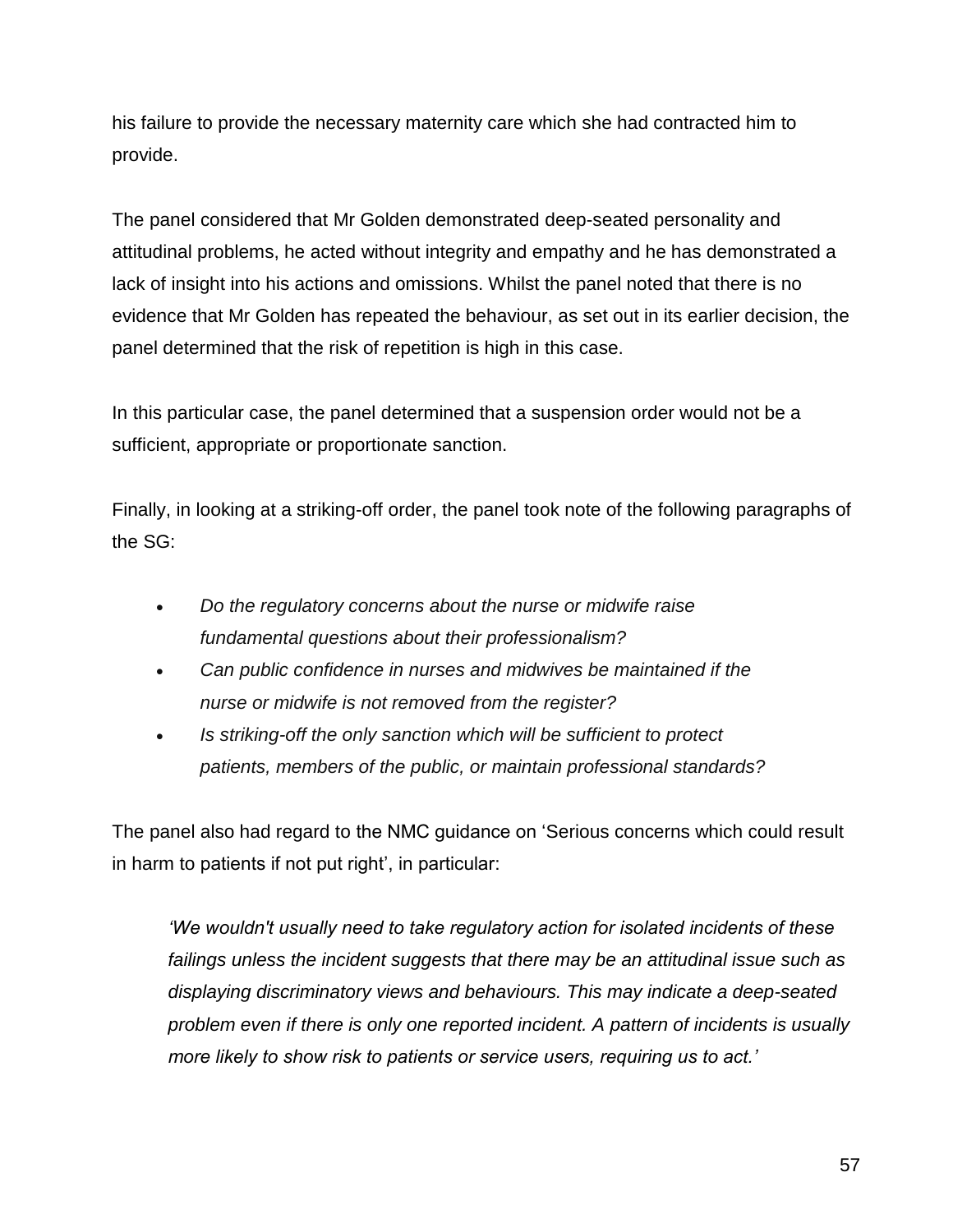his failure to provide the necessary maternity care which she had contracted him to provide.

The panel considered that Mr Golden demonstrated deep-seated personality and attitudinal problems, he acted without integrity and empathy and he has demonstrated a lack of insight into his actions and omissions. Whilst the panel noted that there is no evidence that Mr Golden has repeated the behaviour, as set out in its earlier decision, the panel determined that the risk of repetition is high in this case.

In this particular case, the panel determined that a suspension order would not be a sufficient, appropriate or proportionate sanction.

Finally, in looking at a striking-off order, the panel took note of the following paragraphs of the SG:

- *Do the regulatory concerns about the nurse or midwife raise fundamental questions about their professionalism?*
- *Can public confidence in nurses and midwives be maintained if the nurse or midwife is not removed from the register?*
- *Is striking-off the only sanction which will be sufficient to protect patients, members of the public, or maintain professional standards?*

The panel also had regard to the NMC guidance on 'Serious concerns which could result in harm to patients if not put right', in particular:

> *'We wouldn't usually need to take regulatory action for isolated incidents of these failings unless the incident suggests that there may be an attitudinal issue such as displaying discriminatory views and behaviours. This may indicate a deep-seated problem even if there is only one reported incident. A pattern of incidents is usually more likely to show risk to patients or service users, requiring us to act.'*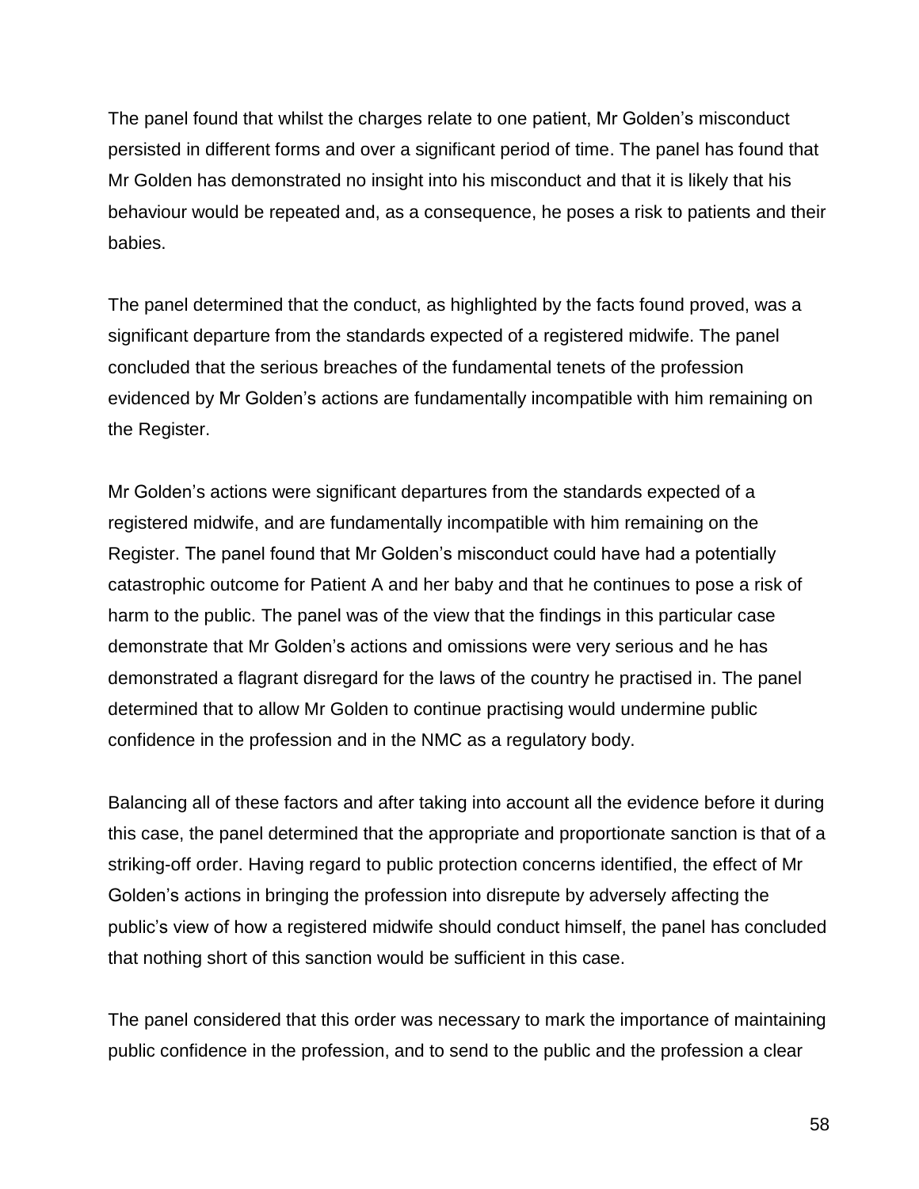The panel found that whilst the charges relate to one patient, Mr Golden's misconduct persisted in different forms and over a significant period of time. The panel has found that Mr Golden has demonstrated no insight into his misconduct and that it is likely that his behaviour would be repeated and, as a consequence, he poses a risk to patients and their babies.

The panel determined that the conduct, as highlighted by the facts found proved, was a significant departure from the standards expected of a registered midwife. The panel concluded that the serious breaches of the fundamental tenets of the profession evidenced by Mr Golden's actions are fundamentally incompatible with him remaining on the Register.

Mr Golden's actions were significant departures from the standards expected of a registered midwife, and are fundamentally incompatible with him remaining on the Register. The panel found that Mr Golden's misconduct could have had a potentially catastrophic outcome for Patient A and her baby and that he continues to pose a risk of harm to the public. The panel was of the view that the findings in this particular case demonstrate that Mr Golden's actions and omissions were very serious and he has demonstrated a flagrant disregard for the laws of the country he practised in. The panel determined that to allow Mr Golden to continue practising would undermine public confidence in the profession and in the NMC as a regulatory body.

Balancing all of these factors and after taking into account all the evidence before it during this case, the panel determined that the appropriate and proportionate sanction is that of a striking-off order. Having regard to public protection concerns identified, the effect of Mr Golden's actions in bringing the profession into disrepute by adversely affecting the public's view of how a registered midwife should conduct himself, the panel has concluded that nothing short of this sanction would be sufficient in this case.

The panel considered that this order was necessary to mark the importance of maintaining public confidence in the profession, and to send to the public and the profession a clear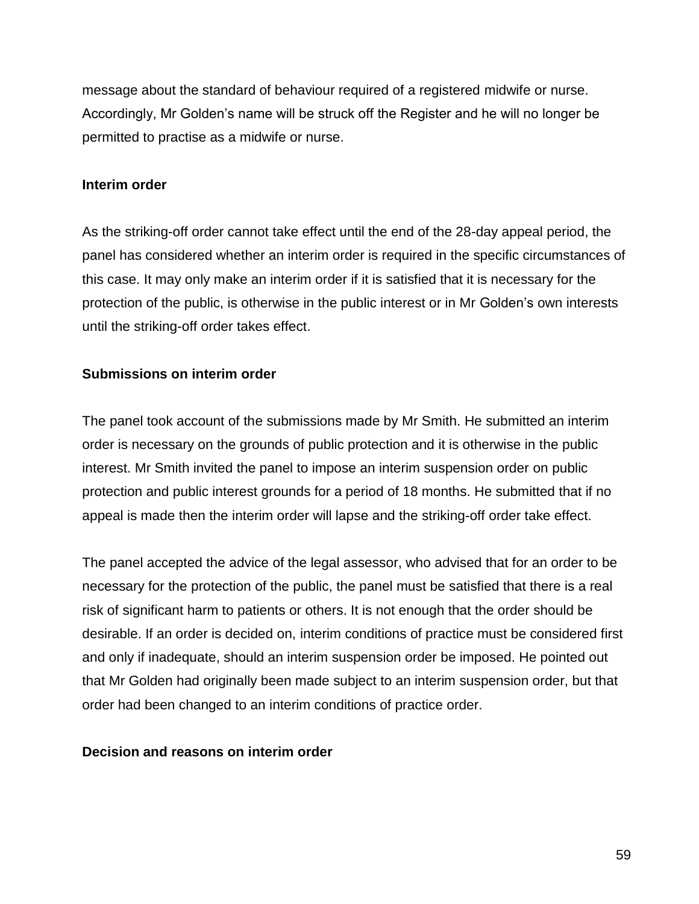message about the standard of behaviour required of a registered midwife or nurse. Accordingly, Mr Golden’s name will be struck off the Register and he will no longer be permitted to practise as a midwife or nurse.

**Interim order**

As the striking-off order cannot take effect until the end of the 28-day appeal period, the panel has considered whether an interim order is required in the specific circumstances of this case. It may only make an interim order if it is satisfied that it is necessary for the protection of the public, is otherwise in the public interest or in Mr Golden’s own interests until the striking-off order takes effect.

**Submissions on interim order**

The panel took account of the submissions made by Mr Smith. He submitted an interim order is necessary on the grounds of public protection and it is otherwise in the public interest. Mr Smith invited the panel to impose an interim suspension order on public protection and public interest grounds for a period of 18 months. He submitted that if no appeal is made then the interim order will lapse and the striking-off order take effect.

The panel accepted the advice of the legal assessor, who advised that for an order to be necessary for the protection of the public, the panel must be satisfied that there is a real risk of significant harm to patients or others. It is not enough that the order should be desirable. If an order is decided on, interim conditions of practice must be considered first and only if inadequate, should an interim suspension order be imposed. He pointed out that Mr Golden had originally been made subject to an interim suspension order, but that order had been changed to an interim conditions of practice order.

**Decision and reasons on interim order**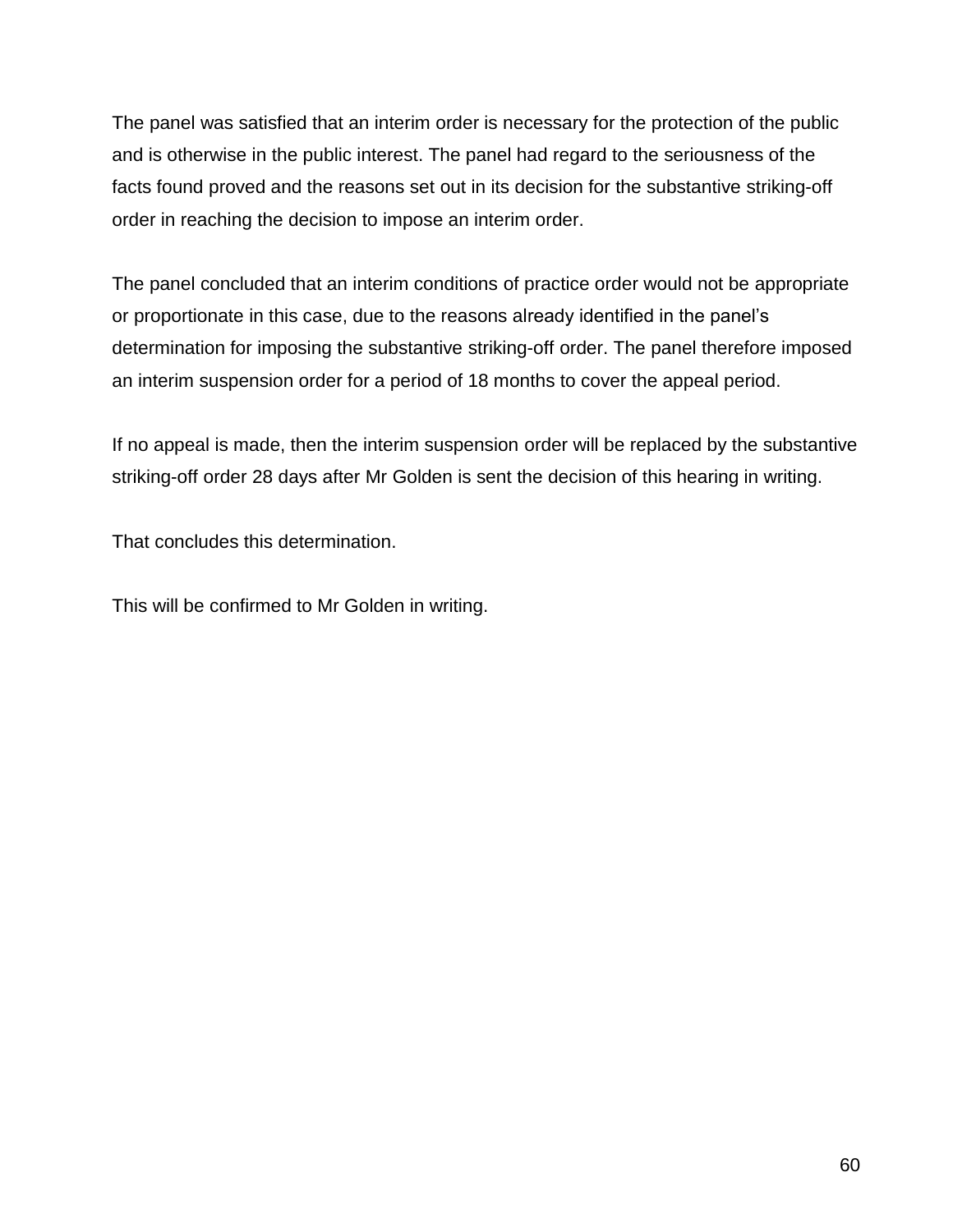The panel was satisfied that an interim order is necessary for the protection of the public and is otherwise in the public interest. The panel had regard to the seriousness of the facts found proved and the reasons set out in its decision for the substantive striking-off order in reaching the decision to impose an interim order.

The panel concluded that an interim conditions of practice order would not be appropriate or proportionate in this case, due to the reasons already identified in the panel's determination for imposing the substantive striking-off order. The panel therefore imposed an interim suspension order for a period of 18 months to cover the appeal period.

If no appeal is made, then the interim suspension order will be replaced by the substantive striking-off order 28 days after Mr Golden is sent the decision of this hearing in writing.

That concludes this determination.

This will be confirmed to Mr Golden in writing.